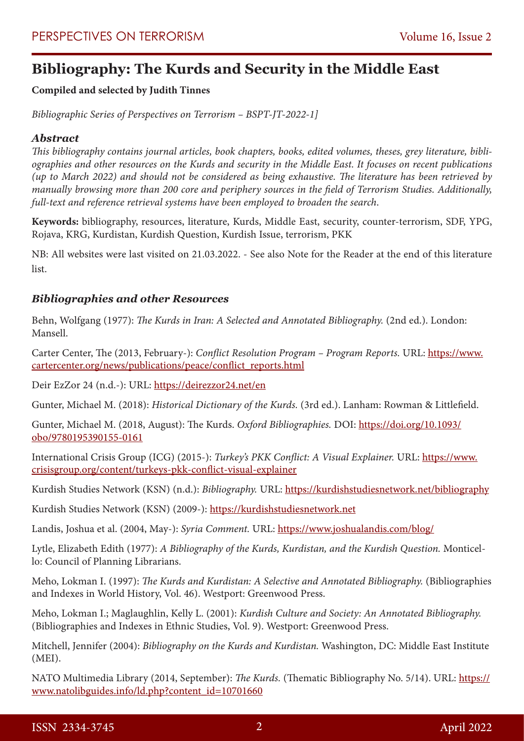# Bibliography: The Kurds and Security in the Middle East

**Compiled and selected by Judith Tinnes**

*Bibliographic Series of Perspectives on Terrorism – BSPT-JT-2022-1]*

### *Abstract*

*This bibliography contains journal articles, book chapters, books, edited volumes, theses, grey literature, bibliographies and other resources on the Kurds and security in the Middle East. It focuses on recent publications (up to March 2022) and should not be considered as being exhaustive. The literature has been retrieved by manually browsing more than 200 core and periphery sources in the field of Terrorism Studies. Additionally, full-text and reference retrieval systems have been employed to broaden the search.*

**Keywords:** bibliography, resources, literature, Kurds, Middle East, security, counter-terrorism, SDF, YPG, Rojava, KRG, Kurdistan, Kurdish Question, Kurdish Issue, terrorism, PKK

NB: All websites were last visited on 21.03.2022. - See also Note for the Reader at the end of this literature list.

### *Bibliographies and other Resources*

Behn, Wolfgang (1977): *The Kurds in Iran: A Selected and Annotated Bibliography.* (2nd ed.). London: Mansell.

Carter Center, The (2013, February-): *Conflict Resolution Program – Program Reports.* URL: https://www.cartercenter.org/news/publications/peace/conflict_reports.html

Deir EzZor 24 (n.d.-): URL: https://deirezzor24.net/en

Gunter, Michael M. (2018): *Historical Dictionary of the Kurds.* (3rd ed.). Lanham: Rowman & Littlefield.

Gunter, Michael M. (2018, August): The Kurds. *Oxford Bibliographies.* DOI: https://doi.org/10.1093/obo/9780195390155-0161

International Crisis Group (ICG) (2015-): *Turkey's PKK Conflict: A Visual Explainer.* URL: https://www.crisisgroup.org/content/turkeys-pkk-conflict-visual-explainer

Kurdish Studies Network (KSN) (n.d.): *Bibliography.* URL: https://kurdishstudiesnetwork.net/bibliography

Kurdish Studies Network (KSN) (2009-): https://kurdishstudiesnetwork.net

Landis, Joshua et al. (2004, May-): *Syria Comment.* URL: https://www.joshualandis.com/blog/

Lytle, Elizabeth Edith (1977): *A Bibliography of the Kurds, Kurdistan, and the Kurdish Question.* Monticello: Council of Planning Librarians.

Meho, Lokman I. (1997): *The Kurds and Kurdistan: A Selective and Annotated Bibliography.* (Bibliographies and Indexes in World History, Vol. 46). Westport: Greenwood Press.

Meho, Lokman I.; Maglaughlin, Kelly L. (2001): *Kurdish Culture and Society: An Annotated Bibliography.* (Bibliographies and Indexes in Ethnic Studies, Vol. 9). Westport: Greenwood Press.

Mitchell, Jennifer (2004): *Bibliography on the Kurds and Kurdistan.* Washington, DC: Middle East Institute (MEI).

NATO Multimedia Library (2014, September): *The Kurds.* (Thematic Bibliography No. 5/14). URL: https://www.natolibguides.info/ld.php?content_id=10701660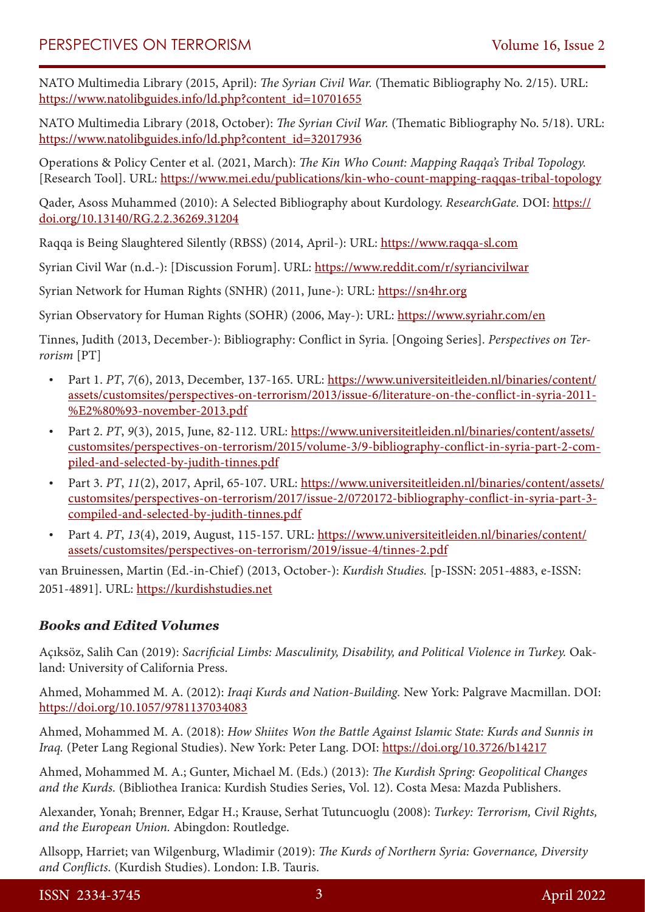NATO Multimedia Library (2015, April): *The Syrian Civil War.* (Thematic Bibliography No. 2/15). URL: https://www.natolibguides.info/ld.php?content_id=10701655

NATO Multimedia Library (2018, October): *The Syrian Civil War.* (Thematic Bibliography No. 5/18). URL: https://www.natolibguides.info/ld.php?content_id=32017936

Operations & Policy Center et al. (2021, March): *The Kin Who Count: Mapping Raqqa's Tribal Topology.* [Research Tool]. URL: https://www.mei.edu/publications/kin-who-count-mapping-raqqas-tribal-topology

Qader, Asoss Muhammed (2010): A Selected Bibliography about Kurdology. *ResearchGate.* DOI: https://doi.org/10.13140/RG.2.2.36269.31204

Raqqa is Being Slaughtered Silently (RBSS) (2014, April-): URL: https://www.raqqa-sl.com

Syrian Civil War (n.d.-): [Discussion Forum]. URL: https://www.reddit.com/r/syriancivilwar

Syrian Network for Human Rights (SNHR) (2011, June-): URL: https://sn4hr.org

Syrian Observatory for Human Rights (SOHR) (2006, May-): URL: https://www.syriahr.com/en

Tinnes, Judith (2013, December-): Bibliography: Conflict in Syria. [Ongoing Series]. *Perspectives on Terrorism* [PT]

- Part 1. *PT*, *7*(6), 2013, December, 137-165. URL: https://www.universiteitleiden.nl/binaries/content/assets/customsites/perspectives-on-terrorism/2013/issue-6/literature-on-the-conflict-in-syria-2011-%E2%80%93-november-2013.pdf
- Part 2. *PT*, *9*(3), 2015, June, 82-112. URL: https://www.universiteitleiden.nl/binaries/content/assets/customsites/perspectives-on-terrorism/2015/volume-3/9-bibliography-conflict-in-syria-part-2-compiled-and-selected-by-judith-tinnes.pdf
- Part 3. *PT*, *11*(2), 2017, April, 65-107. URL: https://www.universiteitleiden.nl/binaries/content/assets/customsites/perspectives-on-terrorism/2017/issue-2/0720172-bibliography-conflict-in-syria-part-3-compiled-and-selected-by-judith-tinnes.pdf
- Part 4. *PT*, *13*(4), 2019, August, 115-157. URL: https://www.universiteitleiden.nl/binaries/content/assets/customsites/perspectives-on-terrorism/2019/issue-4/tinnes-2.pdf

van Bruinessen, Martin (Ed.-in-Chief) (2013, October-): *Kurdish Studies.* [p-ISSN: 2051-4883, e-ISSN: 2051-4891]. URL: https://kurdishstudies.net

### *Books and Edited Volumes*

Açıksöz, Salih Can (2019): *Sacrificial Limbs: Masculinity, Disability, and Political Violence in Turkey.* Oakland: University of California Press.

Ahmed, Mohammed M. A. (2012): *Iraqi Kurds and Nation-Building.* New York: Palgrave Macmillan. DOI: https://doi.org/10.1057/9781137034083

Ahmed, Mohammed M. A. (2018): *How Shiites Won the Battle Against Islamic State: Kurds and Sunnis in Iraq.* (Peter Lang Regional Studies). New York: Peter Lang. DOI: https://doi.org/10.3726/b14217

Ahmed, Mohammed M. A.; Gunter, Michael M. (Eds.) (2013): *The Kurdish Spring: Geopolitical Changes and the Kurds.* (Bibliothea Iranica: Kurdish Studies Series, Vol. 12). Costa Mesa: Mazda Publishers.

Alexander, Yonah; Brenner, Edgar H.; Krause, Serhat Tutuncuoglu (2008): *Turkey: Terrorism, Civil Rights, and the European Union.* Abingdon: Routledge.

Allsopp, Harriet; van Wilgenburg, Wladimir (2019): *The Kurds of Northern Syria: Governance, Diversity and Conflicts.* (Kurdish Studies). London: I.B. Tauris.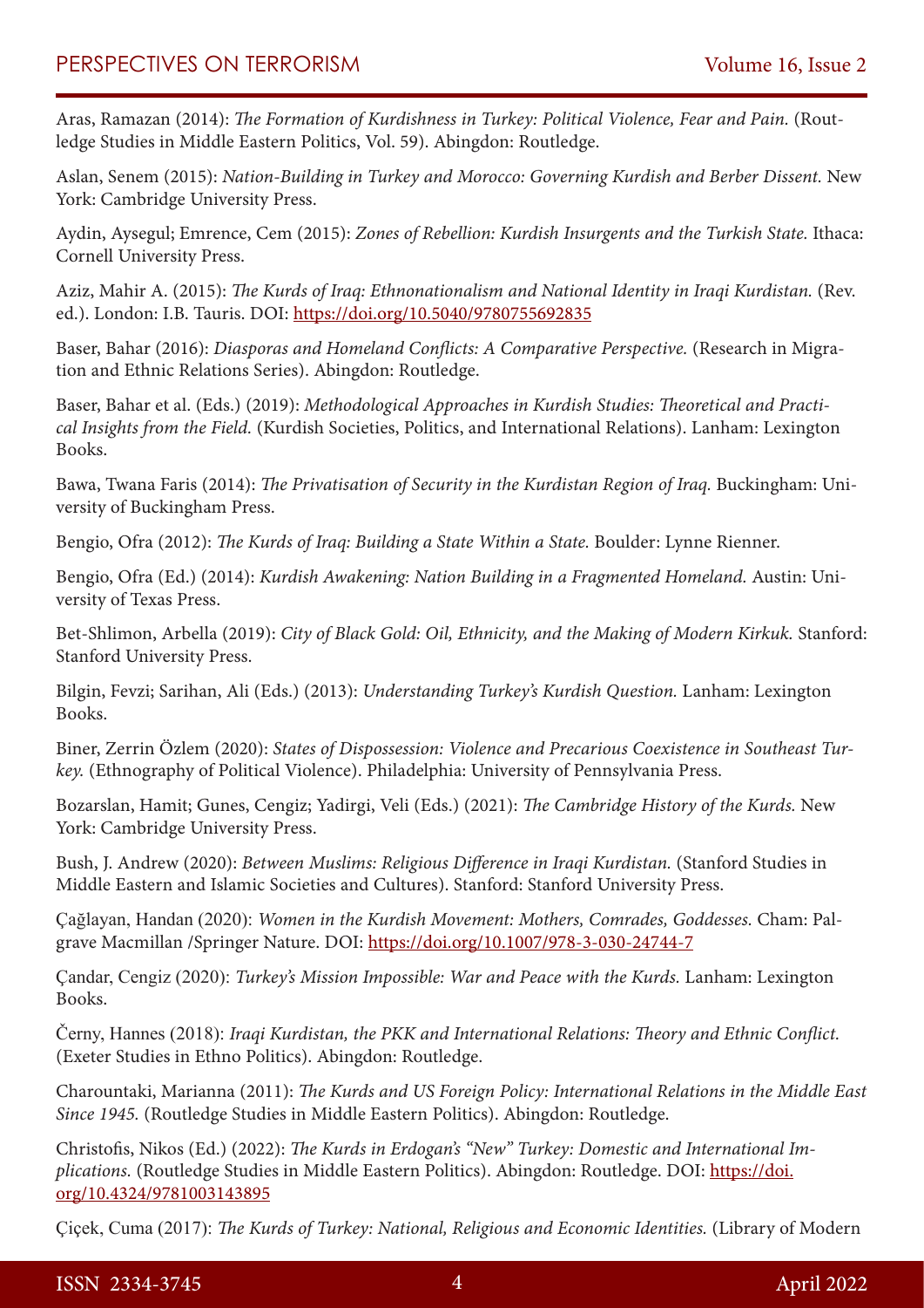Aras, Ramazan (2014): *The Formation of Kurdishness in Turkey: Political Violence, Fear and Pain.* (Routledge Studies in Middle Eastern Politics, Vol. 59). Abingdon: Routledge.

Aslan, Senem (2015): *Nation-Building in Turkey and Morocco: Governing Kurdish and Berber Dissent.* New York: Cambridge University Press.

Aydin, Aysegul; Emrence, Cem (2015): *Zones of Rebellion: Kurdish Insurgents and the Turkish State.* Ithaca: Cornell University Press.

Aziz, Mahir A. (2015): *The Kurds of Iraq: Ethnonationalism and National Identity in Iraqi Kurdistan.* (Rev. ed.). London: I.B. Tauris. DOI: https://doi.org/10.5040/9780755692835

Baser, Bahar (2016): *Diasporas and Homeland Conflicts: A Comparative Perspective.* (Research in Migration and Ethnic Relations Series). Abingdon: Routledge.

Baser, Bahar et al. (Eds.) (2019): *Methodological Approaches in Kurdish Studies: Theoretical and Practical Insights from the Field.* (Kurdish Societies, Politics, and International Relations). Lanham: Lexington Books.

Bawa, Twana Faris (2014): *The Privatisation of Security in the Kurdistan Region of Iraq.* Buckingham: University of Buckingham Press.

Bengio, Ofra (2012): *The Kurds of Iraq: Building a State Within a State.* Boulder: Lynne Rienner.

Bengio, Ofra (Ed.) (2014): *Kurdish Awakening: Nation Building in a Fragmented Homeland.* Austin: University of Texas Press.

Bet-Shlimon, Arbella (2019): *City of Black Gold: Oil, Ethnicity, and the Making of Modern Kirkuk.* Stanford: Stanford University Press.

Bilgin, Fevzi; Sarihan, Ali (Eds.) (2013): *Understanding Turkey's Kurdish Question.* Lanham: Lexington Books.

Biner, Zerrin Özlem (2020): *States of Dispossession: Violence and Precarious Coexistence in Southeast Turkey.* (Ethnography of Political Violence). Philadelphia: University of Pennsylvania Press.

Bozarslan, Hamit; Gunes, Cengiz; Yadirgi, Veli (Eds.) (2021): *The Cambridge History of the Kurds.* New York: Cambridge University Press.

Bush, J. Andrew (2020): *Between Muslims: Religious Difference in Iraqi Kurdistan.* (Stanford Studies in Middle Eastern and Islamic Societies and Cultures). Stanford: Stanford University Press.

Çağlayan, Handan (2020): *Women in the Kurdish Movement: Mothers, Comrades, Goddesses.* Cham: Palgrave Macmillan /Springer Nature. DOI: https://doi.org/10.1007/978-3-030-24744-7

Çandar, Cengiz (2020): *Turkey's Mission Impossible: War and Peace with the Kurds.* Lanham: Lexington Books.

Černy, Hannes (2018): *Iraqi Kurdistan, the PKK and International Relations: Theory and Ethnic Conflict.* (Exeter Studies in Ethno Politics). Abingdon: Routledge.

Charountaki, Marianna (2011): *The Kurds and US Foreign Policy: International Relations in the Middle East Since 1945.* (Routledge Studies in Middle Eastern Politics). Abingdon: Routledge.

Christofis, Nikos (Ed.) (2022): *The Kurds in Erdogan's "New" Turkey: Domestic and International Implications.* (Routledge Studies in Middle Eastern Politics). Abingdon: Routledge. DOI: https://doi.org/10.4324/9781003143895

Çiçek, Cuma (2017): *The Kurds of Turkey: National, Religious and Economic Identities.* (Library of Modern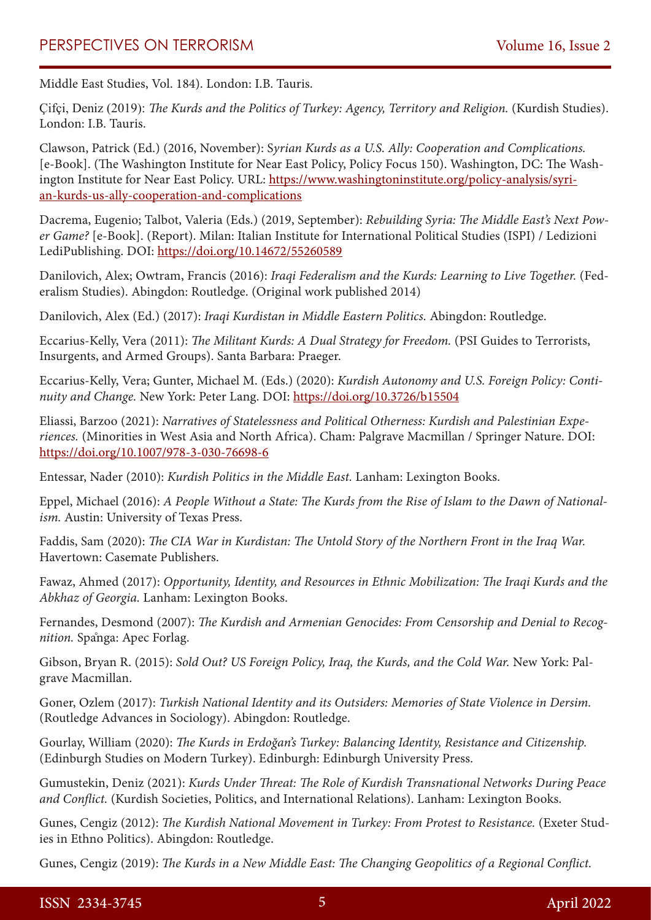Middle East Studies, Vol. 184). London: I.B. Tauris.

Çifçi, Deniz (2019): *The Kurds and the Politics of Turkey: Agency, Territory and Religion.* (Kurdish Studies). London: I.B. Tauris.

Clawson, Patrick (Ed.) (2016, November): *Syrian Kurds as a U.S. Ally: Cooperation and Complications.* [e-Book]. (The Washington Institute for Near East Policy, Policy Focus 150). Washington, DC: The Washington Institute for Near East Policy. URL: https://www.washingtoninstitute.org/policy-analysis/syrian-kurds-us-ally-cooperation-and-complications

Dacrema, Eugenio; Talbot, Valeria (Eds.) (2019, September): *Rebuilding Syria: The Middle East's Next Power Game?* [e-Book]. (Report). Milan: Italian Institute for International Political Studies (ISPI) / Ledizioni LediPublishing. DOI: https://doi.org/10.14672/55260589

Danilovich, Alex; Owtram, Francis (2016): *Iraqi Federalism and the Kurds: Learning to Live Together.* (Federalism Studies). Abingdon: Routledge. (Original work published 2014)

Danilovich, Alex (Ed.) (2017): *Iraqi Kurdistan in Middle Eastern Politics.* Abingdon: Routledge.

Eccarius-Kelly, Vera (2011): *The Militant Kurds: A Dual Strategy for Freedom.* (PSI Guides to Terrorists, Insurgents, and Armed Groups). Santa Barbara: Praeger.

Eccarius-Kelly, Vera; Gunter, Michael M. (Eds.) (2020): *Kurdish Autonomy and U.S. Foreign Policy: Continuity and Change.* New York: Peter Lang. DOI: https://doi.org/10.3726/b15504

Eliassi, Barzoo (2021): *Narratives of Statelessness and Political Otherness: Kurdish and Palestinian Experiences.* (Minorities in West Asia and North Africa). Cham: Palgrave Macmillan / Springer Nature. DOI: https://doi.org/10.1007/978-3-030-76698-6

Entessar, Nader (2010): *Kurdish Politics in the Middle East.* Lanham: Lexington Books.

Eppel, Michael (2016): *A People Without a State: The Kurds from the Rise of Islam to the Dawn of Nationalism.* Austin: University of Texas Press.

Faddis, Sam (2020): *The CIA War in Kurdistan: The Untold Story of the Northern Front in the Iraq War.* Havertown: Casemate Publishers.

Fawaz, Ahmed (2017): *Opportunity, Identity, and Resources in Ethnic Mobilization: The Iraqi Kurds and the Abkhaz of Georgia.* Lanham: Lexington Books.

Fernandes, Desmond (2007): *The Kurdish and Armenian Genocides: From Censorship and Denial to Recognition.* Spånga: Apec Forlag.

Gibson, Bryan R. (2015): *Sold Out? US Foreign Policy, Iraq, the Kurds, and the Cold War.* New York: Palgrave Macmillan.

Goner, Ozlem (2017): *Turkish National Identity and its Outsiders: Memories of State Violence in Dersim.* (Routledge Advances in Sociology). Abingdon: Routledge.

Gourlay, William (2020): *The Kurds in Erdoğan's Turkey: Balancing Identity, Resistance and Citizenship.* (Edinburgh Studies on Modern Turkey). Edinburgh: Edinburgh University Press.

Gumustekin, Deniz (2021): *Kurds Under Threat: The Role of Kurdish Transnational Networks During Peace and Conflict.* (Kurdish Societies, Politics, and International Relations). Lanham: Lexington Books.

Gunes, Cengiz (2012): *The Kurdish National Movement in Turkey: From Protest to Resistance.* (Exeter Studies in Ethno Politics). Abingdon: Routledge.

Gunes, Cengiz (2019): *The Kurds in a New Middle East: The Changing Geopolitics of a Regional Conflict.*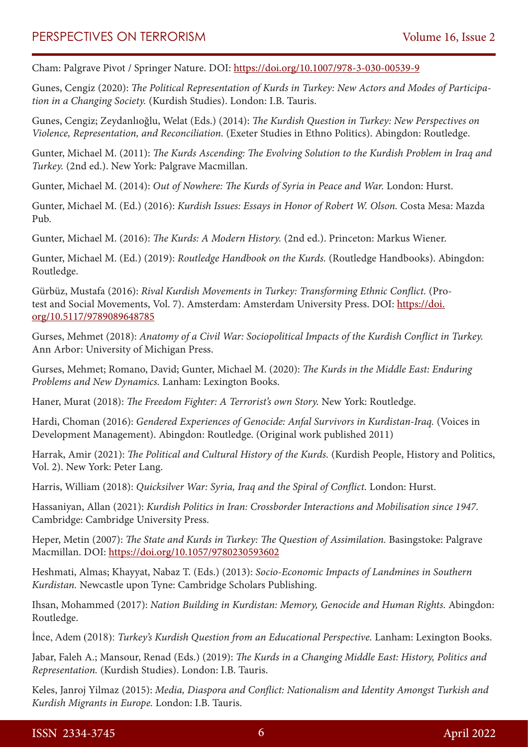Cham: Palgrave Pivot / Springer Nature. DOI: https://doi.org/10.1007/978-3-030-00539-9

Gunes, Cengiz (2020): *The Political Representation of Kurds in Turkey: New Actors and Modes of Participation in a Changing Society.* (Kurdish Studies). London: I.B. Tauris.

Gunes, Cengiz; Zeydanlıoğlu, Welat (Eds.) (2014): *The Kurdish Question in Turkey: New Perspectives on Violence, Representation, and Reconciliation.* (Exeter Studies in Ethno Politics). Abingdon: Routledge.

Gunter, Michael M. (2011): *The Kurds Ascending: The Evolving Solution to the Kurdish Problem in Iraq and Turkey.* (2nd ed.). New York: Palgrave Macmillan.

Gunter, Michael M. (2014): *Out of Nowhere: The Kurds of Syria in Peace and War.* London: Hurst.

Gunter, Michael M. (Ed.) (2016): *Kurdish Issues: Essays in Honor of Robert W. Olson.* Costa Mesa: Mazda Pub.

Gunter, Michael M. (2016): *The Kurds: A Modern History.* (2nd ed.). Princeton: Markus Wiener.

Gunter, Michael M. (Ed.) (2019): *Routledge Handbook on the Kurds.* (Routledge Handbooks). Abingdon: Routledge.

Gürbüz, Mustafa (2016): *Rival Kurdish Movements in Turkey: Transforming Ethnic Conflict.* (Protest and Social Movements, Vol. 7). Amsterdam: Amsterdam University Press. DOI: https://doi.org/10.5117/9789089648785

Gurses, Mehmet (2018): *Anatomy of a Civil War: Sociopolitical Impacts of the Kurdish Conflict in Turkey.* Ann Arbor: University of Michigan Press.

Gurses, Mehmet; Romano, David; Gunter, Michael M. (2020): *The Kurds in the Middle East: Enduring Problems and New Dynamics.* Lanham: Lexington Books.

Haner, Murat (2018): *The Freedom Fighter: A Terrorist's own Story.* New York: Routledge.

Hardi, Choman (2016): *Gendered Experiences of Genocide: Anfal Survivors in Kurdistan-Iraq.* (Voices in Development Management). Abingdon: Routledge. (Original work published 2011)

Harrak, Amir (2021): *The Political and Cultural History of the Kurds.* (Kurdish People, History and Politics, Vol. 2). New York: Peter Lang.

Harris, William (2018): *Quicksilver War: Syria, Iraq and the Spiral of Conflict.* London: Hurst.

Hassaniyan, Allan (2021): *Kurdish Politics in Iran: Crossborder Interactions and Mobilisation since 1947.* Cambridge: Cambridge University Press.

Heper, Metin (2007): *The State and Kurds in Turkey: The Question of Assimilation.* Basingstoke: Palgrave Macmillan. DOI: https://doi.org/10.1057/9780230593602

Heshmati, Almas; Khayyat, Nabaz T. (Eds.) (2013): *Socio-Economic Impacts of Landmines in Southern Kurdistan.* Newcastle upon Tyne: Cambridge Scholars Publishing.

Ihsan, Mohammed (2017): *Nation Building in Kurdistan: Memory, Genocide and Human Rights.* Abingdon: Routledge.

İnce, Adem (2018): *Turkey's Kurdish Question from an Educational Perspective.* Lanham: Lexington Books.

Jabar, Faleh A.; Mansour, Renad (Eds.) (2019): *The Kurds in a Changing Middle East: History, Politics and Representation.* (Kurdish Studies). London: I.B. Tauris.

Keles, Janroj Yilmaz (2015): *Media, Diaspora and Conflict: Nationalism and Identity Amongst Turkish and Kurdish Migrants in Europe.* London: I.B. Tauris.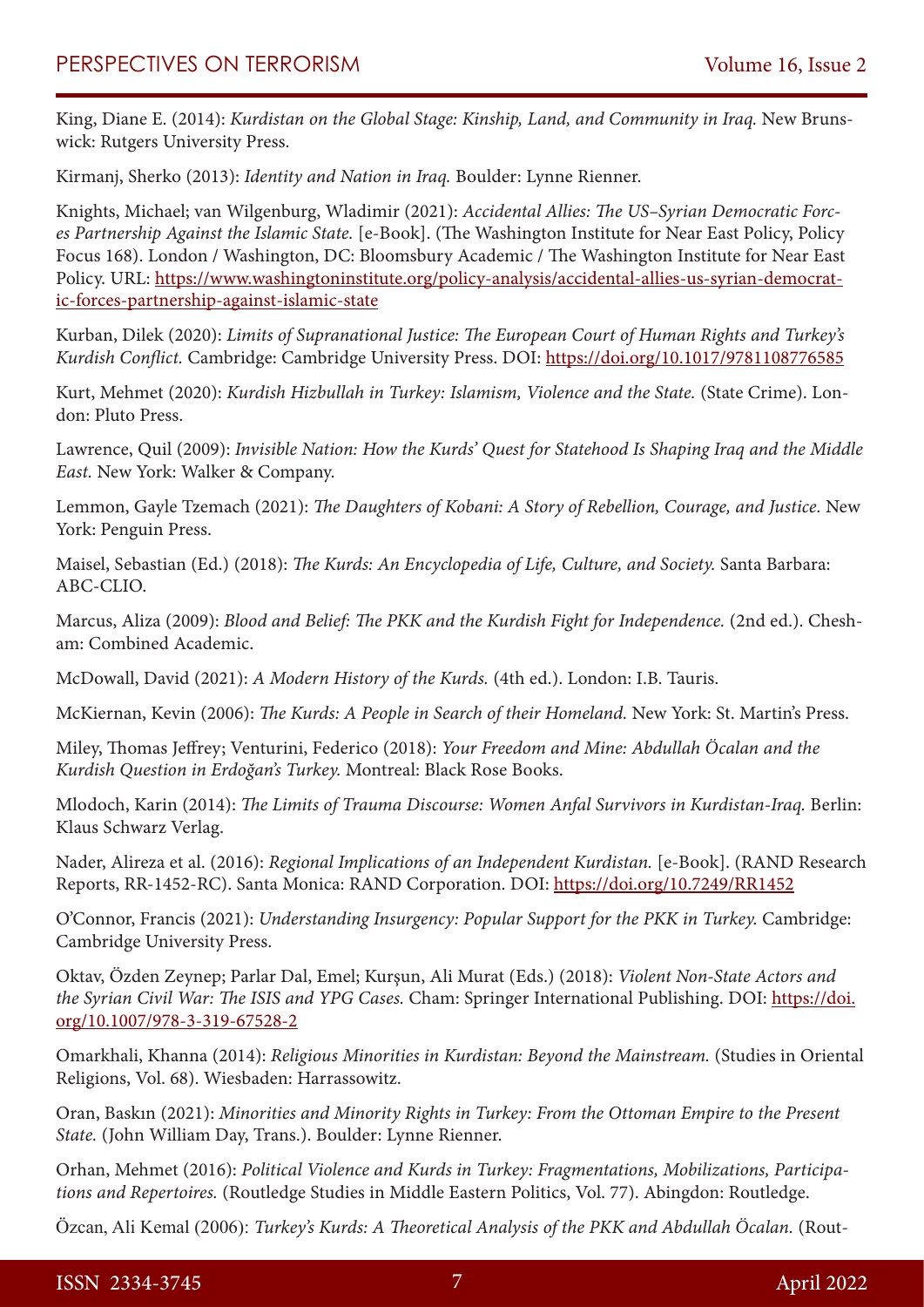King, Diane E. (2014): *Kurdistan on the Global Stage: Kinship, Land, and Community in Iraq.* New Brunswick: Rutgers University Press.

Kirmanj, Sherko (2013): *Identity and Nation in Iraq.* Boulder: Lynne Rienner.

Knights, Michael; van Wilgenburg, Wladimir (2021): *Accidental Allies: The US–Syrian Democratic Forces Partnership Against the Islamic State.* [e-Book]. (The Washington Institute for Near East Policy, Policy Focus 168). London / Washington, DC: Bloomsbury Academic / The Washington Institute for Near East Policy. URL: https://www.washingtoninstitute.org/policy-analysis/accidental-allies-us-syrian-democratic-forces-partnership-against-islamic-state

Kurban, Dilek (2020): *Limits of Supranational Justice: The European Court of Human Rights and Turkey's Kurdish Conflict.* Cambridge: Cambridge University Press. DOI: https://doi.org/10.1017/9781108776585

Kurt, Mehmet (2020): *Kurdish Hizbullah in Turkey: Islamism, Violence and the State.* (State Crime). London: Pluto Press.

Lawrence, Quil (2009): *Invisible Nation: How the Kurds' Quest for Statehood Is Shaping Iraq and the Middle East.* New York: Walker & Company.

Lemmon, Gayle Tzemach (2021): *The Daughters of Kobani: A Story of Rebellion, Courage, and Justice.* New York: Penguin Press.

Maisel, Sebastian (Ed.) (2018): *The Kurds: An Encyclopedia of Life, Culture, and Society.* Santa Barbara: ABC-CLIO.

Marcus, Aliza (2009): *Blood and Belief: The PKK and the Kurdish Fight for Independence.* (2nd ed.). Chesham: Combined Academic.

McDowall, David (2021): *A Modern History of the Kurds.* (4th ed.). London: I.B. Tauris.

McKiernan, Kevin (2006): *The Kurds: A People in Search of their Homeland.* New York: St. Martin's Press.

Miley, Thomas Jeffrey; Venturini, Federico (2018): *Your Freedom and Mine: Abdullah Öcalan and the Kurdish Question in Erdoğan's Turkey.* Montreal: Black Rose Books.

Mlodoch, Karin (2014): *The Limits of Trauma Discourse: Women Anfal Survivors in Kurdistan-Iraq.* Berlin: Klaus Schwarz Verlag.

Nader, Alireza et al. (2016): *Regional Implications of an Independent Kurdistan.* [e-Book]. (RAND Research Reports, RR-1452-RC). Santa Monica: RAND Corporation. DOI: https://doi.org/10.7249/RR1452

O'Connor, Francis (2021): *Understanding Insurgency: Popular Support for the PKK in Turkey.* Cambridge: Cambridge University Press.

Oktav, Özden Zeynep; Parlar Dal, Emel; Kurşun, Ali Murat (Eds.) (2018): *Violent Non-State Actors and the Syrian Civil War: The ISIS and YPG Cases.* Cham: Springer International Publishing. DOI: https://doi.org/10.1007/978-3-319-67528-2

Omarkhali, Khanna (2014): *Religious Minorities in Kurdistan: Beyond the Mainstream.* (Studies in Oriental Religions, Vol. 68). Wiesbaden: Harrassowitz.

Oran, Baskın (2021): *Minorities and Minority Rights in Turkey: From the Ottoman Empire to the Present State.* (John William Day, Trans.). Boulder: Lynne Rienner.

Orhan, Mehmet (2016): *Political Violence and Kurds in Turkey: Fragmentations, Mobilizations, Participations and Repertoires.* (Routledge Studies in Middle Eastern Politics, Vol. 77). Abingdon: Routledge.

Özcan, Ali Kemal (2006): *Turkey's Kurds: A Theoretical Analysis of the PKK and Abdullah Öcalan.* (Rout-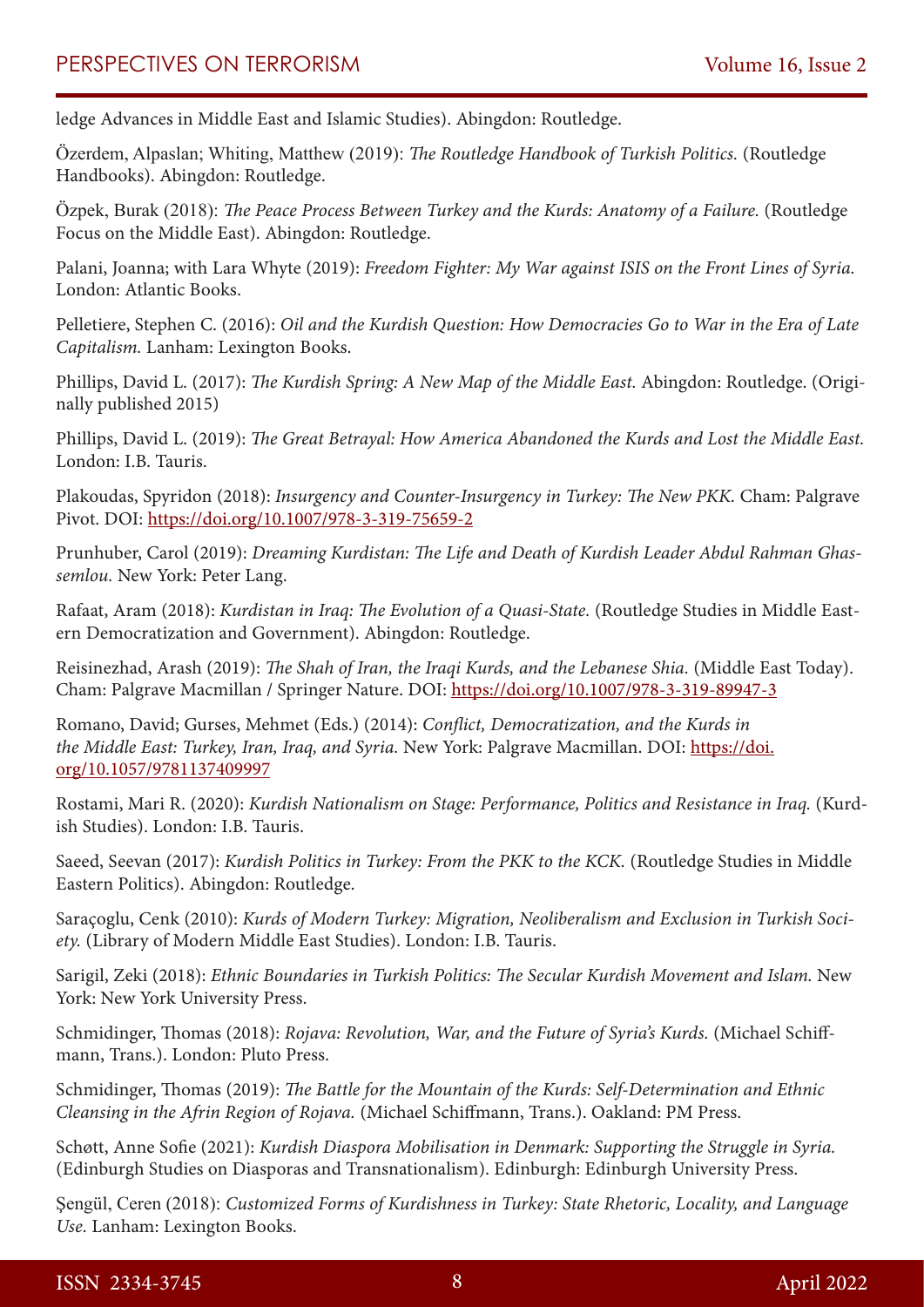ledge Advances in Middle East and Islamic Studies). Abingdon: Routledge.

Özerdem, Alpaslan; Whiting, Matthew (2019): *The Routledge Handbook of Turkish Politics.* (Routledge Handbooks). Abingdon: Routledge.

Özpek, Burak (2018): *The Peace Process Between Turkey and the Kurds: Anatomy of a Failure.* (Routledge Focus on the Middle East). Abingdon: Routledge.

Palani, Joanna; with Lara Whyte (2019): *Freedom Fighter: My War against ISIS on the Front Lines of Syria.* London: Atlantic Books.

Pelletiere, Stephen C. (2016): *Oil and the Kurdish Question: How Democracies Go to War in the Era of Late Capitalism.* Lanham: Lexington Books.

Phillips, David L. (2017): *The Kurdish Spring: A New Map of the Middle East.* Abingdon: Routledge. (Originally published 2015)

Phillips, David L. (2019): *The Great Betrayal: How America Abandoned the Kurds and Lost the Middle East.* London: I.B. Tauris.

Plakoudas, Spyridon (2018): *Insurgency and Counter-Insurgency in Turkey: The New PKK.* Cham: Palgrave Pivot. DOI: https://doi.org/10.1007/978-3-319-75659-2

Prunhuber, Carol (2019): *Dreaming Kurdistan: The Life and Death of Kurdish Leader Abdul Rahman Ghassemlou.* New York: Peter Lang.

Rafaat, Aram (2018): *Kurdistan in Iraq: The Evolution of a Quasi-State.* (Routledge Studies in Middle Eastern Democratization and Government). Abingdon: Routledge.

Reisinezhad, Arash (2019): *The Shah of Iran, the Iraqi Kurds, and the Lebanese Shia.* (Middle East Today). Cham: Palgrave Macmillan / Springer Nature. DOI: https://doi.org/10.1007/978-3-319-89947-3

Romano, David; Gurses, Mehmet (Eds.) (2014): *Conflict, Democratization, and the Kurds in the Middle East: Turkey, Iran, Iraq, and Syria.* New York: Palgrave Macmillan. DOI: https://doi.org/10.1057/9781137409997

Rostami, Mari R. (2020): *Kurdish Nationalism on Stage: Performance, Politics and Resistance in Iraq.* (Kurdish Studies). London: I.B. Tauris.

Saeed, Seevan (2017): *Kurdish Politics in Turkey: From the PKK to the KCK.* (Routledge Studies in Middle Eastern Politics). Abingdon: Routledge.

Saraçoglu, Cenk (2010): *Kurds of Modern Turkey: Migration, Neoliberalism and Exclusion in Turkish Society.* (Library of Modern Middle East Studies). London: I.B. Tauris.

Sarigil, Zeki (2018): *Ethnic Boundaries in Turkish Politics: The Secular Kurdish Movement and Islam.* New York: New York University Press.

Schmidinger, Thomas (2018): *Rojava: Revolution, War, and the Future of Syria's Kurds.* (Michael Schiffmann, Trans.). London: Pluto Press.

Schmidinger, Thomas (2019): *The Battle for the Mountain of the Kurds: Self-Determination and Ethnic Cleansing in the Afrin Region of Rojava.* (Michael Schiffmann, Trans.). Oakland: PM Press.

Schøtt, Anne Sofie (2021): *Kurdish Diaspora Mobilisation in Denmark: Supporting the Struggle in Syria.* (Edinburgh Studies on Diasporas and Transnationalism). Edinburgh: Edinburgh University Press.

Şengül, Ceren (2018): *Customized Forms of Kurdishness in Turkey: State Rhetoric, Locality, and Language Use.* Lanham: Lexington Books.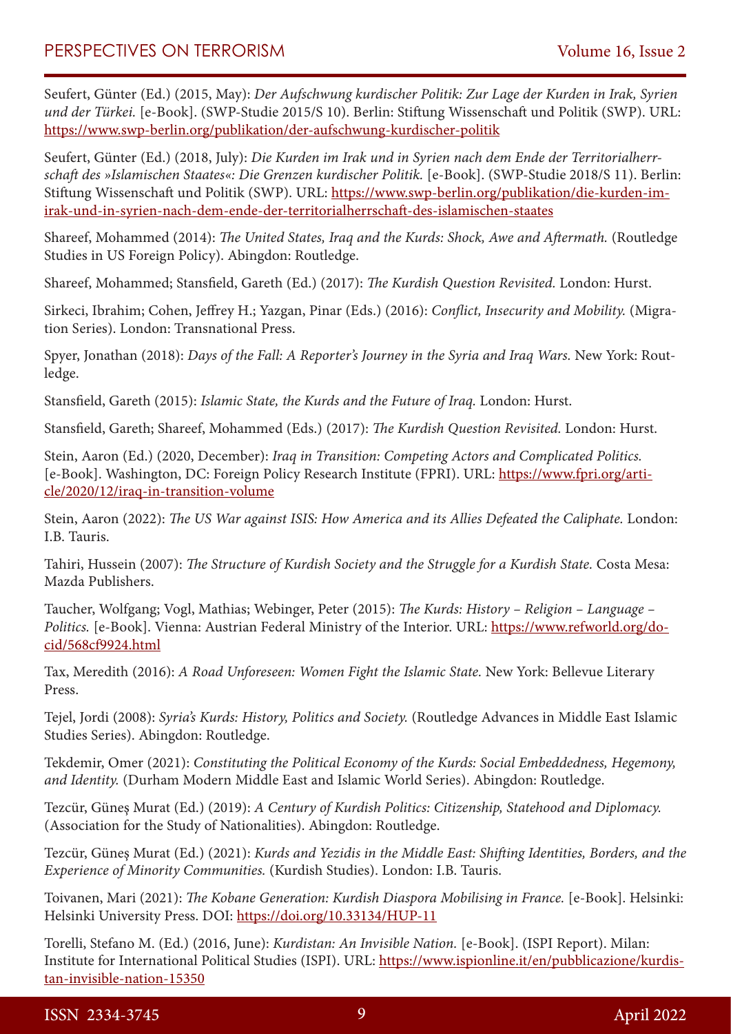Seufert, Günter (Ed.) (2015, May): *Der Aufschwung kurdischer Politik: Zur Lage der Kurden in Irak, Syrien und der Türkei.* [e-Book]. (SWP-Studie 2015/S 10). Berlin: Stiftung Wissenschaft und Politik (SWP). URL: https://www.swp-berlin.org/publikation/der-aufschwung-kurdischer-politik

Seufert, Günter (Ed.) (2018, July): *Die Kurden im Irak und in Syrien nach dem Ende der Territorialherrschaft des »Islamischen Staates«: Die Grenzen kurdischer Politik.* [e-Book]. (SWP-Studie 2018/S 11). Berlin: Stiftung Wissenschaft und Politik (SWP). URL: https://www.swp-berlin.org/publikation/die-kurden-im-irak-und-in-syrien-nach-dem-ende-der-territorialherrschaft-des-islamischen-staates

Shareef, Mohammed (2014): *The United States, Iraq and the Kurds: Shock, Awe and Aftermath.* (Routledge Studies in US Foreign Policy). Abingdon: Routledge.

Shareef, Mohammed; Stansfield, Gareth (Ed.) (2017): *The Kurdish Question Revisited.* London: Hurst.

Sirkeci, Ibrahim; Cohen, Jeffrey H.; Yazgan, Pinar (Eds.) (2016): *Conflict, Insecurity and Mobility.* (Migration Series). London: Transnational Press.

Spyer, Jonathan (2018): *Days of the Fall: A Reporter's Journey in the Syria and Iraq Wars.* New York: Routledge.

Stansfield, Gareth (2015): *Islamic State, the Kurds and the Future of Iraq.* London: Hurst.

Stansfield, Gareth; Shareef, Mohammed (Eds.) (2017): *The Kurdish Question Revisited.* London: Hurst.

Stein, Aaron (Ed.) (2020, December): *Iraq in Transition: Competing Actors and Complicated Politics.* [e-Book]. Washington, DC: Foreign Policy Research Institute (FPRI). URL: https://www.fpri.org/article/2020/12/iraq-in-transition-volume

Stein, Aaron (2022): *The US War against ISIS: How America and its Allies Defeated the Caliphate.* London: I.B. Tauris.

Tahiri, Hussein (2007): *The Structure of Kurdish Society and the Struggle for a Kurdish State.* Costa Mesa: Mazda Publishers.

Taucher, Wolfgang; Vogl, Mathias; Webinger, Peter (2015): *The Kurds: History – Religion – Language – Politics.* [e-Book]. Vienna: Austrian Federal Ministry of the Interior. URL: https://www.refworld.org/docid/568cf9924.html

Tax, Meredith (2016): *A Road Unforeseen: Women Fight the Islamic State.* New York: Bellevue Literary Press.

Tejel, Jordi (2008): *Syria's Kurds: History, Politics and Society.* (Routledge Advances in Middle East Islamic Studies Series). Abingdon: Routledge.

Tekdemir, Omer (2021): *Constituting the Political Economy of the Kurds: Social Embeddedness, Hegemony, and Identity.* (Durham Modern Middle East and Islamic World Series). Abingdon: Routledge.

Tezcür, Güneş Murat (Ed.) (2019): *A Century of Kurdish Politics: Citizenship, Statehood and Diplomacy.* (Association for the Study of Nationalities). Abingdon: Routledge.

Tezcür, Güneş Murat (Ed.) (2021): *Kurds and Yezidis in the Middle East: Shifting Identities, Borders, and the Experience of Minority Communities.* (Kurdish Studies). London: I.B. Tauris.

Toivanen, Mari (2021): *The Kobane Generation: Kurdish Diaspora Mobilising in France.* [e-Book]. Helsinki: Helsinki University Press. DOI: https://doi.org/10.33134/HUP-11

Torelli, Stefano M. (Ed.) (2016, June): *Kurdistan: An Invisible Nation.* [e-Book]. (ISPI Report). Milan: Institute for International Political Studies (ISPI). URL: https://www.ispionline.it/en/pubblicazione/kurdistan-invisible-nation-15350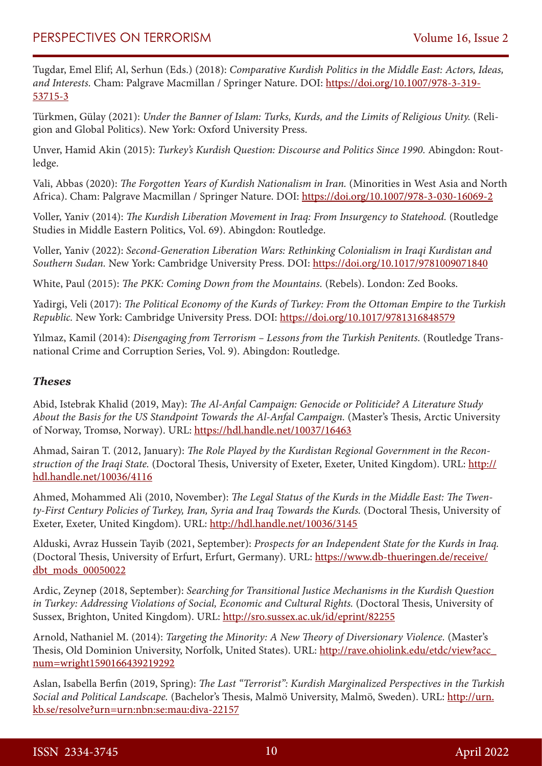Tugdar, Emel Elif; Al, Serhun (Eds.) (2018): *Comparative Kurdish Politics in the Middle East: Actors, Ideas, and Interests.* Cham: Palgrave Macmillan / Springer Nature. DOI: https://doi.org/10.1007/978-3-319-53715-3

Türkmen, Gülay (2021): *Under the Banner of Islam: Turks, Kurds, and the Limits of Religious Unity.* (Religion and Global Politics). New York: Oxford University Press.

Unver, Hamid Akin (2015): *Turkey's Kurdish Question: Discourse and Politics Since 1990.* Abingdon: Routledge.

Vali, Abbas (2020): *The Forgotten Years of Kurdish Nationalism in Iran.* (Minorities in West Asia and North Africa). Cham: Palgrave Macmillan / Springer Nature. DOI: https://doi.org/10.1007/978-3-030-16069-2

Voller, Yaniv (2014): *The Kurdish Liberation Movement in Iraq: From Insurgency to Statehood.* (Routledge Studies in Middle Eastern Politics, Vol. 69). Abingdon: Routledge.

Voller, Yaniv (2022): *Second-Generation Liberation Wars: Rethinking Colonialism in Iraqi Kurdistan and Southern Sudan.* New York: Cambridge University Press. DOI: https://doi.org/10.1017/9781009071840

White, Paul (2015): *The PKK: Coming Down from the Mountains.* (Rebels). London: Zed Books.

Yadirgi, Veli (2017): *The Political Economy of the Kurds of Turkey: From the Ottoman Empire to the Turkish Republic.* New York: Cambridge University Press. DOI: https://doi.org/10.1017/9781316848579

Yılmaz, Kamil (2014): *Disengaging from Terrorism – Lessons from the Turkish Penitents.* (Routledge Transnational Crime and Corruption Series, Vol. 9). Abingdon: Routledge.

### *Theses*

Abid, Istebrak Khalid (2019, May): *The Al-Anfal Campaign: Genocide or Politicide? A Literature Study About the Basis for the US Standpoint Towards the Al-Anfal Campaign.* (Master's Thesis, Arctic University of Norway, Tromsø, Norway). URL: https://hdl.handle.net/10037/16463

Ahmad, Sairan T. (2012, January): *The Role Played by the Kurdistan Regional Government in the Reconstruction of the Iraqi State.* (Doctoral Thesis, University of Exeter, Exeter, United Kingdom). URL: http://hdl.handle.net/10036/4116

Ahmed, Mohammed Ali (2010, November): *The Legal Status of the Kurds in the Middle East: The Twenty-First Century Policies of Turkey, Iran, Syria and Iraq Towards the Kurds.* (Doctoral Thesis, University of Exeter, Exeter, United Kingdom). URL: http://hdl.handle.net/10036/3145

Alduski, Avraz Hussein Tayib (2021, September): *Prospects for an Independent State for the Kurds in Iraq.* (Doctoral Thesis, University of Erfurt, Erfurt, Germany). URL: https://www.db-thueringen.de/receive/dbt_mods_00050022

Ardic, Zeynep (2018, September): *Searching for Transitional Justice Mechanisms in the Kurdish Question in Turkey: Addressing Violations of Social, Economic and Cultural Rights.* (Doctoral Thesis, University of Sussex, Brighton, United Kingdom). URL: http://sro.sussex.ac.uk/id/eprint/82255

Arnold, Nathaniel M. (2014): *Targeting the Minority: A New Theory of Diversionary Violence.* (Master's Thesis, Old Dominion University, Norfolk, United States). URL: http://rave.ohiolink.edu/etdc/view?acc_num=wright1590166439219292

Aslan, Isabella Berfin (2019, Spring): *The Last "Terrorist": Kurdish Marginalized Perspectives in the Turkish Social and Political Landscape.* (Bachelor's Thesis, Malmö University, Malmö, Sweden). URL: http://urn.kb.se/resolve?urn=urn:nbn:se:mau:diva-22157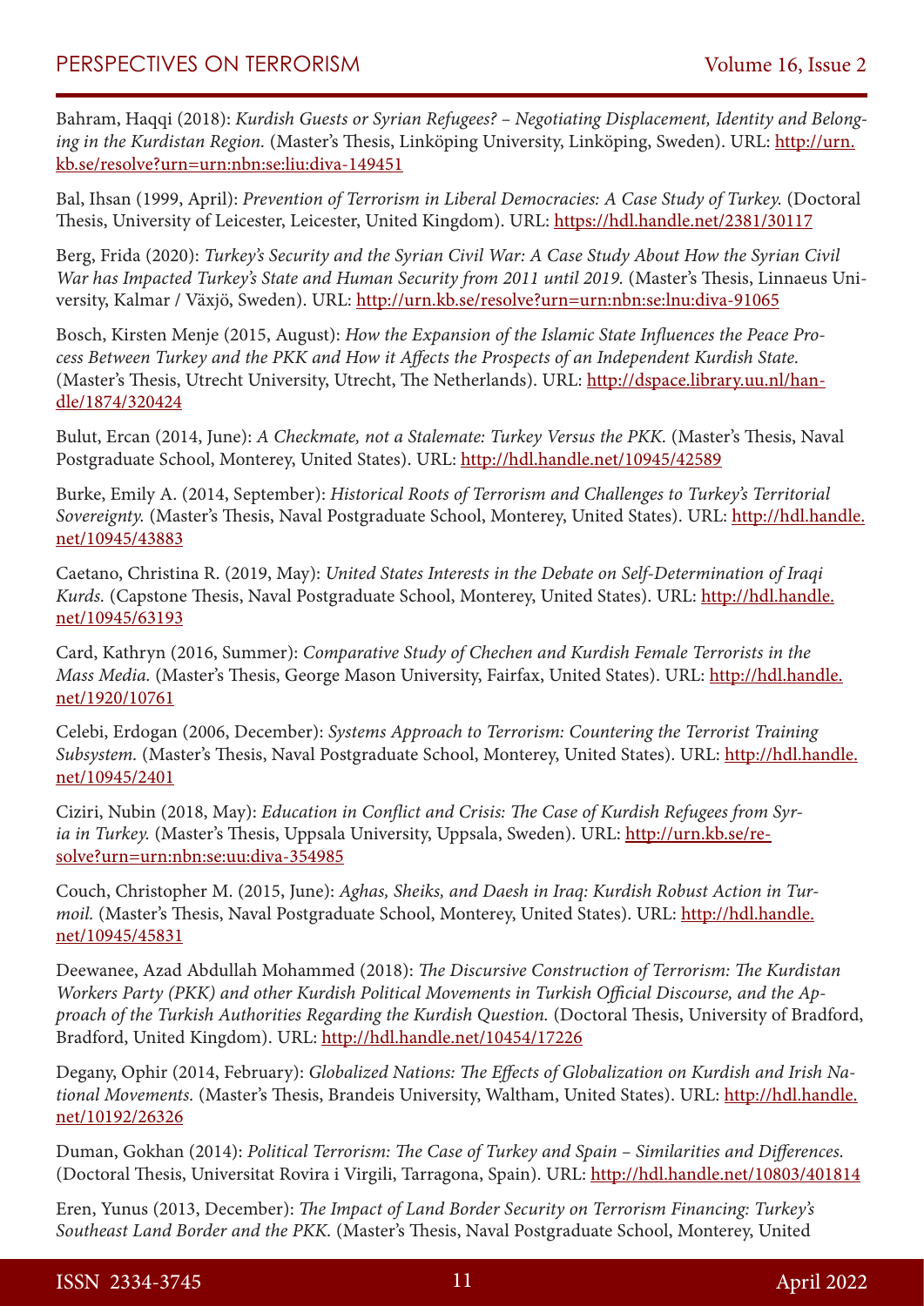Bahram, Haqqi (2018): *Kurdish Guests or Syrian Refugees? – Negotiating Displacement, Identity and Belonging in the Kurdistan Region.* (Master's Thesis, Linköping University, Linköping, Sweden). URL: http://urn.kb.se/resolve?urn=urn:nbn:se:liu:diva-149451

Bal, Ihsan (1999, April): *Prevention of Terrorism in Liberal Democracies: A Case Study of Turkey.* (Doctoral Thesis, University of Leicester, Leicester, United Kingdom). URL: https://hdl.handle.net/2381/30117

Berg, Frida (2020): *Turkey's Security and the Syrian Civil War: A Case Study About How the Syrian Civil War has Impacted Turkey's State and Human Security from 2011 until 2019.* (Master's Thesis, Linnaeus University, Kalmar / Växjö, Sweden). URL: http://urn.kb.se/resolve?urn=urn:nbn:se:lnu:diva-91065

Bosch, Kirsten Menje (2015, August): *How the Expansion of the Islamic State Influences the Peace Process Between Turkey and the PKK and How it Affects the Prospects of an Independent Kurdish State.* (Master's Thesis, Utrecht University, Utrecht, The Netherlands). URL: http://dspace.library.uu.nl/handle/1874/320424

Bulut, Ercan (2014, June): *A Checkmate, not a Stalemate: Turkey Versus the PKK.* (Master's Thesis, Naval Postgraduate School, Monterey, United States). URL: http://hdl.handle.net/10945/42589

Burke, Emily A. (2014, September): *Historical Roots of Terrorism and Challenges to Turkey's Territorial Sovereignty.* (Master's Thesis, Naval Postgraduate School, Monterey, United States). URL: http://hdl.handle.net/10945/43883

Caetano, Christina R. (2019, May): *United States Interests in the Debate on Self-Determination of Iraqi Kurds.* (Capstone Thesis, Naval Postgraduate School, Monterey, United States). URL: http://hdl.handle.net/10945/63193

Card, Kathryn (2016, Summer): *Comparative Study of Chechen and Kurdish Female Terrorists in the Mass Media.* (Master's Thesis, George Mason University, Fairfax, United States). URL: http://hdl.handle.net/1920/10761

Celebi, Erdogan (2006, December): *Systems Approach to Terrorism: Countering the Terrorist Training Subsystem.* (Master's Thesis, Naval Postgraduate School, Monterey, United States). URL: http://hdl.handle.net/10945/2401

Ciziri, Nubin (2018, May): *Education in Conflict and Crisis: The Case of Kurdish Refugees from Syria in Turkey.* (Master's Thesis, Uppsala University, Uppsala, Sweden). URL: http://urn.kb.se/resolve?urn=urn:nbn:se:uu:diva-354985

Couch, Christopher M. (2015, June): *Aghas, Sheiks, and Daesh in Iraq: Kurdish Robust Action in Turmoil.* (Master's Thesis, Naval Postgraduate School, Monterey, United States). URL: http://hdl.handle.net/10945/45831

Deewanee, Azad Abdullah Mohammed (2018): *The Discursive Construction of Terrorism: The Kurdistan Workers Party (PKK) and other Kurdish Political Movements in Turkish Official Discourse, and the Approach of the Turkish Authorities Regarding the Kurdish Question.* (Doctoral Thesis, University of Bradford, Bradford, United Kingdom). URL: http://hdl.handle.net/10454/17226

Degany, Ophir (2014, February): *Globalized Nations: The Effects of Globalization on Kurdish and Irish National Movements.* (Master's Thesis, Brandeis University, Waltham, United States). URL: http://hdl.handle.net/10192/26326

Duman, Gokhan (2014): *Political Terrorism: The Case of Turkey and Spain – Similarities and Differences.* (Doctoral Thesis, Universitat Rovira i Virgili, Tarragona, Spain). URL: http://hdl.handle.net/10803/401814

Eren, Yunus (2013, December): *The Impact of Land Border Security on Terrorism Financing: Turkey's Southeast Land Border and the PKK.* (Master's Thesis, Naval Postgraduate School, Monterey, United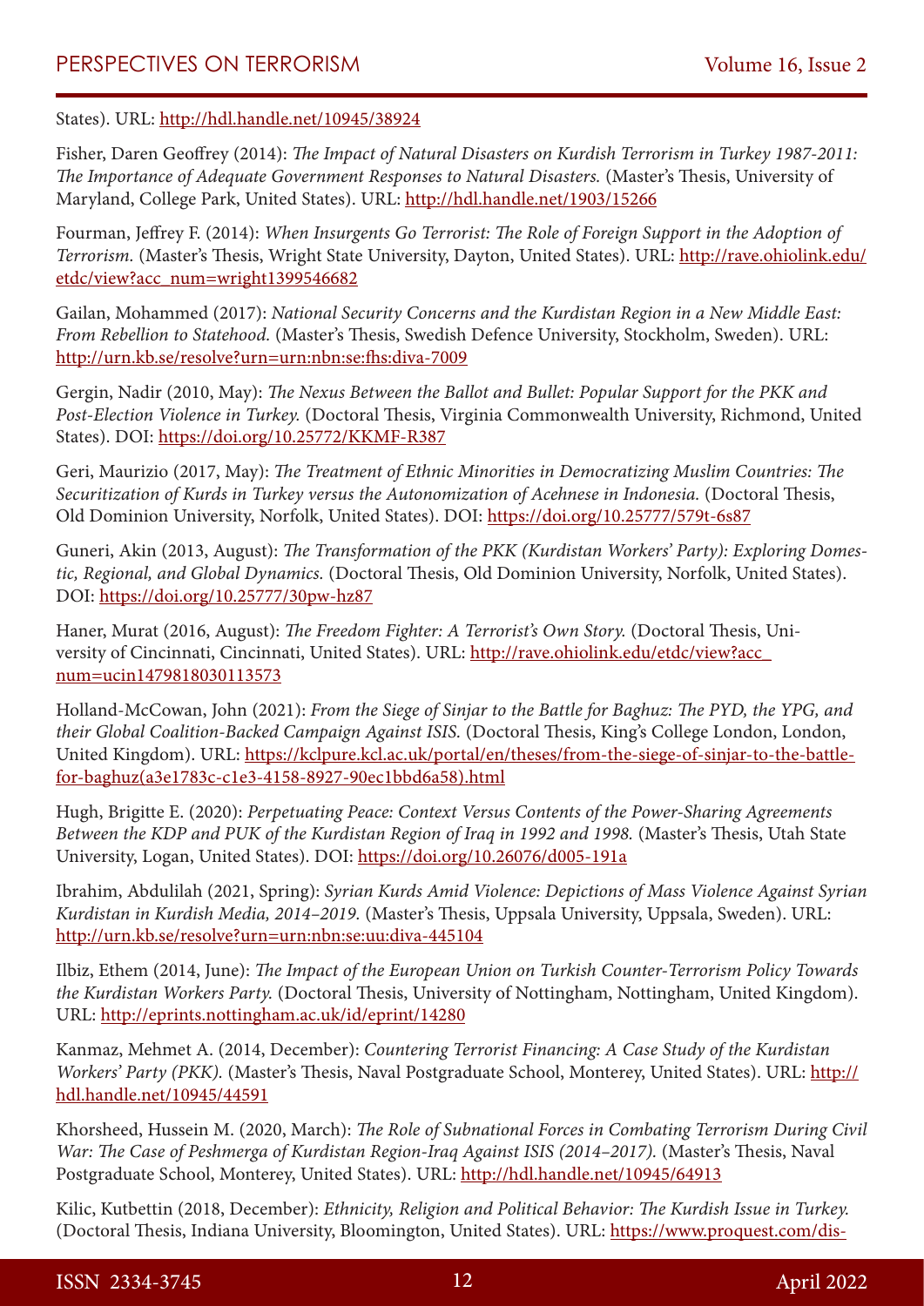States). URL: http://hdl.handle.net/10945/38924

Fisher, Daren Geoffrey (2014): *The Impact of Natural Disasters on Kurdish Terrorism in Turkey 1987-2011: The Importance of Adequate Government Responses to Natural Disasters.* (Master's Thesis, University of Maryland, College Park, United States). URL: http://hdl.handle.net/1903/15266

Fourman, Jeffrey F. (2014): *When Insurgents Go Terrorist: The Role of Foreign Support in the Adoption of Terrorism.* (Master's Thesis, Wright State University, Dayton, United States). URL: http://rave.ohiolink.edu/etdc/view?acc_num=wright1399546682

Gailan, Mohammed (2017): *National Security Concerns and the Kurdistan Region in a New Middle East: From Rebellion to Statehood.* (Master's Thesis, Swedish Defence University, Stockholm, Sweden). URL: http://urn.kb.se/resolve?urn=urn:nbn:se:fhs:diva-7009

Gergin, Nadir (2010, May): *The Nexus Between the Ballot and Bullet: Popular Support for the PKK and Post-Election Violence in Turkey.* (Doctoral Thesis, Virginia Commonwealth University, Richmond, United States). DOI: https://doi.org/10.25772/KKMF-R387

Geri, Maurizio (2017, May): *The Treatment of Ethnic Minorities in Democratizing Muslim Countries: The Securitization of Kurds in Turkey versus the Autonomization of Acehnese in Indonesia.* (Doctoral Thesis, Old Dominion University, Norfolk, United States). DOI: https://doi.org/10.25777/579t-6s87

Guneri, Akin (2013, August): *The Transformation of the PKK (Kurdistan Workers' Party): Exploring Domestic, Regional, and Global Dynamics.* (Doctoral Thesis, Old Dominion University, Norfolk, United States). DOI: https://doi.org/10.25777/30pw-hz87

Haner, Murat (2016, August): *The Freedom Fighter: A Terrorist's Own Story.* (Doctoral Thesis, University of Cincinnati, Cincinnati, United States). URL: http://rave.ohiolink.edu/etdc/view?acc_num=ucin1479818030113573

Holland-McCowan, John (2021): *From the Siege of Sinjar to the Battle for Baghuz: The PYD, the YPG, and their Global Coalition-Backed Campaign Against ISIS.* (Doctoral Thesis, King's College London, London, United Kingdom). URL: https://kclpure.kcl.ac.uk/portal/en/theses/from-the-siege-of-sinjar-to-the-battle-for-baghuz(a3e1783c-c1e3-4158-8927-90ec1bbd6a58).html

Hugh, Brigitte E. (2020): *Perpetuating Peace: Context Versus Contents of the Power-Sharing Agreements Between the KDP and PUK of the Kurdistan Region of Iraq in 1992 and 1998.* (Master's Thesis, Utah State University, Logan, United States). DOI: https://doi.org/10.26076/d005-191a

Ibrahim, Abdulilah (2021, Spring): *Syrian Kurds Amid Violence: Depictions of Mass Violence Against Syrian Kurdistan in Kurdish Media, 2014–2019.* (Master's Thesis, Uppsala University, Uppsala, Sweden). URL: http://urn.kb.se/resolve?urn=urn:nbn:se:uu:diva-445104

Ilbiz, Ethem (2014, June): *The Impact of the European Union on Turkish Counter-Terrorism Policy Towards the Kurdistan Workers Party.* (Doctoral Thesis, University of Nottingham, Nottingham, United Kingdom). URL: http://eprints.nottingham.ac.uk/id/eprint/14280

Kanmaz, Mehmet A. (2014, December): *Countering Terrorist Financing: A Case Study of the Kurdistan Workers' Party (PKK).* (Master's Thesis, Naval Postgraduate School, Monterey, United States). URL: http://hdl.handle.net/10945/44591

Khorsheed, Hussein M. (2020, March): *The Role of Subnational Forces in Combating Terrorism During Civil War: The Case of Peshmerga of Kurdistan Region-Iraq Against ISIS (2014–2017).* (Master's Thesis, Naval Postgraduate School, Monterey, United States). URL: http://hdl.handle.net/10945/64913

Kilic, Kutbettin (2018, December): *Ethnicity, Religion and Political Behavior: The Kurdish Issue in Turkey.* (Doctoral Thesis, Indiana University, Bloomington, United States). URL: https://www.proquest.com/dis-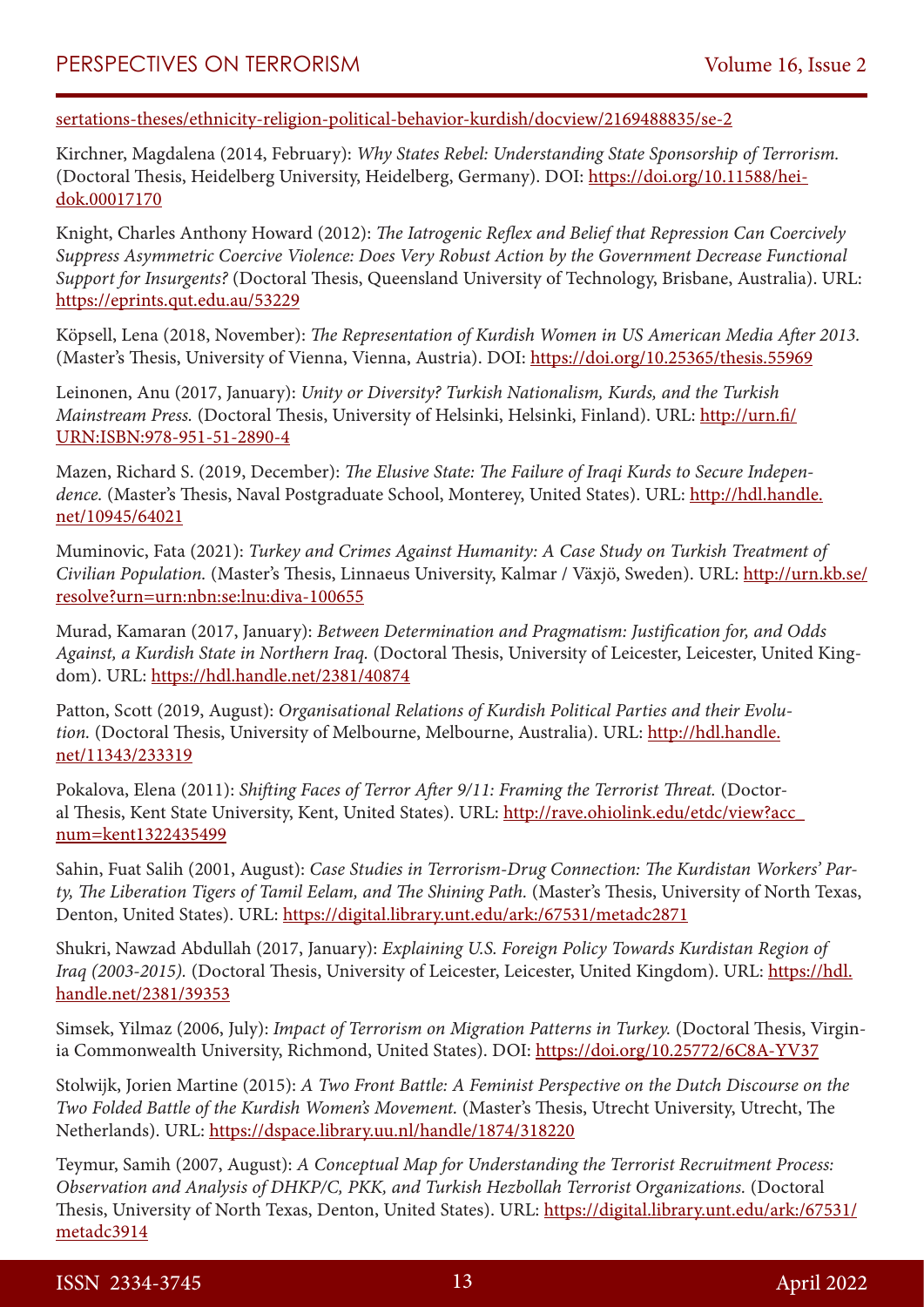sertations-theses/ethnicity-religion-political-behavior-kurdish/docview/2169488835/se-2

Kirchner, Magdalena (2014, February): *Why States Rebel: Understanding State Sponsorship of Terrorism.* (Doctoral Thesis, Heidelberg University, Heidelberg, Germany). DOI: https://doi.org/10.11588/heidok.00017170

Knight, Charles Anthony Howard (2012): *The Iatrogenic Reflex and Belief that Repression Can Coercively Suppress Asymmetric Coercive Violence: Does Very Robust Action by the Government Decrease Functional Support for Insurgents?* (Doctoral Thesis, Queensland University of Technology, Brisbane, Australia). URL: https://eprints.qut.edu.au/53229

Köpsell, Lena (2018, November): *The Representation of Kurdish Women in US American Media After 2013.* (Master's Thesis, University of Vienna, Vienna, Austria). DOI: https://doi.org/10.25365/thesis.55969

Leinonen, Anu (2017, January): *Unity or Diversity? Turkish Nationalism, Kurds, and the Turkish Mainstream Press.* (Doctoral Thesis, University of Helsinki, Helsinki, Finland). URL: http://urn.fi/URN:ISBN:978-951-51-2890-4

Mazen, Richard S. (2019, December): *The Elusive State: The Failure of Iraqi Kurds to Secure Independence.* (Master's Thesis, Naval Postgraduate School, Monterey, United States). URL: http://hdl.handle.net/10945/64021

Muminovic, Fata (2021): *Turkey and Crimes Against Humanity: A Case Study on Turkish Treatment of Civilian Population.* (Master's Thesis, Linnaeus University, Kalmar / Växjö, Sweden). URL: http://urn.kb.se/resolve?urn=urn:nbn:se:lnu:diva-100655

Murad, Kamaran (2017, January): *Between Determination and Pragmatism: Justification for, and Odds Against, a Kurdish State in Northern Iraq.* (Doctoral Thesis, University of Leicester, Leicester, United Kingdom). URL: https://hdl.handle.net/2381/40874

Patton, Scott (2019, August): *Organisational Relations of Kurdish Political Parties and their Evolution.* (Doctoral Thesis, University of Melbourne, Melbourne, Australia). URL: http://hdl.handle.net/11343/233319

Pokalova, Elena (2011): *Shifting Faces of Terror After 9/11: Framing the Terrorist Threat.* (Doctoral Thesis, Kent State University, Kent, United States). URL: http://rave.ohiolink.edu/etdc/view?acc_num=kent1322435499

Sahin, Fuat Salih (2001, August): *Case Studies in Terrorism-Drug Connection: The Kurdistan Workers' Party, The Liberation Tigers of Tamil Eelam, and The Shining Path.* (Master's Thesis, University of North Texas, Denton, United States). URL: https://digital.library.unt.edu/ark:/67531/metadc2871

Shukri, Nawzad Abdullah (2017, January): *Explaining U.S. Foreign Policy Towards Kurdistan Region of Iraq (2003-2015).* (Doctoral Thesis, University of Leicester, Leicester, United Kingdom). URL: https://hdl.handle.net/2381/39353

Simsek, Yilmaz (2006, July): *Impact of Terrorism on Migration Patterns in Turkey.* (Doctoral Thesis, Virginia Commonwealth University, Richmond, United States). DOI: https://doi.org/10.25772/6C8A-YV37

Stolwijk, Jorien Martine (2015): *A Two Front Battle: A Feminist Perspective on the Dutch Discourse on the Two Folded Battle of the Kurdish Women's Movement.* (Master's Thesis, Utrecht University, Utrecht, The Netherlands). URL: https://dspace.library.uu.nl/handle/1874/318220

Teymur, Samih (2007, August): *A Conceptual Map for Understanding the Terrorist Recruitment Process: Observation and Analysis of DHKP/C, PKK, and Turkish Hezbollah Terrorist Organizations.* (Doctoral Thesis, University of North Texas, Denton, United States). URL: https://digital.library.unt.edu/ark:/67531/metadc3914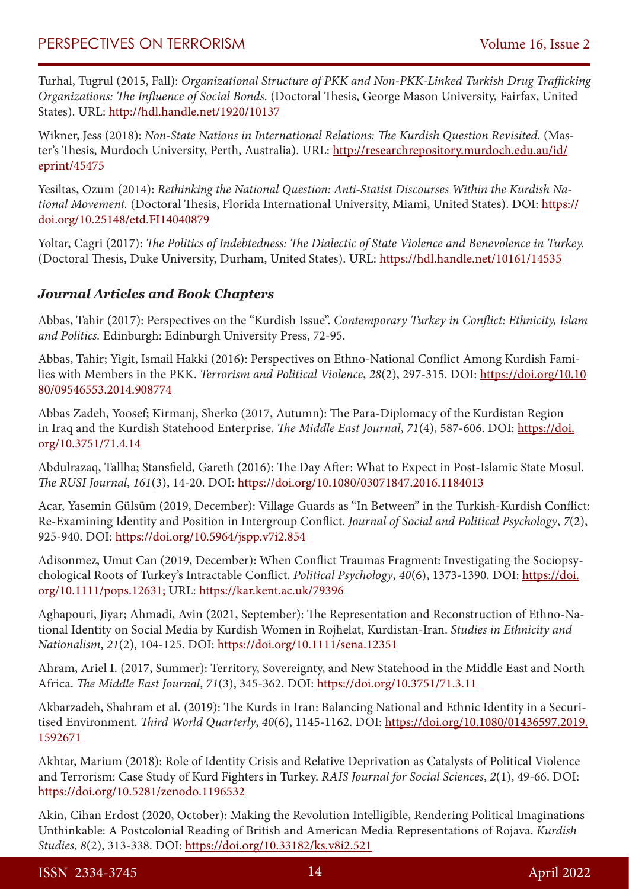Turhal, Tugrul (2015, Fall): *Organizational Structure of PKK and Non-PKK-Linked Turkish Drug Trafficking Organizations: The Influence of Social Bonds.* (Doctoral Thesis, George Mason University, Fairfax, United States). URL: http://hdl.handle.net/1920/10137

Wikner, Jess (2018): *Non-State Nations in International Relations: The Kurdish Question Revisited.* (Master's Thesis, Murdoch University, Perth, Australia). URL: http://researchrepository.murdoch.edu.au/id/eprint/45475

Yesiltas, Ozum (2014): *Rethinking the National Question: Anti-Statist Discourses Within the Kurdish National Movement.* (Doctoral Thesis, Florida International University, Miami, United States). DOI: https://doi.org/10.25148/etd.FI14040879

Yoltar, Cagri (2017): *The Politics of Indebtedness: The Dialectic of State Violence and Benevolence in Turkey.* (Doctoral Thesis, Duke University, Durham, United States). URL: https://hdl.handle.net/10161/14535

### *Journal Articles and Book Chapters*

Abbas, Tahir (2017): Perspectives on the "Kurdish Issue". *Contemporary Turkey in Conflict: Ethnicity, Islam and Politics.* Edinburgh: Edinburgh University Press, 72-95.

Abbas, Tahir; Yigit, Ismail Hakki (2016): Perspectives on Ethno-National Conflict Among Kurdish Families with Members in the PKK. *Terrorism and Political Violence*, *28*(2), 297-315. DOI: https://doi.org/10.1080/09546553.2014.908774

Abbas Zadeh, Yoosef; Kirmanj, Sherko (2017, Autumn): The Para-Diplomacy of the Kurdistan Region in Iraq and the Kurdish Statehood Enterprise. *The Middle East Journal*, *71*(4), 587-606. DOI: https://doi.org/10.3751/71.4.14

Abdulrazaq, Tallha; Stansfield, Gareth (2016): The Day After: What to Expect in Post-Islamic State Mosul. *The RUSI Journal*, *161*(3), 14-20. DOI: https://doi.org/10.1080/03071847.2016.1184013

Acar, Yasemin Gülsüm (2019, December): Village Guards as "In Between" in the Turkish-Kurdish Conflict: Re-Examining Identity and Position in Intergroup Conflict. *Journal of Social and Political Psychology*, *7*(2), 925-940. DOI: https://doi.org/10.5964/jspp.v7i2.854

Adisonmez, Umut Can (2019, December): When Conflict Traumas Fragment: Investigating the Sociopsychological Roots of Turkey's Intractable Conflict. *Political Psychology*, *40*(6), 1373-1390. DOI: https://doi.org/10.1111/pops.12631; URL: https://kar.kent.ac.uk/79396

Aghapouri, Jiyar; Ahmadi, Avin (2021, September): The Representation and Reconstruction of Ethno-National Identity on Social Media by Kurdish Women in Rojhelat, Kurdistan-Iran. *Studies in Ethnicity and Nationalism*, *21*(2), 104-125. DOI: https://doi.org/10.1111/sena.12351

Ahram, Ariel I. (2017, Summer): Territory, Sovereignty, and New Statehood in the Middle East and North Africa. *The Middle East Journal*, *71*(3), 345-362. DOI: https://doi.org/10.3751/71.3.11

Akbarzadeh, Shahram et al. (2019): The Kurds in Iran: Balancing National and Ethnic Identity in a Securitised Environment. *Third World Quarterly*, *40*(6), 1145-1162. DOI: https://doi.org/10.1080/01436597.2019.1592671

Akhtar, Marium (2018): Role of Identity Crisis and Relative Deprivation as Catalysts of Political Violence and Terrorism: Case Study of Kurd Fighters in Turkey. *RAIS Journal for Social Sciences*, *2*(1), 49-66. DOI: https://doi.org/10.5281/zenodo.1196532

Akin, Cihan Erdost (2020, October): Making the Revolution Intelligible, Rendering Political Imaginations Unthinkable: A Postcolonial Reading of British and American Media Representations of Rojava. *Kurdish Studies*, *8*(2), 313-338. DOI: https://doi.org/10.33182/ks.v8i2.521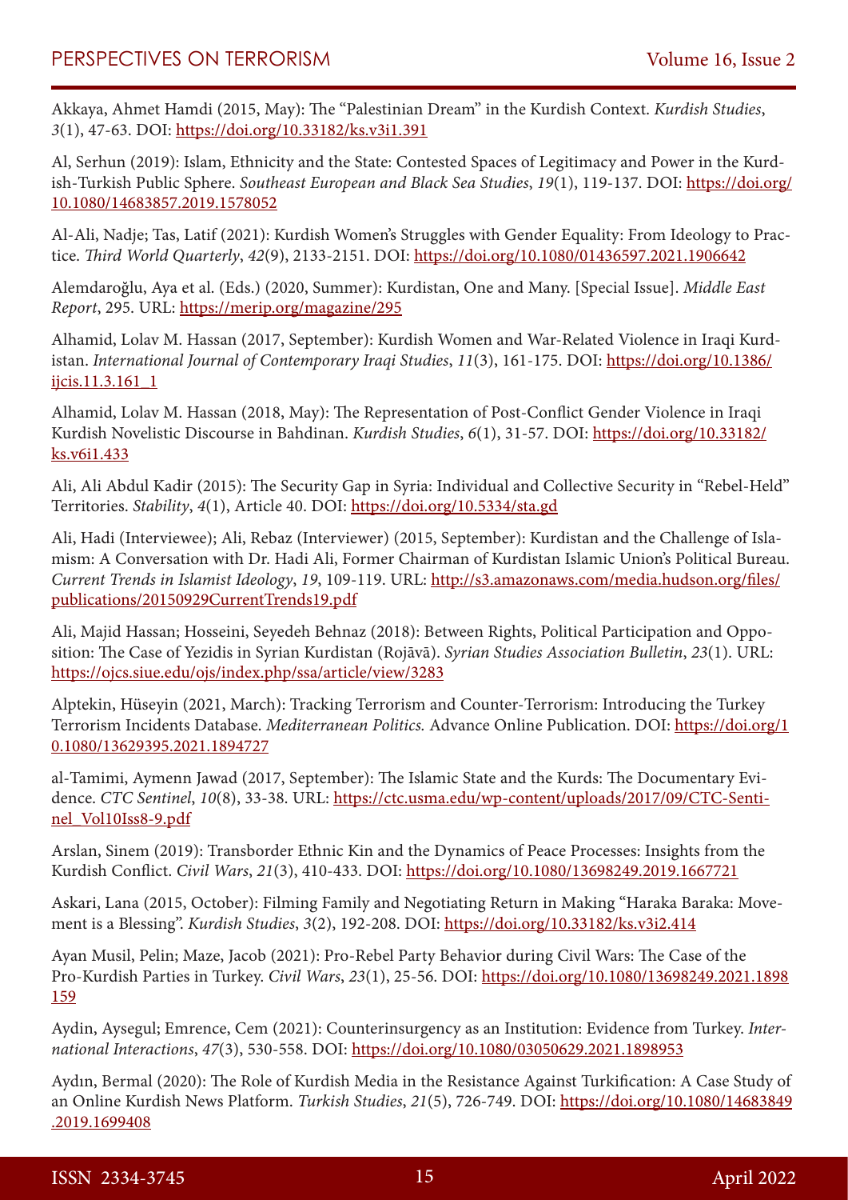Akkaya, Ahmet Hamdi (2015, May): The "Palestinian Dream" in the Kurdish Context. *Kurdish Studies*, *3*(1), 47-63. DOI: https://doi.org/10.33182/ks.v3i1.391

Al, Serhun (2019): Islam, Ethnicity and the State: Contested Spaces of Legitimacy and Power in the Kurdish-Turkish Public Sphere. *Southeast European and Black Sea Studies*, *19*(1), 119-137. DOI: https://doi.org/10.1080/14683857.2019.1578052

Al-Ali, Nadje; Tas, Latif (2021): Kurdish Women's Struggles with Gender Equality: From Ideology to Practice. *Third World Quarterly*, *42*(9), 2133-2151. DOI: https://doi.org/10.1080/01436597.2021.1906642

Alemdaroğlu, Aya et al. (Eds.) (2020, Summer): Kurdistan, One and Many. [Special Issue]. *Middle East Report*, 295. URL: https://merip.org/magazine/295

Alhamid, Lolav M. Hassan (2017, September): Kurdish Women and War-Related Violence in Iraqi Kurdistan. *International Journal of Contemporary Iraqi Studies*, *11*(3), 161-175. DOI: https://doi.org/10.1386/ijcis.11.3.161_1

Alhamid, Lolav M. Hassan (2018, May): The Representation of Post-Conflict Gender Violence in Iraqi Kurdish Novelistic Discourse in Bahdinan. *Kurdish Studies*, *6*(1), 31-57. DOI: https://doi.org/10.33182/ks.v6i1.433

Ali, Ali Abdul Kadir (2015): The Security Gap in Syria: Individual and Collective Security in "Rebel-Held" Territories. *Stability*, *4*(1), Article 40. DOI: https://doi.org/10.5334/sta.gd

Ali, Hadi (Interviewee); Ali, Rebaz (Interviewer) (2015, September): Kurdistan and the Challenge of Islamism: A Conversation with Dr. Hadi Ali, Former Chairman of Kurdistan Islamic Union's Political Bureau. *Current Trends in Islamist Ideology*, *19*, 109-119. URL: http://s3.amazonaws.com/media.hudson.org/files/publications/20150929CurrentTrends19.pdf

Ali, Majid Hassan; Hosseini, Seyedeh Behnaz (2018): Between Rights, Political Participation and Opposition: The Case of Yezidis in Syrian Kurdistan (Rojāvā). *Syrian Studies Association Bulletin*, *23*(1). URL: https://ojcs.siue.edu/ojs/index.php/ssa/article/view/3283

Alptekin, Hüseyin (2021, March): Tracking Terrorism and Counter-Terrorism: Introducing the Turkey Terrorism Incidents Database. *Mediterranean Politics.* Advance Online Publication. DOI: https://doi.org/10.1080/13629395.2021.1894727

al-Tamimi, Aymenn Jawad (2017, September): The Islamic State and the Kurds: The Documentary Evidence. *CTC Sentinel*, *10*(8), 33-38. URL: https://ctc.usma.edu/wp-content/uploads/2017/09/CTC-Sentinel_Vol10Iss8-9.pdf

Arslan, Sinem (2019): Transborder Ethnic Kin and the Dynamics of Peace Processes: Insights from the Kurdish Conflict. *Civil Wars*, *21*(3), 410-433. DOI: https://doi.org/10.1080/13698249.2019.1667721

Askari, Lana (2015, October): Filming Family and Negotiating Return in Making "Haraka Baraka: Movement is a Blessing". *Kurdish Studies*, *3*(2), 192-208. DOI: https://doi.org/10.33182/ks.v3i2.414

Ayan Musil, Pelin; Maze, Jacob (2021): Pro-Rebel Party Behavior during Civil Wars: The Case of the Pro-Kurdish Parties in Turkey. *Civil Wars*, *23*(1), 25-56. DOI: https://doi.org/10.1080/13698249.2021.1898159

Aydin, Aysegul; Emrence, Cem (2021): Counterinsurgency as an Institution: Evidence from Turkey. *International Interactions*, *47*(3), 530-558. DOI: https://doi.org/10.1080/03050629.2021.1898953

Aydın, Bermal (2020): The Role of Kurdish Media in the Resistance Against Turkification: A Case Study of an Online Kurdish News Platform. *Turkish Studies*, *21*(5), 726-749. DOI: https://doi.org/10.1080/14683849.2019.1699408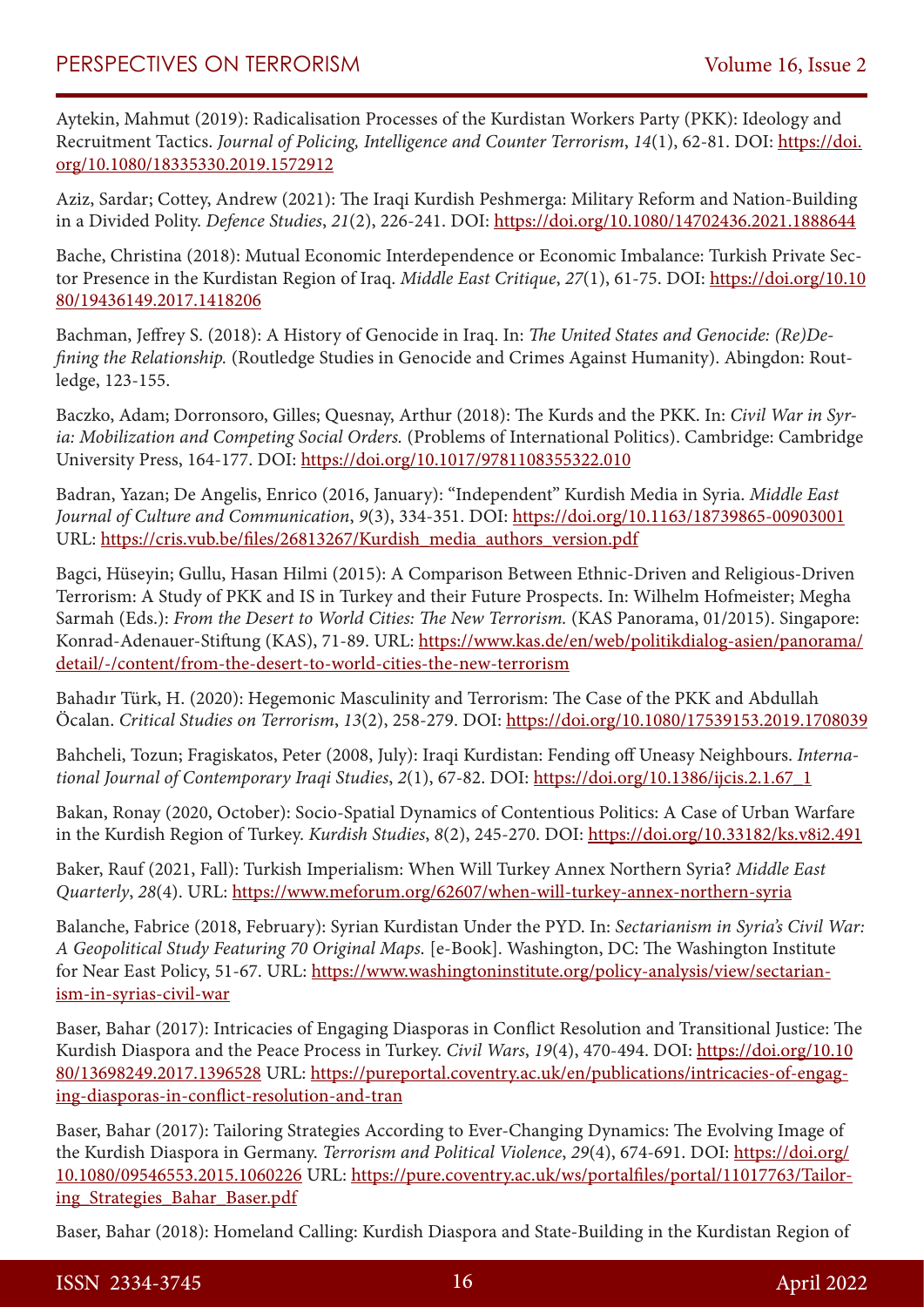Aytekin, Mahmut (2019): Radicalisation Processes of the Kurdistan Workers Party (PKK): Ideology and Recruitment Tactics. *Journal of Policing, Intelligence and Counter Terrorism*, *14*(1), 62-81. DOI: https://doi.org/10.1080/18335330.2019.1572912

Aziz, Sardar; Cottey, Andrew (2021): The Iraqi Kurdish Peshmerga: Military Reform and Nation-Building in a Divided Polity. *Defence Studies*, *21*(2), 226-241. DOI: https://doi.org/10.1080/14702436.2021.1888644

Bache, Christina (2018): Mutual Economic Interdependence or Economic Imbalance: Turkish Private Sector Presence in the Kurdistan Region of Iraq. *Middle East Critique*, *27*(1), 61-75. DOI: https://doi.org/10.1080/19436149.2017.1418206

Bachman, Jeffrey S. (2018): A History of Genocide in Iraq. In: *The United States and Genocide: (Re)Defining the Relationship.* (Routledge Studies in Genocide and Crimes Against Humanity). Abingdon: Routledge, 123-155.

Baczko, Adam; Dorronsoro, Gilles; Quesnay, Arthur (2018): The Kurds and the PKK. In: *Civil War in Syria: Mobilization and Competing Social Orders.* (Problems of International Politics). Cambridge: Cambridge University Press, 164-177. DOI: https://doi.org/10.1017/9781108355322.010

Badran, Yazan; De Angelis, Enrico (2016, January): "Independent" Kurdish Media in Syria. *Middle East Journal of Culture and Communication*, *9*(3), 334-351. DOI: https://doi.org/10.1163/18739865-00903001 URL: https://cris.vub.be/files/26813267/Kurdish_media_authors_version.pdf

Bagci, Hüseyin; Gullu, Hasan Hilmi (2015): A Comparison Between Ethnic-Driven and Religious-Driven Terrorism: A Study of PKK and IS in Turkey and their Future Prospects. In: Wilhelm Hofmeister; Megha Sarmah (Eds.): *From the Desert to World Cities: The New Terrorism.* (KAS Panorama, 01/2015). Singapore: Konrad-Adenauer-Stiftung (KAS), 71-89. URL: https://www.kas.de/en/web/politikdialog-asien/panorama/detail/-/content/from-the-desert-to-world-cities-the-new-terrorism

Bahadır Türk, H. (2020): Hegemonic Masculinity and Terrorism: The Case of the PKK and Abdullah Öcalan. *Critical Studies on Terrorism*, *13*(2), 258-279. DOI: https://doi.org/10.1080/17539153.2019.1708039

Bahcheli, Tozun; Fragiskatos, Peter (2008, July): Iraqi Kurdistan: Fending off Uneasy Neighbours. *International Journal of Contemporary Iraqi Studies*, *2*(1), 67-82. DOI: https://doi.org/10.1386/ijcis.2.1.67_1

Bakan, Ronay (2020, October): Socio-Spatial Dynamics of Contentious Politics: A Case of Urban Warfare in the Kurdish Region of Turkey. *Kurdish Studies*, *8*(2), 245-270. DOI: https://doi.org/10.33182/ks.v8i2.491

Baker, Rauf (2021, Fall): Turkish Imperialism: When Will Turkey Annex Northern Syria? *Middle East Quarterly*, *28*(4). URL: https://www.meforum.org/62607/when-will-turkey-annex-northern-syria

Balanche, Fabrice (2018, February): Syrian Kurdistan Under the PYD. In: *Sectarianism in Syria's Civil War: A Geopolitical Study Featuring 70 Original Maps.* [e-Book]. Washington, DC: The Washington Institute for Near East Policy, 51-67. URL: https://www.washingtoninstitute.org/policy-analysis/view/sectarianism-in-syrias-civil-war

Baser, Bahar (2017): Intricacies of Engaging Diasporas in Conflict Resolution and Transitional Justice: The Kurdish Diaspora and the Peace Process in Turkey. *Civil Wars*, *19*(4), 470-494. DOI: https://doi.org/10.1080/13698249.2017.1396528 URL: https://pureportal.coventry.ac.uk/en/publications/intricacies-of-engaging-diasporas-in-conflict-resolution-and-tran

Baser, Bahar (2017): Tailoring Strategies According to Ever-Changing Dynamics: The Evolving Image of the Kurdish Diaspora in Germany. *Terrorism and Political Violence*, *29*(4), 674-691. DOI: https://doi.org/10.1080/09546553.2015.1060226 URL: https://pure.coventry.ac.uk/ws/portalfiles/portal/11017763/Tailoring_Strategies_Bahar_Baser.pdf

Baser, Bahar (2018): Homeland Calling: Kurdish Diaspora and State-Building in the Kurdistan Region of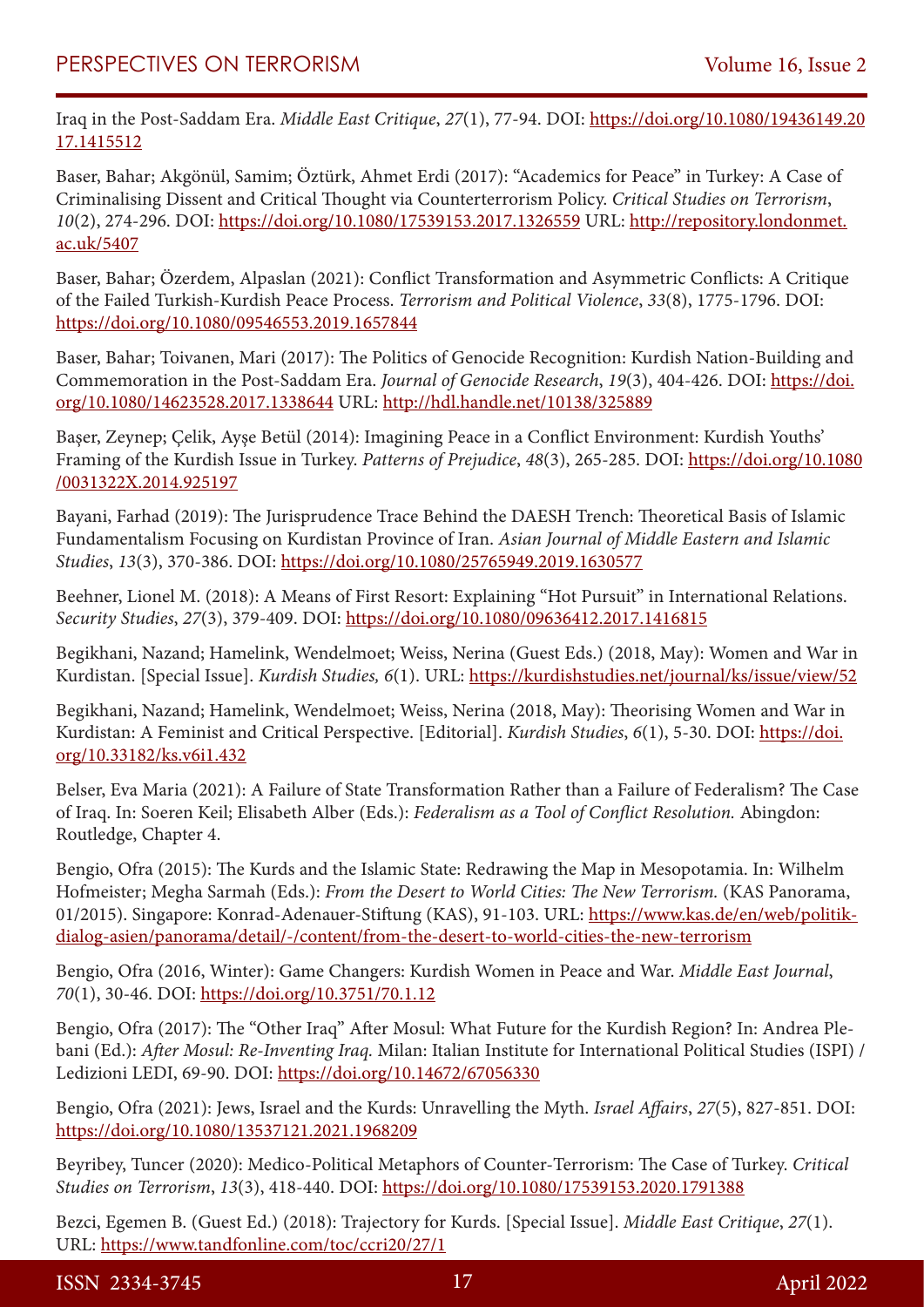Iraq in the Post-Saddam Era. *Middle East Critique*, *27*(1), 77-94. DOI: https://doi.org/10.1080/19436149.2017.1415512

Baser, Bahar; Akgönül, Samim; Öztürk, Ahmet Erdi (2017): "Academics for Peace" in Turkey: A Case of Criminalising Dissent and Critical Thought via Counterterrorism Policy. *Critical Studies on Terrorism*, *10*(2), 274-296. DOI: https://doi.org/10.1080/17539153.2017.1326559 URL: http://repository.londonmet.ac.uk/5407

Baser, Bahar; Özerdem, Alpaslan (2021): Conflict Transformation and Asymmetric Conflicts: A Critique of the Failed Turkish-Kurdish Peace Process. *Terrorism and Political Violence*, *33*(8), 1775-1796. DOI: https://doi.org/10.1080/09546553.2019.1657844

Baser, Bahar; Toivanen, Mari (2017): The Politics of Genocide Recognition: Kurdish Nation-Building and Commemoration in the Post-Saddam Era. *Journal of Genocide Research*, *19*(3), 404-426. DOI: https://doi.org/10.1080/14623528.2017.1338644 URL: http://hdl.handle.net/10138/325889

Başer, Zeynep; Çelik, Ayşe Betül (2014): Imagining Peace in a Conflict Environment: Kurdish Youths' Framing of the Kurdish Issue in Turkey. *Patterns of Prejudice*, *48*(3), 265-285. DOI: https://doi.org/10.1080/0031322X.2014.925197

Bayani, Farhad (2019): The Jurisprudence Trace Behind the DAESH Trench: Theoretical Basis of Islamic Fundamentalism Focusing on Kurdistan Province of Iran. *Asian Journal of Middle Eastern and Islamic Studies*, *13*(3), 370-386. DOI: https://doi.org/10.1080/25765949.2019.1630577

Beehner, Lionel M. (2018): A Means of First Resort: Explaining "Hot Pursuit" in International Relations. *Security Studies*, *27*(3), 379-409. DOI: https://doi.org/10.1080/09636412.2017.1416815

Begikhani, Nazand; Hamelink, Wendelmoet; Weiss, Nerina (Guest Eds.) (2018, May): Women and War in Kurdistan. [Special Issue]. *Kurdish Studies, 6*(1). URL: https://kurdishstudies.net/journal/ks/issue/view/52

Begikhani, Nazand; Hamelink, Wendelmoet; Weiss, Nerina (2018, May): Theorising Women and War in Kurdistan: A Feminist and Critical Perspective. [Editorial]. *Kurdish Studies*, *6*(1), 5-30. DOI: https://doi.org/10.33182/ks.v6i1.432

Belser, Eva Maria (2021): A Failure of State Transformation Rather than a Failure of Federalism? The Case of Iraq. In: Soeren Keil; Elisabeth Alber (Eds.): *Federalism as a Tool of Conflict Resolution.* Abingdon: Routledge, Chapter 4.

Bengio, Ofra (2015): The Kurds and the Islamic State: Redrawing the Map in Mesopotamia. In: Wilhelm Hofmeister; Megha Sarmah (Eds.): *From the Desert to World Cities: The New Terrorism.* (KAS Panorama, 01/2015). Singapore: Konrad-Adenauer-Stiftung (KAS), 91-103. URL: https://www.kas.de/en/web/politikdialog-asien/panorama/detail/-/content/from-the-desert-to-world-cities-the-new-terrorism

Bengio, Ofra (2016, Winter): Game Changers: Kurdish Women in Peace and War. *Middle East Journal*, *70*(1), 30-46. DOI: https://doi.org/10.3751/70.1.12

Bengio, Ofra (2017): The "Other Iraq" After Mosul: What Future for the Kurdish Region? In: Andrea Plebani (Ed.): *After Mosul: Re-Inventing Iraq.* Milan: Italian Institute for International Political Studies (ISPI) / Ledizioni LEDI, 69-90. DOI: https://doi.org/10.14672/67056330

Bengio, Ofra (2021): Jews, Israel and the Kurds: Unravelling the Myth. *Israel Affairs*, *27*(5), 827-851. DOI: https://doi.org/10.1080/13537121.2021.1968209

Beyribey, Tuncer (2020): Medico-Political Metaphors of Counter-Terrorism: The Case of Turkey. *Critical Studies on Terrorism*, *13*(3), 418-440. DOI: https://doi.org/10.1080/17539153.2020.1791388

Bezci, Egemen B. (Guest Ed.) (2018): Trajectory for Kurds. [Special Issue]. *Middle East Critique*, *27*(1). URL: https://www.tandfonline.com/toc/ccri20/27/1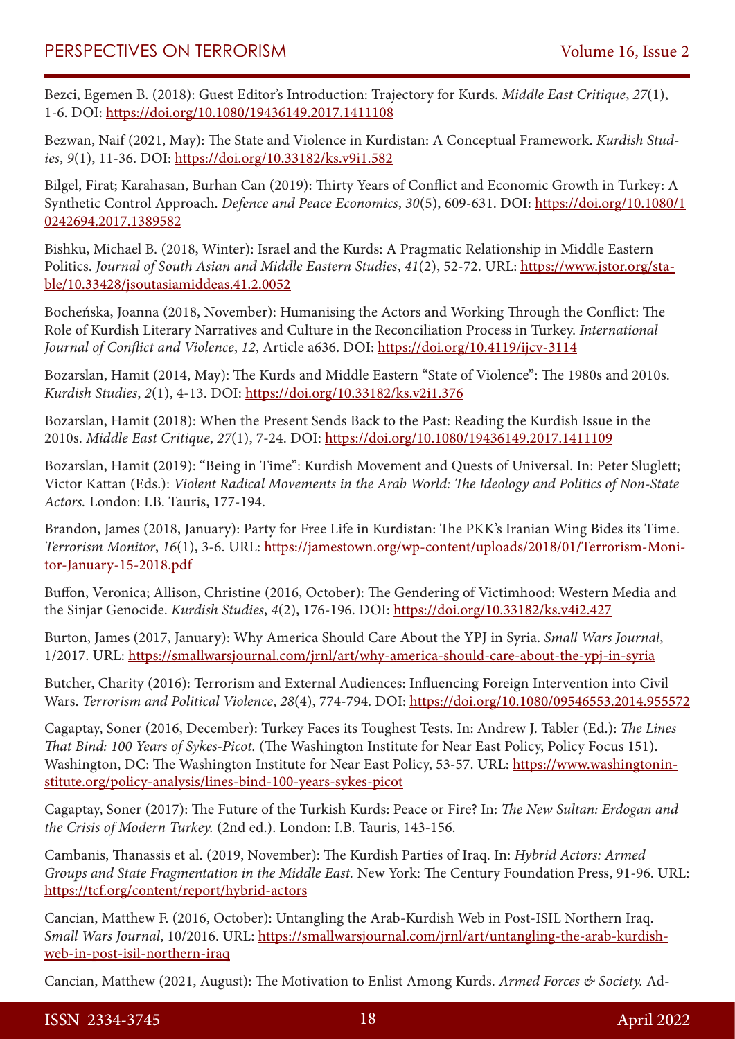Bezci, Egemen B. (2018): Guest Editor's Introduction: Trajectory for Kurds. *Middle East Critique*, *27*(1), 1-6. DOI: https://doi.org/10.1080/19436149.2017.1411108

Bezwan, Naif (2021, May): The State and Violence in Kurdistan: A Conceptual Framework. *Kurdish Studies*, *9*(1), 11-36. DOI: https://doi.org/10.33182/ks.v9i1.582

Bilgel, Firat; Karahasan, Burhan Can (2019): Thirty Years of Conflict and Economic Growth in Turkey: A Synthetic Control Approach. *Defence and Peace Economics*, *30*(5), 609-631. DOI: https://doi.org/10.1080/10242694.2017.1389582

Bishku, Michael B. (2018, Winter): Israel and the Kurds: A Pragmatic Relationship in Middle Eastern Politics. *Journal of South Asian and Middle Eastern Studies*, *41*(2), 52-72. URL: https://www.jstor.org/stable/10.33428/jsoutasiamiddeas.41.2.0052

Bocheńska, Joanna (2018, November): Humanising the Actors and Working Through the Conflict: The Role of Kurdish Literary Narratives and Culture in the Reconciliation Process in Turkey. *International Journal of Conflict and Violence*, *12*, Article a636. DOI: https://doi.org/10.4119/ijcv-3114

Bozarslan, Hamit (2014, May): The Kurds and Middle Eastern "State of Violence": The 1980s and 2010s. *Kurdish Studies*, *2*(1), 4-13. DOI: https://doi.org/10.33182/ks.v2i1.376

Bozarslan, Hamit (2018): When the Present Sends Back to the Past: Reading the Kurdish Issue in the 2010s. *Middle East Critique*, *27*(1), 7-24. DOI: https://doi.org/10.1080/19436149.2017.1411109

Bozarslan, Hamit (2019): "Being in Time": Kurdish Movement and Quests of Universal. In: Peter Sluglett; Victor Kattan (Eds.): *Violent Radical Movements in the Arab World: The Ideology and Politics of Non-State Actors.* London: I.B. Tauris, 177-194.

Brandon, James (2018, January): Party for Free Life in Kurdistan: The PKK's Iranian Wing Bides its Time. *Terrorism Monitor*, *16*(1), 3-6. URL: https://jamestown.org/wp-content/uploads/2018/01/Terrorism-Monitor-January-15-2018.pdf

Buffon, Veronica; Allison, Christine (2016, October): The Gendering of Victimhood: Western Media and the Sinjar Genocide. *Kurdish Studies*, *4*(2), 176-196. DOI: https://doi.org/10.33182/ks.v4i2.427

Burton, James (2017, January): Why America Should Care About the YPJ in Syria. *Small Wars Journal*, 1/2017. URL: https://smallwarsjournal.com/jrnl/art/why-america-should-care-about-the-ypj-in-syria

Butcher, Charity (2016): Terrorism and External Audiences: Influencing Foreign Intervention into Civil Wars. *Terrorism and Political Violence*, *28*(4), 774-794. DOI: https://doi.org/10.1080/09546553.2014.955572

Cagaptay, Soner (2016, December): Turkey Faces its Toughest Tests. In: Andrew J. Tabler (Ed.): *The Lines That Bind: 100 Years of Sykes-Picot.* (The Washington Institute for Near East Policy, Policy Focus 151). Washington, DC: The Washington Institute for Near East Policy, 53-57. URL: https://www.washingtoninstitute.org/policy-analysis/lines-bind-100-years-sykes-picot

Cagaptay, Soner (2017): The Future of the Turkish Kurds: Peace or Fire? In: *The New Sultan: Erdogan and the Crisis of Modern Turkey.* (2nd ed.). London: I.B. Tauris, 143-156.

Cambanis, Thanassis et al. (2019, November): The Kurdish Parties of Iraq. In: *Hybrid Actors: Armed Groups and State Fragmentation in the Middle East.* New York: The Century Foundation Press, 91-96. URL: https://tcf.org/content/report/hybrid-actors

Cancian, Matthew F. (2016, October): Untangling the Arab-Kurdish Web in Post-ISIL Northern Iraq. *Small Wars Journal*, 10/2016. URL: https://smallwarsjournal.com/jrnl/art/untangling-the-arab-kurdish-web-in-post-isil-northern-iraq

Cancian, Matthew (2021, August): The Motivation to Enlist Among Kurds. *Armed Forces & Society.* Ad-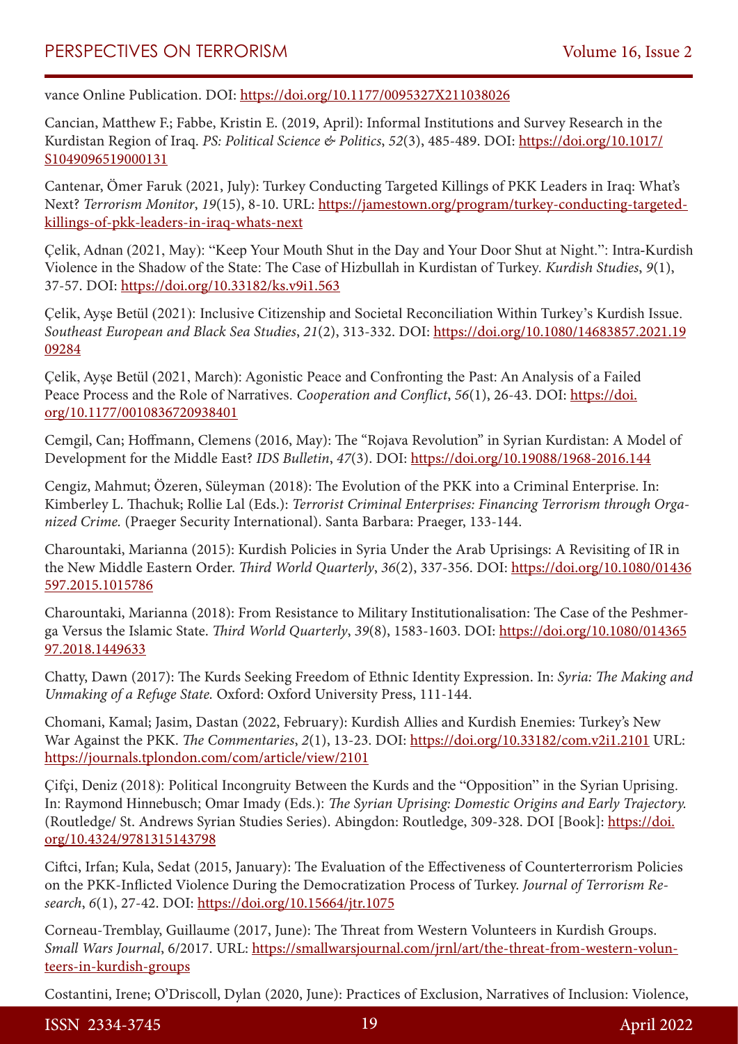vance Online Publication. DOI: https://doi.org/10.1177/0095327X211038026

Cancian, Matthew F.; Fabbe, Kristin E. (2019, April): Informal Institutions and Survey Research in the Kurdistan Region of Iraq. *PS: Political Science & Politics*, *52*(3), 485-489. DOI: https://doi.org/10.1017/S1049096519000131

Cantenar, Ömer Faruk (2021, July): Turkey Conducting Targeted Killings of PKK Leaders in Iraq: What's Next? *Terrorism Monitor*, *19*(15), 8-10. URL: https://jamestown.org/program/turkey-conducting-targeted-killings-of-pkk-leaders-in-iraq-whats-next

Çelik, Adnan (2021, May): "Keep Your Mouth Shut in the Day and Your Door Shut at Night.": Intra-Kurdish Violence in the Shadow of the State: The Case of Hizbullah in Kurdistan of Turkey. *Kurdish Studies*, *9*(1), 37-57. DOI: https://doi.org/10.33182/ks.v9i1.563

Çelik, Ayşe Betül (2021): Inclusive Citizenship and Societal Reconciliation Within Turkey's Kurdish Issue. *Southeast European and Black Sea Studies*, *21*(2), 313-332. DOI: https://doi.org/10.1080/14683857.2021.1909284

Çelik, Ayşe Betül (2021, March): Agonistic Peace and Confronting the Past: An Analysis of a Failed Peace Process and the Role of Narratives. *Cooperation and Conflict*, *56*(1), 26-43. DOI: https://doi.org/10.1177/0010836720938401

Cemgil, Can; Hoffmann, Clemens (2016, May): The "Rojava Revolution" in Syrian Kurdistan: A Model of Development for the Middle East? *IDS Bulletin*, *47*(3). DOI: https://doi.org/10.19088/1968-2016.144

Cengiz, Mahmut; Özeren, Süleyman (2018): The Evolution of the PKK into a Criminal Enterprise. In: Kimberley L. Thachuk; Rollie Lal (Eds.): *Terrorist Criminal Enterprises: Financing Terrorism through Organized Crime.* (Praeger Security International). Santa Barbara: Praeger, 133-144.

Charountaki, Marianna (2015): Kurdish Policies in Syria Under the Arab Uprisings: A Revisiting of IR in the New Middle Eastern Order. *Third World Quarterly*, *36*(2), 337-356. DOI: https://doi.org/10.1080/01436597.2015.1015786

Charountaki, Marianna (2018): From Resistance to Military Institutionalisation: The Case of the Peshmerga Versus the Islamic State. *Third World Quarterly*, *39*(8), 1583-1603. DOI: https://doi.org/10.1080/01436597.2018.1449633

Chatty, Dawn (2017): The Kurds Seeking Freedom of Ethnic Identity Expression. In: *Syria: The Making and Unmaking of a Refuge State.* Oxford: Oxford University Press, 111-144.

Chomani, Kamal; Jasim, Dastan (2022, February): Kurdish Allies and Kurdish Enemies: Turkey's New War Against the PKK. *The Commentaries*, *2*(1), 13-23. DOI: https://doi.org/10.33182/com.v2i1.2101 URL: https://journals.tplondon.com/com/article/view/2101

Çifçi, Deniz (2018): Political Incongruity Between the Kurds and the "Opposition" in the Syrian Uprising. In: Raymond Hinnebusch; Omar Imady (Eds.): *The Syrian Uprising: Domestic Origins and Early Trajectory.* (Routledge/ St. Andrews Syrian Studies Series). Abingdon: Routledge, 309-328. DOI [Book]: https://doi.org/10.4324/9781315143798

Ciftci, Irfan; Kula, Sedat (2015, January): The Evaluation of the Effectiveness of Counterterrorism Policies on the PKK-Inflicted Violence During the Democratization Process of Turkey. *Journal of Terrorism Research*, *6*(1), 27-42. DOI: https://doi.org/10.15664/jtr.1075

Corneau-Tremblay, Guillaume (2017, June): The Threat from Western Volunteers in Kurdish Groups. *Small Wars Journal*, 6/2017. URL: https://smallwarsjournal.com/jrnl/art/the-threat-from-western-volunteers-in-kurdish-groups

Costantini, Irene; O'Driscoll, Dylan (2020, June): Practices of Exclusion, Narratives of Inclusion: Violence,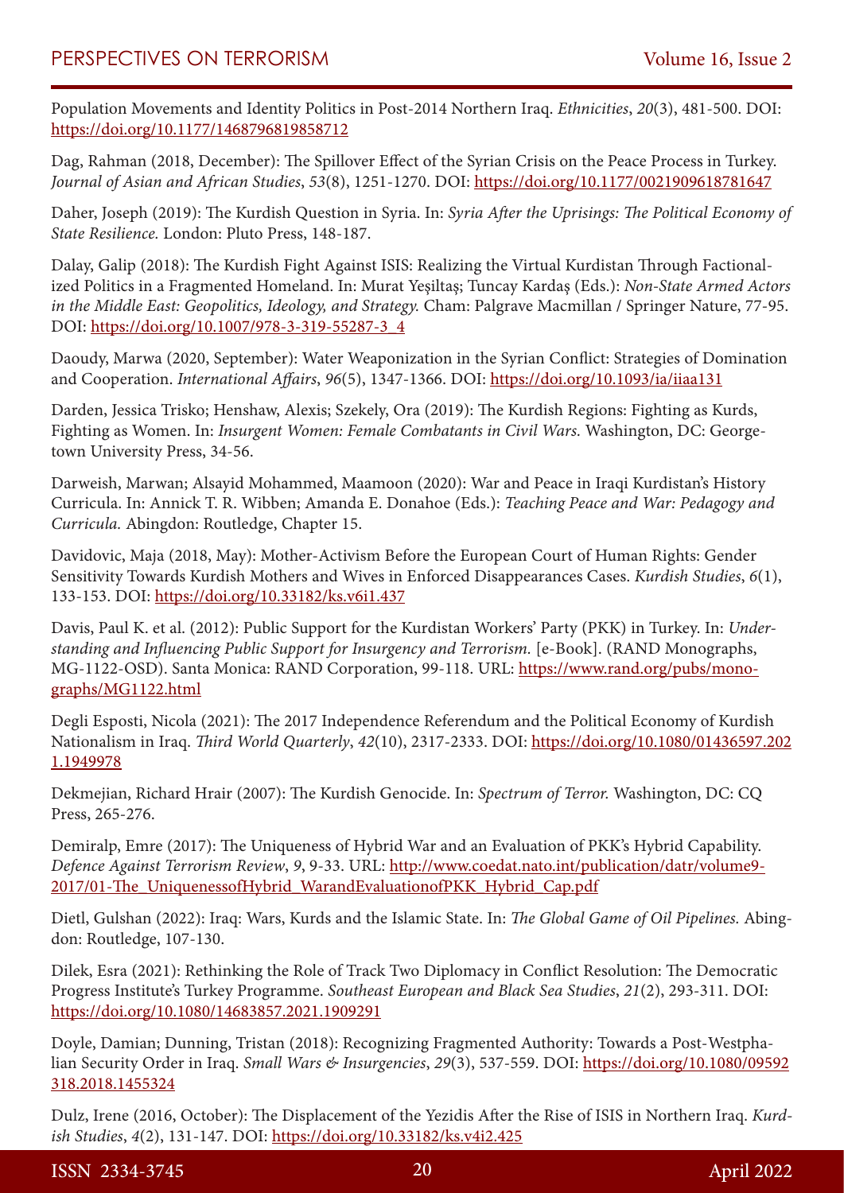Population Movements and Identity Politics in Post-2014 Northern Iraq. *Ethnicities*, *20*(3), 481-500. DOI: https://doi.org/10.1177/1468796819858712

Dag, Rahman (2018, December): The Spillover Effect of the Syrian Crisis on the Peace Process in Turkey. *Journal of Asian and African Studies*, *53*(8), 1251-1270. DOI: https://doi.org/10.1177/0021909618781647

Daher, Joseph (2019): The Kurdish Question in Syria. In: *Syria After the Uprisings: The Political Economy of State Resilience.* London: Pluto Press, 148-187.

Dalay, Galip (2018): The Kurdish Fight Against ISIS: Realizing the Virtual Kurdistan Through Factionalized Politics in a Fragmented Homeland. In: Murat Yeşiltaş; Tuncay Kardaş (Eds.): *Non-State Armed Actors in the Middle East: Geopolitics, Ideology, and Strategy.* Cham: Palgrave Macmillan / Springer Nature, 77-95. DOI: https://doi.org/10.1007/978-3-319-55287-3_4

Daoudy, Marwa (2020, September): Water Weaponization in the Syrian Conflict: Strategies of Domination and Cooperation. *International Affairs*, *96*(5), 1347-1366. DOI: https://doi.org/10.1093/ia/iiaa131

Darden, Jessica Trisko; Henshaw, Alexis; Szekely, Ora (2019): The Kurdish Regions: Fighting as Kurds, Fighting as Women. In: *Insurgent Women: Female Combatants in Civil Wars.* Washington, DC: Georgetown University Press, 34-56.

Darweish, Marwan; Alsayid Mohammed, Maamoon (2020): War and Peace in Iraqi Kurdistan's History Curricula. In: Annick T. R. Wibben; Amanda E. Donahoe (Eds.): *Teaching Peace and War: Pedagogy and Curricula.* Abingdon: Routledge, Chapter 15.

Davidovic, Maja (2018, May): Mother-Activism Before the European Court of Human Rights: Gender Sensitivity Towards Kurdish Mothers and Wives in Enforced Disappearances Cases. *Kurdish Studies*, *6*(1), 133-153. DOI: https://doi.org/10.33182/ks.v6i1.437

Davis, Paul K. et al. (2012): Public Support for the Kurdistan Workers' Party (PKK) in Turkey. In: *Understanding and Influencing Public Support for Insurgency and Terrorism.* [e-Book]. (RAND Monographs, MG-1122-OSD). Santa Monica: RAND Corporation, 99-118. URL: https://www.rand.org/pubs/monographs/MG1122.html

Degli Esposti, Nicola (2021): The 2017 Independence Referendum and the Political Economy of Kurdish Nationalism in Iraq. *Third World Quarterly*, *42*(10), 2317-2333. DOI: https://doi.org/10.1080/01436597.2021.1949978

Dekmejian, Richard Hrair (2007): The Kurdish Genocide. In: *Spectrum of Terror.* Washington, DC: CQ Press, 265-276.

Demiralp, Emre (2017): The Uniqueness of Hybrid War and an Evaluation of PKK's Hybrid Capability. *Defence Against Terrorism Review*, *9*, 9-33. URL: http://www.coedat.nato.int/publication/datr/volume9-2017/01-The_UniquenessofHybrid_WarandEvaluationofPKK_Hybrid_Cap.pdf

Dietl, Gulshan (2022): Iraq: Wars, Kurds and the Islamic State. In: *The Global Game of Oil Pipelines.* Abingdon: Routledge, 107-130.

Dilek, Esra (2021): Rethinking the Role of Track Two Diplomacy in Conflict Resolution: The Democratic Progress Institute's Turkey Programme. *Southeast European and Black Sea Studies*, *21*(2), 293-311. DOI: https://doi.org/10.1080/14683857.2021.1909291

Doyle, Damian; Dunning, Tristan (2018): Recognizing Fragmented Authority: Towards a Post-Westphalian Security Order in Iraq. *Small Wars & Insurgencies*, *29*(3), 537-559. DOI: https://doi.org/10.1080/09592318.2018.1455324

Dulz, Irene (2016, October): The Displacement of the Yezidis After the Rise of ISIS in Northern Iraq. *Kurdish Studies*, *4*(2), 131-147. DOI: https://doi.org/10.33182/ks.v4i2.425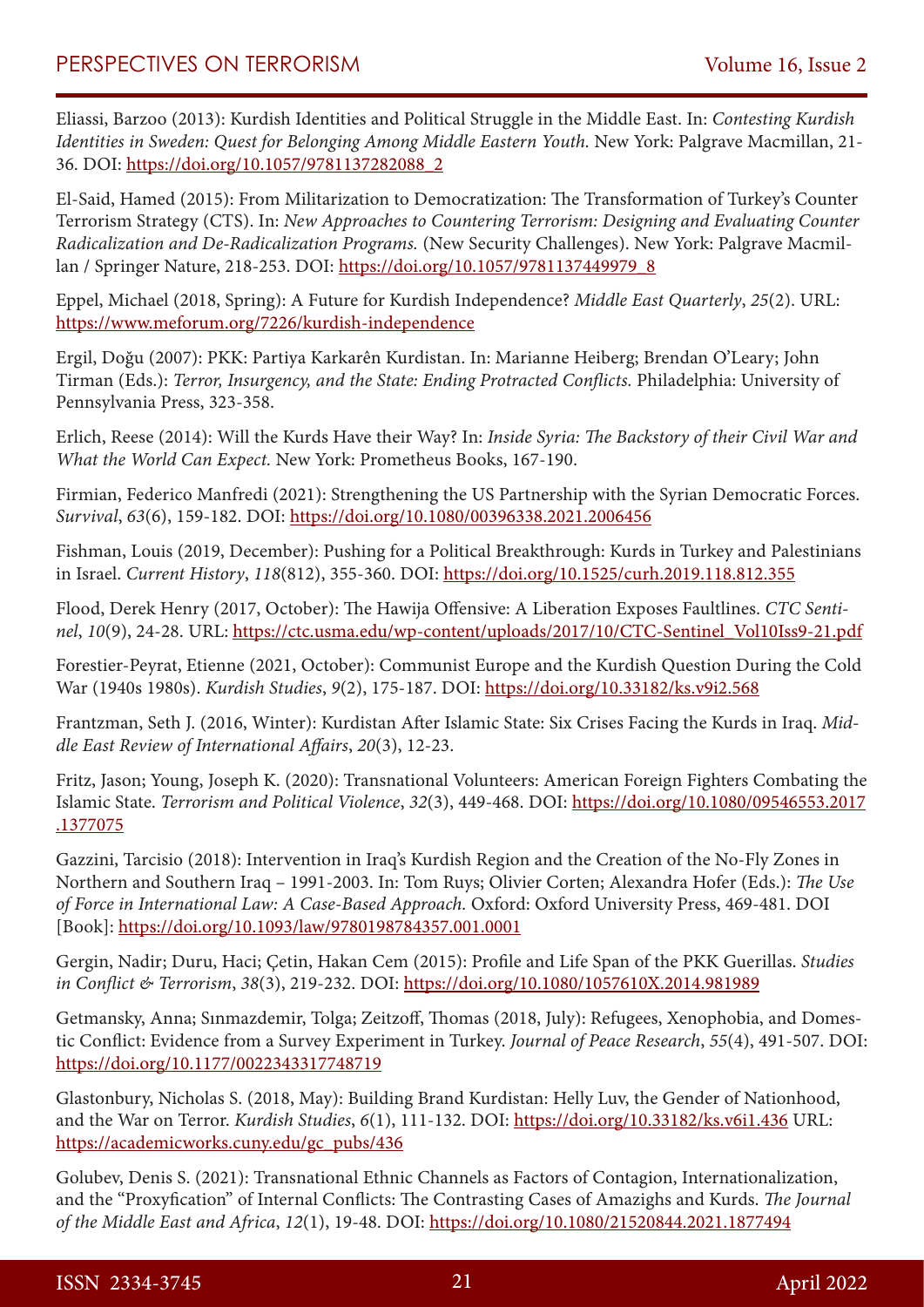Eliassi, Barzoo (2013): Kurdish Identities and Political Struggle in the Middle East. In: *Contesting Kurdish Identities in Sweden: Quest for Belonging Among Middle Eastern Youth.* New York: Palgrave Macmillan, 21-36. DOI: https://doi.org/10.1057/9781137282088_2

El-Said, Hamed (2015): From Militarization to Democratization: The Transformation of Turkey's Counter Terrorism Strategy (CTS). In: *New Approaches to Countering Terrorism: Designing and Evaluating Counter Radicalization and De-Radicalization Programs.* (New Security Challenges). New York: Palgrave Macmillan / Springer Nature, 218-253. DOI: https://doi.org/10.1057/9781137449979_8

Eppel, Michael (2018, Spring): A Future for Kurdish Independence? *Middle East Quarterly*, *25*(2). URL: https://www.meforum.org/7226/kurdish-independence

Ergil, Doğu (2007): PKK: Partiya Karkarên Kurdistan. In: Marianne Heiberg; Brendan O'Leary; John Tirman (Eds.): *Terror, Insurgency, and the State: Ending Protracted Conflicts.* Philadelphia: University of Pennsylvania Press, 323-358.

Erlich, Reese (2014): Will the Kurds Have their Way? In: *Inside Syria: The Backstory of their Civil War and What the World Can Expect.* New York: Prometheus Books, 167-190.

Firmian, Federico Manfredi (2021): Strengthening the US Partnership with the Syrian Democratic Forces. *Survival*, *63*(6), 159-182. DOI: https://doi.org/10.1080/00396338.2021.2006456

Fishman, Louis (2019, December): Pushing for a Political Breakthrough: Kurds in Turkey and Palestinians in Israel. *Current History*, *118*(812), 355-360. DOI: https://doi.org/10.1525/curh.2019.118.812.355

Flood, Derek Henry (2017, October): The Hawija Offensive: A Liberation Exposes Faultlines. *CTC Sentinel*, *10*(9), 24-28. URL: https://ctc.usma.edu/wp-content/uploads/2017/10/CTC-Sentinel_Vol10Iss9-21.pdf

Forestier-Peyrat, Etienne (2021, October): Communist Europe and the Kurdish Question During the Cold War (1940s 1980s). *Kurdish Studies*, *9*(2), 175-187. DOI: https://doi.org/10.33182/ks.v9i2.568

Frantzman, Seth J. (2016, Winter): Kurdistan After Islamic State: Six Crises Facing the Kurds in Iraq. *Middle East Review of International Affairs*, *20*(3), 12-23.

Fritz, Jason; Young, Joseph K. (2020): Transnational Volunteers: American Foreign Fighters Combating the Islamic State. *Terrorism and Political Violence*, *32*(3), 449-468. DOI: https://doi.org/10.1080/09546553.2017.1377075

Gazzini, Tarcisio (2018): Intervention in Iraq's Kurdish Region and the Creation of the No-Fly Zones in Northern and Southern Iraq – 1991-2003. In: Tom Ruys; Olivier Corten; Alexandra Hofer (Eds.): *The Use of Force in International Law: A Case-Based Approach.* Oxford: Oxford University Press, 469-481. DOI [Book]: https://doi.org/10.1093/law/9780198784357.001.0001

Gergin, Nadir; Duru, Haci; Çetin, Hakan Cem (2015): Profile and Life Span of the PKK Guerillas. *Studies in Conflict & Terrorism*, *38*(3), 219-232. DOI: https://doi.org/10.1080/1057610X.2014.981989

Getmansky, Anna; Sınmazdemir, Tolga; Zeitzoff, Thomas (2018, July): Refugees, Xenophobia, and Domestic Conflict: Evidence from a Survey Experiment in Turkey. *Journal of Peace Research*, *55*(4), 491-507. DOI: https://doi.org/10.1177/0022343317748719

Glastonbury, Nicholas S. (2018, May): Building Brand Kurdistan: Helly Luv, the Gender of Nationhood, and the War on Terror. *Kurdish Studies*, *6*(1), 111-132. DOI: https://doi.org/10.33182/ks.v6i1.436 URL: https://academicworks.cuny.edu/gc_pubs/436

Golubev, Denis S. (2021): Transnational Ethnic Channels as Factors of Contagion, Internationalization, and the "Proxyfication" of Internal Conflicts: The Contrasting Cases of Amazighs and Kurds. *The Journal of the Middle East and Africa*, *12*(1), 19-48. DOI: https://doi.org/10.1080/21520844.2021.1877494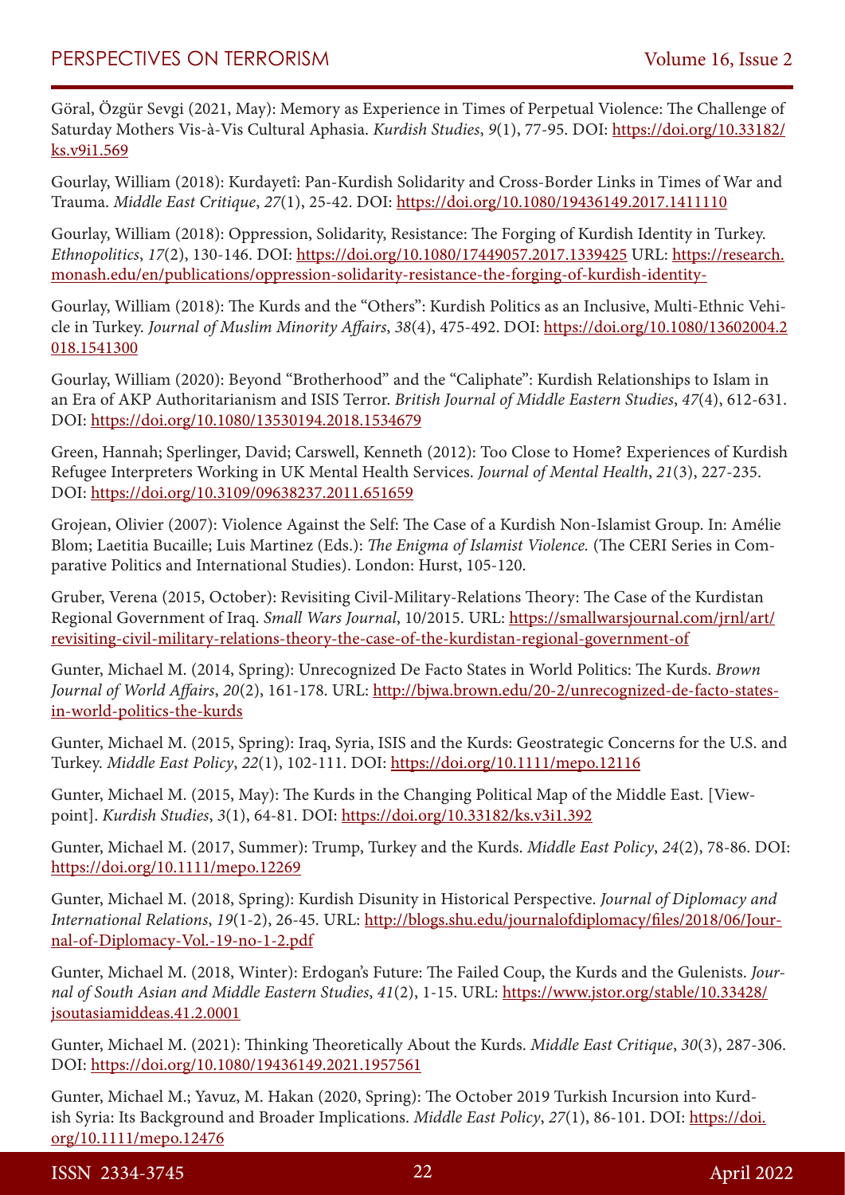Göral, Özgür Sevgi (2021, May): Memory as Experience in Times of Perpetual Violence: The Challenge of Saturday Mothers Vis-à-Vis Cultural Aphasia. *Kurdish Studies*, *9*(1), 77-95. DOI: https://doi.org/10.33182/ks.v9i1.569

Gourlay, William (2018): Kurdayetî: Pan-Kurdish Solidarity and Cross-Border Links in Times of War and Trauma. *Middle East Critique*, *27*(1), 25-42. DOI: https://doi.org/10.1080/19436149.2017.1411110

Gourlay, William (2018): Oppression, Solidarity, Resistance: The Forging of Kurdish Identity in Turkey. *Ethnopolitics*, *17*(2), 130-146. DOI: https://doi.org/10.1080/17449057.2017.1339425 URL: https://research.monash.edu/en/publications/oppression-solidarity-resistance-the-forging-of-kurdish-identity-

Gourlay, William (2018): The Kurds and the "Others": Kurdish Politics as an Inclusive, Multi-Ethnic Vehicle in Turkey. *Journal of Muslim Minority Affairs*, *38*(4), 475-492. DOI: https://doi.org/10.1080/13602004.2018.1541300

Gourlay, William (2020): Beyond "Brotherhood" and the "Caliphate": Kurdish Relationships to Islam in an Era of AKP Authoritarianism and ISIS Terror. *British Journal of Middle Eastern Studies*, *47*(4), 612-631. DOI: https://doi.org/10.1080/13530194.2018.1534679

Green, Hannah; Sperlinger, David; Carswell, Kenneth (2012): Too Close to Home? Experiences of Kurdish Refugee Interpreters Working in UK Mental Health Services. *Journal of Mental Health*, *21*(3), 227-235. DOI: https://doi.org/10.3109/09638237.2011.651659

Grojean, Olivier (2007): Violence Against the Self: The Case of a Kurdish Non-Islamist Group. In: Amélie Blom; Laetitia Bucaille; Luis Martinez (Eds.): *The Enigma of Islamist Violence.* (The CERI Series in Comparative Politics and International Studies). London: Hurst, 105-120.

Gruber, Verena (2015, October): Revisiting Civil-Military-Relations Theory: The Case of the Kurdistan Regional Government of Iraq. *Small Wars Journal*, 10/2015. URL: https://smallwarsjournal.com/jrnl/art/revisiting-civil-military-relations-theory-the-case-of-the-kurdistan-regional-government-of

Gunter, Michael M. (2014, Spring): Unrecognized De Facto States in World Politics: The Kurds. *Brown Journal of World Affairs*, *20*(2), 161-178. URL: http://bjwa.brown.edu/20-2/unrecognized-de-facto-states-in-world-politics-the-kurds

Gunter, Michael M. (2015, Spring): Iraq, Syria, ISIS and the Kurds: Geostrategic Concerns for the U.S. and Turkey. *Middle East Policy*, *22*(1), 102-111. DOI: https://doi.org/10.1111/mepo.12116

Gunter, Michael M. (2015, May): The Kurds in the Changing Political Map of the Middle East. [Viewpoint]. *Kurdish Studies*, *3*(1), 64-81. DOI: https://doi.org/10.33182/ks.v3i1.392

Gunter, Michael M. (2017, Summer): Trump, Turkey and the Kurds. *Middle East Policy*, *24*(2), 78-86. DOI: https://doi.org/10.1111/mepo.12269

Gunter, Michael M. (2018, Spring): Kurdish Disunity in Historical Perspective. *Journal of Diplomacy and International Relations*, *19*(1-2), 26-45. URL: http://blogs.shu.edu/journalofdiplomacy/files/2018/06/Journal-of-Diplomacy-Vol.-19-no-1-2.pdf

Gunter, Michael M. (2018, Winter): Erdogan's Future: The Failed Coup, the Kurds and the Gulenists. *Journal of South Asian and Middle Eastern Studies*, *41*(2), 1-15. URL: https://www.jstor.org/stable/10.33428/jsoutasiamiddeas.41.2.0001

Gunter, Michael M. (2021): Thinking Theoretically About the Kurds. *Middle East Critique*, *30*(3), 287-306. DOI: https://doi.org/10.1080/19436149.2021.1957561

Gunter, Michael M.; Yavuz, M. Hakan (2020, Spring): The October 2019 Turkish Incursion into Kurdish Syria: Its Background and Broader Implications. *Middle East Policy*, *27*(1), 86-101. DOI: https://doi.org/10.1111/mepo.12476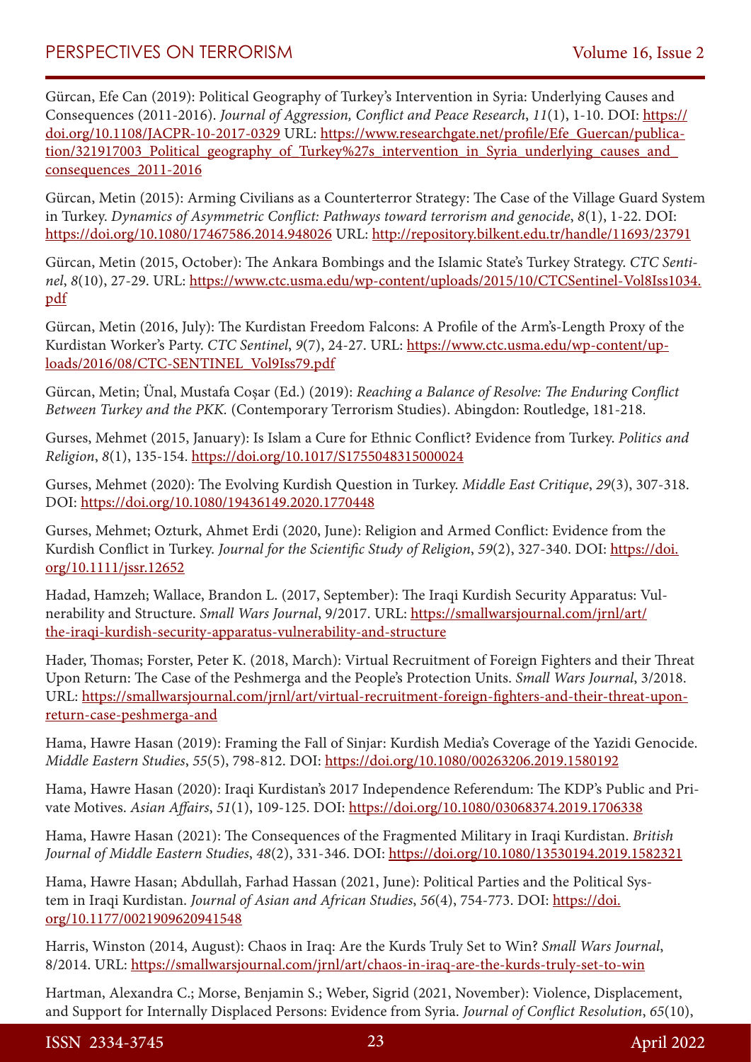Gürcan, Efe Can (2019): Political Geography of Turkey's Intervention in Syria: Underlying Causes and Consequences (2011-2016). *Journal of Aggression, Conflict and Peace Research*, *11*(1), 1-10. DOI: https://doi.org/10.1108/JACPR-10-2017-0329 URL: https://www.researchgate.net/profile/Efe_Guercan/publication/321917003_Political_geography_of_Turkey%27s_intervention_in_Syria_underlying_causes_and_consequences_2011-2016

Gürcan, Metin (2015): Arming Civilians as a Counterterror Strategy: The Case of the Village Guard System in Turkey. *Dynamics of Asymmetric Conflict: Pathways toward terrorism and genocide*, *8*(1), 1-22. DOI: https://doi.org/10.1080/17467586.2014.948026 URL: http://repository.bilkent.edu.tr/handle/11693/23791

Gürcan, Metin (2015, October): The Ankara Bombings and the Islamic State's Turkey Strategy. *CTC Sentinel*, *8*(10), 27-29. URL: https://www.ctc.usma.edu/wp-content/uploads/2015/10/CTCSentinel-Vol8Iss1034.pdf

Gürcan, Metin (2016, July): The Kurdistan Freedom Falcons: A Profile of the Arm's-Length Proxy of the Kurdistan Worker's Party. *CTC Sentinel*, *9*(7), 24-27. URL: https://www.ctc.usma.edu/wp-content/uploads/2016/08/CTC-SENTINEL_Vol9Iss79.pdf

Gürcan, Metin; Ünal, Mustafa Coşar (Ed.) (2019): *Reaching a Balance of Resolve: The Enduring Conflict Between Turkey and the PKK.* (Contemporary Terrorism Studies). Abingdon: Routledge, 181-218.

Gurses, Mehmet (2015, January): Is Islam a Cure for Ethnic Conflict? Evidence from Turkey. *Politics and Religion*, *8*(1), 135-154. https://doi.org/10.1017/S1755048315000024

Gurses, Mehmet (2020): The Evolving Kurdish Question in Turkey. *Middle East Critique*, *29*(3), 307-318. DOI: https://doi.org/10.1080/19436149.2020.1770448

Gurses, Mehmet; Ozturk, Ahmet Erdi (2020, June): Religion and Armed Conflict: Evidence from the Kurdish Conflict in Turkey. *Journal for the Scientific Study of Religion*, *59*(2), 327-340. DOI: https://doi.org/10.1111/jssr.12652

Hadad, Hamzeh; Wallace, Brandon L. (2017, September): The Iraqi Kurdish Security Apparatus: Vulnerability and Structure. *Small Wars Journal*, 9/2017. URL: https://smallwarsjournal.com/jrnl/art/the-iraqi-kurdish-security-apparatus-vulnerability-and-structure

Hader, Thomas; Forster, Peter K. (2018, March): Virtual Recruitment of Foreign Fighters and their Threat Upon Return: The Case of the Peshmerga and the People's Protection Units. *Small Wars Journal*, 3/2018. URL: https://smallwarsjournal.com/jrnl/art/virtual-recruitment-foreign-fighters-and-their-threat-upon-return-case-peshmerga-and

Hama, Hawre Hasan (2019): Framing the Fall of Sinjar: Kurdish Media's Coverage of the Yazidi Genocide. *Middle Eastern Studies*, *55*(5), 798-812. DOI: https://doi.org/10.1080/00263206.2019.1580192

Hama, Hawre Hasan (2020): Iraqi Kurdistan's 2017 Independence Referendum: The KDP's Public and Private Motives. *Asian Affairs*, *51*(1), 109-125. DOI: https://doi.org/10.1080/03068374.2019.1706338

Hama, Hawre Hasan (2021): The Consequences of the Fragmented Military in Iraqi Kurdistan. *British Journal of Middle Eastern Studies*, *48*(2), 331-346. DOI: https://doi.org/10.1080/13530194.2019.1582321

Hama, Hawre Hasan; Abdullah, Farhad Hassan (2021, June): Political Parties and the Political System in Iraqi Kurdistan. *Journal of Asian and African Studies*, *56*(4), 754-773. DOI: https://doi.org/10.1177/0021909620941548

Harris, Winston (2014, August): Chaos in Iraq: Are the Kurds Truly Set to Win? *Small Wars Journal*, 8/2014. URL: https://smallwarsjournal.com/jrnl/art/chaos-in-iraq-are-the-kurds-truly-set-to-win

Hartman, Alexandra C.; Morse, Benjamin S.; Weber, Sigrid (2021, November): Violence, Displacement, and Support for Internally Displaced Persons: Evidence from Syria. *Journal of Conflict Resolution*, *65*(10),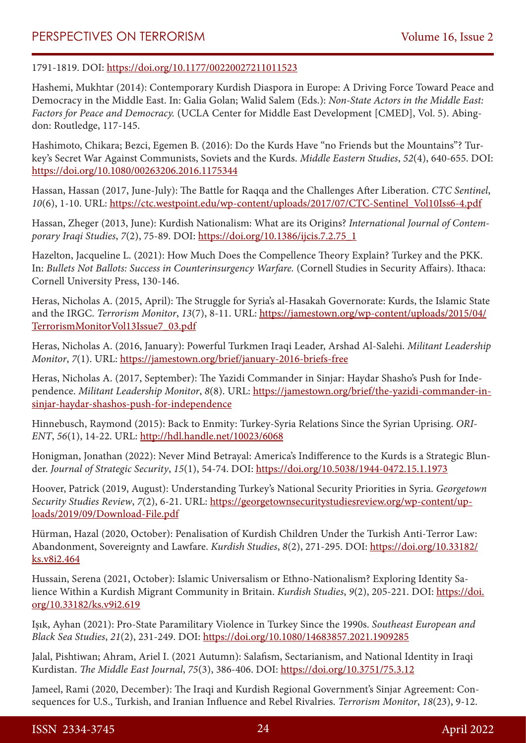1791-1819. DOI: https://doi.org/10.1177/00220027211011523

Hashemi, Mukhtar (2014): Contemporary Kurdish Diaspora in Europe: A Driving Force Toward Peace and Democracy in the Middle East. In: Galia Golan; Walid Salem (Eds.): *Non-State Actors in the Middle East: Factors for Peace and Democracy.* (UCLA Center for Middle East Development [CMED], Vol. 5). Abingdon: Routledge, 117-145.

Hashimoto, Chikara; Bezci, Egemen B. (2016): Do the Kurds Have "no Friends but the Mountains"? Turkey's Secret War Against Communists, Soviets and the Kurds. *Middle Eastern Studies*, *52*(4), 640-655. DOI: https://doi.org/10.1080/00263206.2016.1175344

Hassan, Hassan (2017, June-July): The Battle for Raqqa and the Challenges After Liberation. *CTC Sentinel*, *10*(6), 1-10. URL: https://ctc.westpoint.edu/wp-content/uploads/2017/07/CTC-Sentinel_Vol10Iss6-4.pdf

Hassan, Zheger (2013, June): Kurdish Nationalism: What are its Origins? *International Journal of Contemporary Iraqi Studies*, *7*(2), 75-89. DOI: https://doi.org/10.1386/ijcis.7.2.75_1

Hazelton, Jacqueline L. (2021): How Much Does the Compellence Theory Explain? Turkey and the PKK. In: *Bullets Not Ballots: Success in Counterinsurgency Warfare.* (Cornell Studies in Security Affairs). Ithaca: Cornell University Press, 130-146.

Heras, Nicholas A. (2015, April): The Struggle for Syria's al-Hasakah Governorate: Kurds, the Islamic State and the IRGC. *Terrorism Monitor*, *13*(7), 8-11. URL: https://jamestown.org/wp-content/uploads/2015/04/TerrorismMonitorVol13Issue7_03.pdf

Heras, Nicholas A. (2016, January): Powerful Turkmen Iraqi Leader, Arshad Al-Salehi. *Militant Leadership Monitor*, *7*(1). URL: https://jamestown.org/brief/january-2016-briefs-free

Heras, Nicholas A. (2017, September): The Yazidi Commander in Sinjar: Haydar Shasho's Push for Independence. *Militant Leadership Monitor*, *8*(8). URL: https://jamestown.org/brief/the-yazidi-commander-in-sinjar-haydar-shashos-push-for-independence

Hinnebusch, Raymond (2015): Back to Enmity: Turkey-Syria Relations Since the Syrian Uprising. *ORIENT*, *56*(1), 14-22. URL: http://hdl.handle.net/10023/6068

Honigman, Jonathan (2022): Never Mind Betrayal: America's Indifference to the Kurds is a Strategic Blunder. *Journal of Strategic Security*, *15*(1), 54-74. DOI: https://doi.org/10.5038/1944-0472.15.1.1973

Hoover, Patrick (2019, August): Understanding Turkey's National Security Priorities in Syria. *Georgetown Security Studies Review*, *7*(2), 6-21. URL: https://georgetownsecuritystudiesreview.org/wp-content/uploads/2019/09/Download-File.pdf

Hürman, Hazal (2020, October): Penalisation of Kurdish Children Under the Turkish Anti-Terror Law: Abandonment, Sovereignty and Lawfare. *Kurdish Studies*, *8*(2), 271-295. DOI: https://doi.org/10.33182/ks.v8i2.464

Hussain, Serena (2021, October): Islamic Universalism or Ethno-Nationalism? Exploring Identity Salience Within a Kurdish Migrant Community in Britain. *Kurdish Studies*, *9*(2), 205-221. DOI: https://doi.org/10.33182/ks.v9i2.619

Işık, Ayhan (2021): Pro-State Paramilitary Violence in Turkey Since the 1990s. *Southeast European and Black Sea Studies*, *21*(2), 231-249. DOI: https://doi.org/10.1080/14683857.2021.1909285

Jalal, Pishtiwan; Ahram, Ariel I. (2021 Autumn): Salafism, Sectarianism, and National Identity in Iraqi Kurdistan. *The Middle East Journal*, *75*(3), 386-406. DOI: https://doi.org/10.3751/75.3.12

Jameel, Rami (2020, December): The Iraqi and Kurdish Regional Government's Sinjar Agreement: Consequences for U.S., Turkish, and Iranian Influence and Rebel Rivalries. *Terrorism Monitor*, *18*(23), 9-12.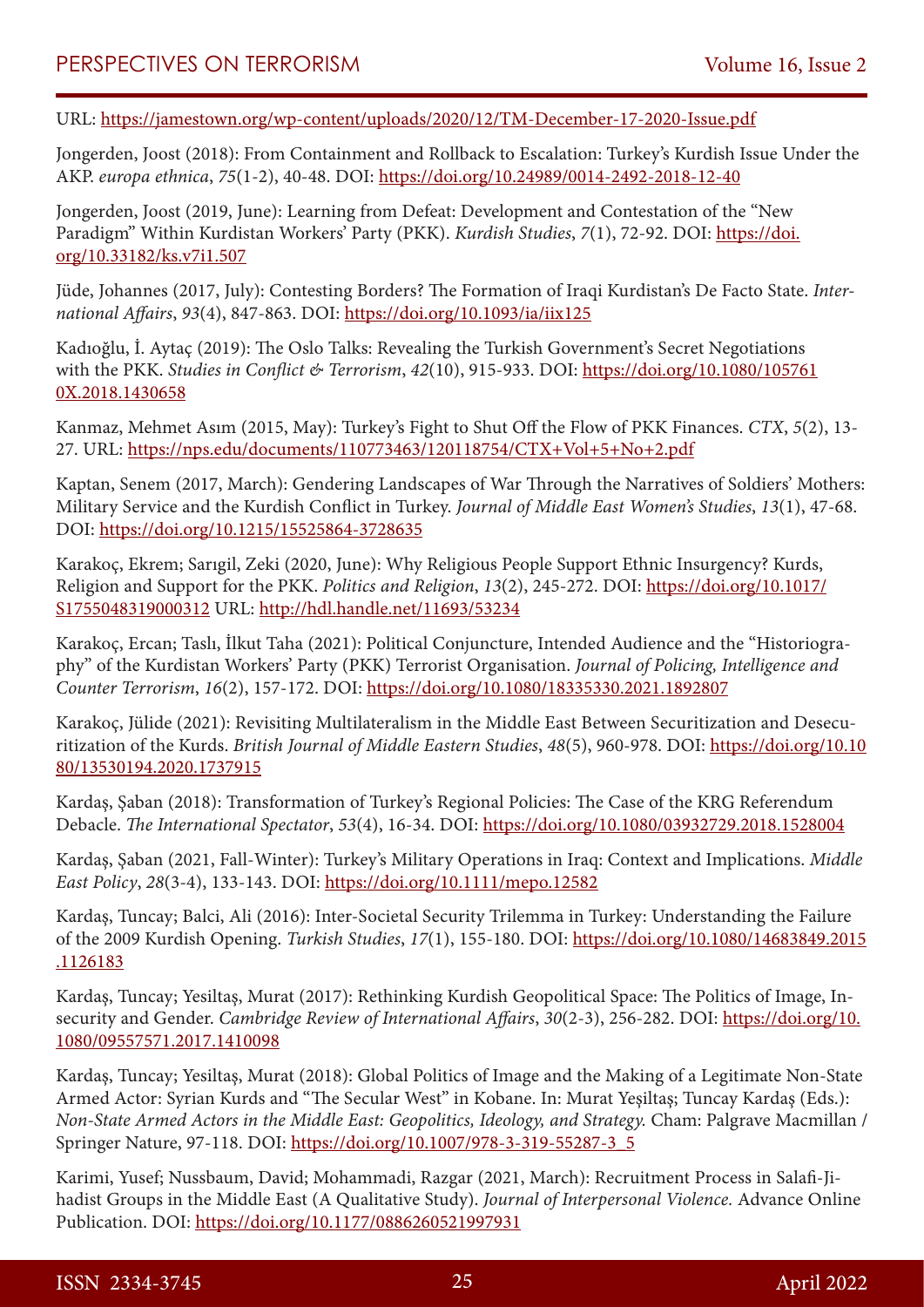URL: https://jamestown.org/wp-content/uploads/2020/12/TM-December-17-2020-Issue.pdf

Jongerden, Joost (2018): From Containment and Rollback to Escalation: Turkey's Kurdish Issue Under the AKP. *europa ethnica*, *75*(1-2), 40-48. DOI: https://doi.org/10.24989/0014-2492-2018-12-40

Jongerden, Joost (2019, June): Learning from Defeat: Development and Contestation of the "New Paradigm" Within Kurdistan Workers' Party (PKK). *Kurdish Studies*, *7*(1), 72-92. DOI: https://doi.org/10.33182/ks.v7i1.507

Jüde, Johannes (2017, July): Contesting Borders? The Formation of Iraqi Kurdistan's De Facto State. *International Affairs*, *93*(4), 847-863. DOI: https://doi.org/10.1093/ia/iix125

Kadıoğlu, İ. Aytaç (2019): The Oslo Talks: Revealing the Turkish Government's Secret Negotiations with the PKK. *Studies in Conflict & Terrorism*, *42*(10), 915-933. DOI: https://doi.org/10.1080/1057610X.2018.1430658

Kanmaz, Mehmet Asım (2015, May): Turkey's Fight to Shut Off the Flow of PKK Finances. *CTX*, *5*(2), 13-27. URL: https://nps.edu/documents/110773463/120118754/CTX+Vol+5+No+2.pdf

Kaptan, Senem (2017, March): Gendering Landscapes of War Through the Narratives of Soldiers' Mothers: Military Service and the Kurdish Conflict in Turkey. *Journal of Middle East Women's Studies*, *13*(1), 47-68. DOI: https://doi.org/10.1215/15525864-3728635

Karakoç, Ekrem; Sarıgil, Zeki (2020, June): Why Religious People Support Ethnic Insurgency? Kurds, Religion and Support for the PKK. *Politics and Religion*, *13*(2), 245-272. DOI: https://doi.org/10.1017/S1755048319000312 URL: http://hdl.handle.net/11693/53234

Karakoç, Ercan; Taslı, İlkut Taha (2021): Political Conjuncture, Intended Audience and the "Historiography" of the Kurdistan Workers' Party (PKK) Terrorist Organisation. *Journal of Policing, Intelligence and Counter Terrorism*, *16*(2), 157-172. DOI: https://doi.org/10.1080/18335330.2021.1892807

Karakoç, Jülide (2021): Revisiting Multilateralism in the Middle East Between Securitization and Desecuritization of the Kurds. *British Journal of Middle Eastern Studies*, *48*(5), 960-978. DOI: https://doi.org/10.1080/13530194.2020.1737915

Kardaş, Şaban (2018): Transformation of Turkey's Regional Policies: The Case of the KRG Referendum Debacle. *The International Spectator*, *53*(4), 16-34. DOI: https://doi.org/10.1080/03932729.2018.1528004

Kardaş, Şaban (2021, Fall-Winter): Turkey's Military Operations in Iraq: Context and Implications. *Middle East Policy*, *28*(3-4), 133-143. DOI: https://doi.org/10.1111/mepo.12582

Kardaş, Tuncay; Balci, Ali (2016): Inter-Societal Security Trilemma in Turkey: Understanding the Failure of the 2009 Kurdish Opening. *Turkish Studies*, *17*(1), 155-180. DOI: https://doi.org/10.1080/14683849.2015.1126183

Kardaş, Tuncay; Yesiltaş, Murat (2017): Rethinking Kurdish Geopolitical Space: The Politics of Image, Insecurity and Gender. *Cambridge Review of International Affairs*, *30*(2-3), 256-282. DOI: https://doi.org/10.1080/09557571.2017.1410098

Kardaş, Tuncay; Yesiltaş, Murat (2018): Global Politics of Image and the Making of a Legitimate Non-State Armed Actor: Syrian Kurds and "The Secular West" in Kobane. In: Murat Yeşiltaş; Tuncay Kardaş (Eds.): *Non-State Armed Actors in the Middle East: Geopolitics, Ideology, and Strategy.* Cham: Palgrave Macmillan / Springer Nature, 97-118. DOI: https://doi.org/10.1007/978-3-319-55287-3_5

Karimi, Yusef; Nussbaum, David; Mohammadi, Razgar (2021, March): Recruitment Process in Salafi-Jihadist Groups in the Middle East (A Qualitative Study). *Journal of Interpersonal Violence.* Advance Online Publication. DOI: https://doi.org/10.1177/0886260521997931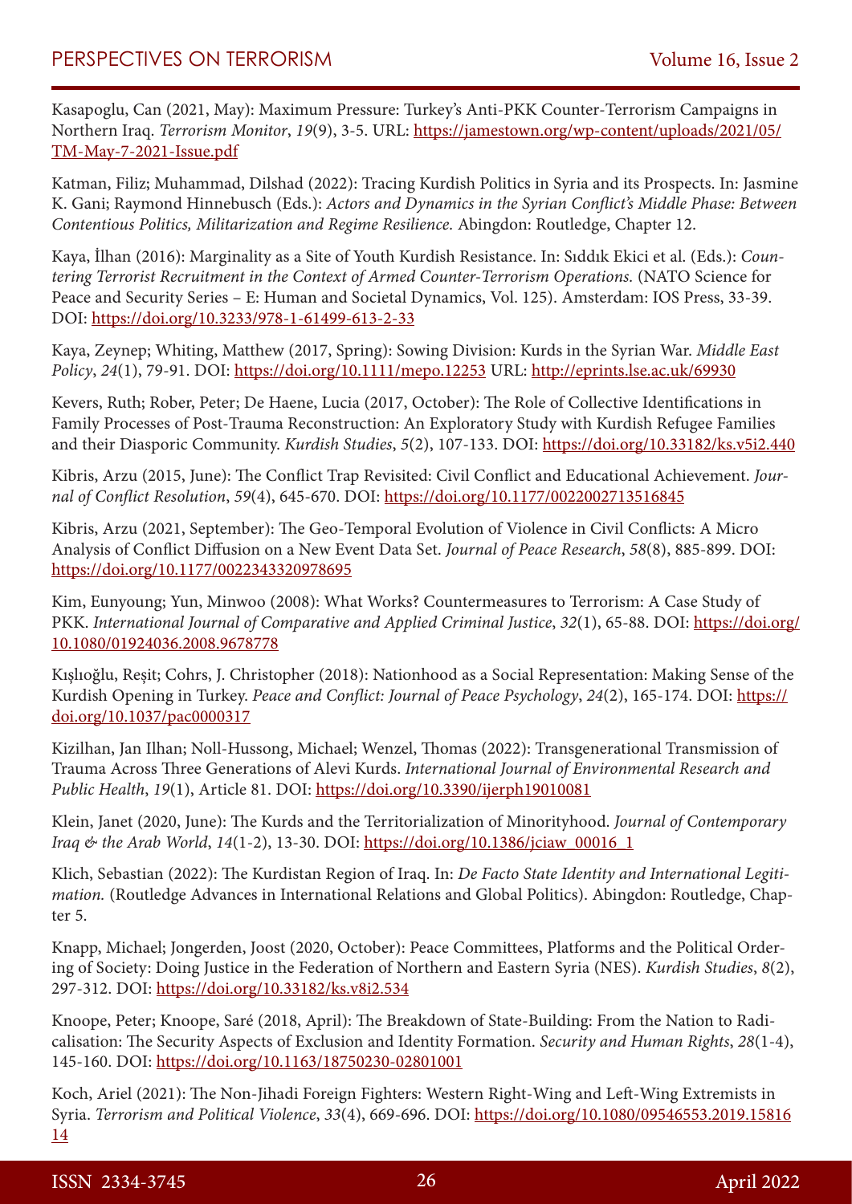Kasapoglu, Can (2021, May): Maximum Pressure: Turkey's Anti-PKK Counter-Terrorism Campaigns in Northern Iraq. *Terrorism Monitor*, *19*(9), 3-5. URL: https://jamestown.org/wp-content/uploads/2021/05/TM-May-7-2021-Issue.pdf

Katman, Filiz; Muhammad, Dilshad (2022): Tracing Kurdish Politics in Syria and its Prospects. In: Jasmine K. Gani; Raymond Hinnebusch (Eds.): *Actors and Dynamics in the Syrian Conflict's Middle Phase: Between Contentious Politics, Militarization and Regime Resilience.* Abingdon: Routledge, Chapter 12.

Kaya, İlhan (2016): Marginality as a Site of Youth Kurdish Resistance. In: Sıddık Ekici et al. (Eds.): *Countering Terrorist Recruitment in the Context of Armed Counter-Terrorism Operations.* (NATO Science for Peace and Security Series – E: Human and Societal Dynamics, Vol. 125). Amsterdam: IOS Press, 33-39. DOI: https://doi.org/10.3233/978-1-61499-613-2-33

Kaya, Zeynep; Whiting, Matthew (2017, Spring): Sowing Division: Kurds in the Syrian War. *Middle East Policy*, *24*(1), 79-91. DOI: https://doi.org/10.1111/mepo.12253 URL: http://eprints.lse.ac.uk/69930

Kevers, Ruth; Rober, Peter; De Haene, Lucia (2017, October): The Role of Collective Identifications in Family Processes of Post-Trauma Reconstruction: An Exploratory Study with Kurdish Refugee Families and their Diasporic Community. *Kurdish Studies*, *5*(2), 107-133. DOI: https://doi.org/10.33182/ks.v5i2.440

Kibris, Arzu (2015, June): The Conflict Trap Revisited: Civil Conflict and Educational Achievement. *Journal of Conflict Resolution*, *59*(4), 645-670. DOI: https://doi.org/10.1177/0022002713516845

Kibris, Arzu (2021, September): The Geo-Temporal Evolution of Violence in Civil Conflicts: A Micro Analysis of Conflict Diffusion on a New Event Data Set. *Journal of Peace Research*, *58*(8), 885-899. DOI: https://doi.org/10.1177/0022343320978695

Kim, Eunyoung; Yun, Minwoo (2008): What Works? Countermeasures to Terrorism: A Case Study of PKK. *International Journal of Comparative and Applied Criminal Justice*, *32*(1), 65-88. DOI: https://doi.org/10.1080/01924036.2008.9678778

Kışlıoğlu, Reşit; Cohrs, J. Christopher (2018): Nationhood as a Social Representation: Making Sense of the Kurdish Opening in Turkey. *Peace and Conflict: Journal of Peace Psychology*, *24*(2), 165-174. DOI: https://doi.org/10.1037/pac0000317

Kizilhan, Jan Ilhan; Noll-Hussong, Michael; Wenzel, Thomas (2022): Transgenerational Transmission of Trauma Across Three Generations of Alevi Kurds. *International Journal of Environmental Research and Public Health*, *19*(1), Article 81. DOI: https://doi.org/10.3390/ijerph19010081

Klein, Janet (2020, June): The Kurds and the Territorialization of Minorityhood. *Journal of Contemporary Iraq & the Arab World*, *14*(1-2), 13-30. DOI: https://doi.org/10.1386/jciaw_00016_1

Klich, Sebastian (2022): The Kurdistan Region of Iraq. In: *De Facto State Identity and International Legitimation.* (Routledge Advances in International Relations and Global Politics). Abingdon: Routledge, Chapter 5.

Knapp, Michael; Jongerden, Joost (2020, October): Peace Committees, Platforms and the Political Ordering of Society: Doing Justice in the Federation of Northern and Eastern Syria (NES). *Kurdish Studies*, *8*(2), 297-312. DOI: https://doi.org/10.33182/ks.v8i2.534

Knoope, Peter; Knoope, Saré (2018, April): The Breakdown of State-Building: From the Nation to Radicalisation: The Security Aspects of Exclusion and Identity Formation. *Security and Human Rights*, *28*(1-4), 145-160. DOI: https://doi.org/10.1163/18750230-02801001

Koch, Ariel (2021): The Non-Jihadi Foreign Fighters: Western Right-Wing and Left-Wing Extremists in Syria. *Terrorism and Political Violence*, *33*(4), 669-696. DOI: https://doi.org/10.1080/09546553.2019.1581614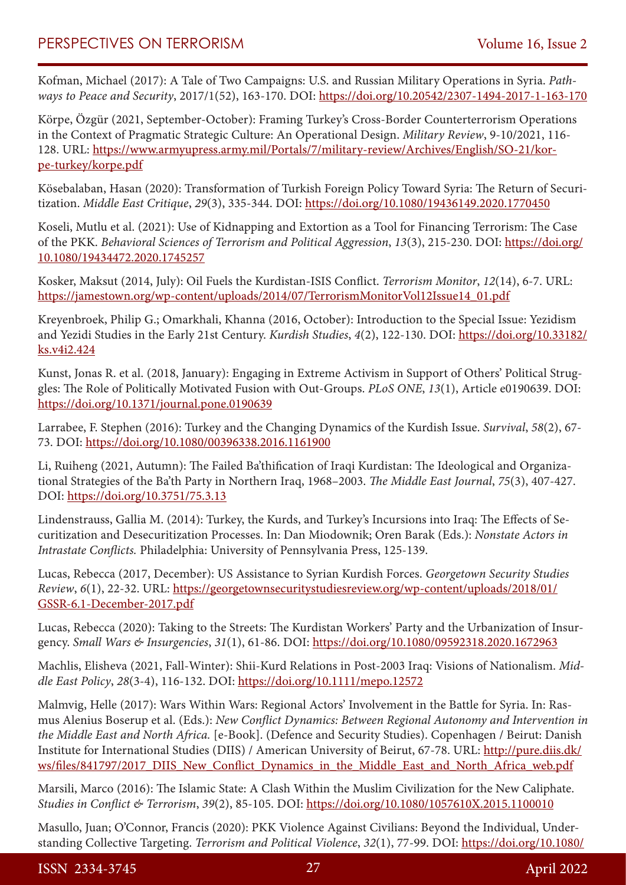Kofman, Michael (2017): A Tale of Two Campaigns: U.S. and Russian Military Operations in Syria. *Pathways to Peace and Security*, 2017/1(52), 163-170. DOI: https://doi.org/10.20542/2307-1494-2017-1-163-170

Körpe, Özgür (2021, September-October): Framing Turkey's Cross-Border Counterterrorism Operations in the Context of Pragmatic Strategic Culture: An Operational Design. *Military Review*, 9-10/2021, 116-128. URL: https://www.armyupress.army.mil/Portals/7/military-review/Archives/English/SO-21/korpe-turkey/korpe.pdf

Kösebalaban, Hasan (2020): Transformation of Turkish Foreign Policy Toward Syria: The Return of Securitization. *Middle East Critique*, *29*(3), 335-344. DOI: https://doi.org/10.1080/19436149.2020.1770450

Koseli, Mutlu et al. (2021): Use of Kidnapping and Extortion as a Tool for Financing Terrorism: The Case of the PKK. *Behavioral Sciences of Terrorism and Political Aggression*, *13*(3), 215-230. DOI: https://doi.org/10.1080/19434472.2020.1745257

Kosker, Maksut (2014, July): Oil Fuels the Kurdistan-ISIS Conflict. *Terrorism Monitor*, *12*(14), 6-7. URL: https://jamestown.org/wp-content/uploads/2014/07/TerrorismMonitorVol12Issue14_01.pdf

Kreyenbroek, Philip G.; Omarkhali, Khanna (2016, October): Introduction to the Special Issue: Yezidism and Yezidi Studies in the Early 21st Century. *Kurdish Studies*, *4*(2), 122-130. DOI: https://doi.org/10.33182/ks.v4i2.424

Kunst, Jonas R. et al. (2018, January): Engaging in Extreme Activism in Support of Others' Political Struggles: The Role of Politically Motivated Fusion with Out-Groups. *PLoS ONE*, *13*(1), Article e0190639. DOI: https://doi.org/10.1371/journal.pone.0190639

Larrabee, F. Stephen (2016): Turkey and the Changing Dynamics of the Kurdish Issue. *Survival*, *58*(2), 67-73. DOI: https://doi.org/10.1080/00396338.2016.1161900

Li, Ruiheng (2021, Autumn): The Failed Ba'thification of Iraqi Kurdistan: The Ideological and Organizational Strategies of the Ba'th Party in Northern Iraq, 1968–2003. *The Middle East Journal*, *75*(3), 407-427. DOI: https://doi.org/10.3751/75.3.13

Lindenstrauss, Gallia M. (2014): Turkey, the Kurds, and Turkey's Incursions into Iraq: The Effects of Securitization and Desecuritization Processes. In: Dan Miodownik; Oren Barak (Eds.): *Nonstate Actors in Intrastate Conflicts.* Philadelphia: University of Pennsylvania Press, 125-139.

Lucas, Rebecca (2017, December): US Assistance to Syrian Kurdish Forces. *Georgetown Security Studies Review*, *6*(1), 22-32. URL: https://georgetownsecuritystudiesreview.org/wp-content/uploads/2018/01/GSSR-6.1-December-2017.pdf

Lucas, Rebecca (2020): Taking to the Streets: The Kurdistan Workers' Party and the Urbanization of Insurgency. *Small Wars & Insurgencies*, *31*(1), 61-86. DOI: https://doi.org/10.1080/09592318.2020.1672963

Machlis, Elisheva (2021, Fall-Winter): Shii-Kurd Relations in Post-2003 Iraq: Visions of Nationalism. *Middle East Policy*, *28*(3-4), 116-132. DOI: https://doi.org/10.1111/mepo.12572

Malmvig, Helle (2017): Wars Within Wars: Regional Actors' Involvement in the Battle for Syria. In: Rasmus Alenius Boserup et al. (Eds.): *New Conflict Dynamics: Between Regional Autonomy and Intervention in the Middle East and North Africa.* [e-Book]. (Defence and Security Studies). Copenhagen / Beirut: Danish Institute for International Studies (DIIS) / American University of Beirut, 67-78. URL: http://pure.diis.dk/ws/files/841797/2017_DIIS_New_Conflict_Dynamics_in_the_Middle_East_and_North_Africa_web.pdf

Marsili, Marco (2016): The Islamic State: A Clash Within the Muslim Civilization for the New Caliphate. *Studies in Conflict & Terrorism*, *39*(2), 85-105. DOI: https://doi.org/10.1080/1057610X.2015.1100010

Masullo, Juan; O'Connor, Francis (2020): PKK Violence Against Civilians: Beyond the Individual, Understanding Collective Targeting. *Terrorism and Political Violence*, *32*(1), 77-99. DOI: https://doi.org/10.1080/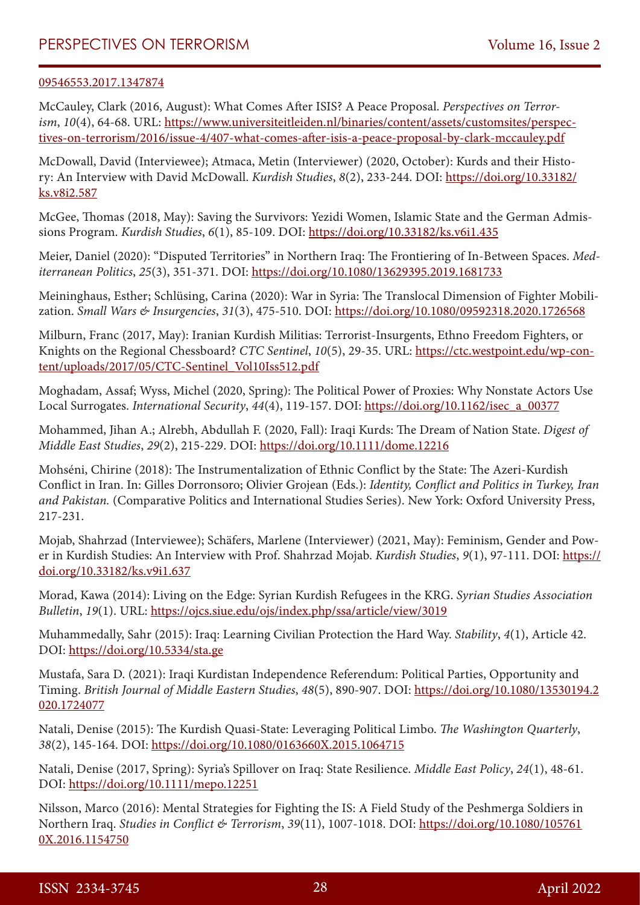09546553.2017.1347874

McCauley, Clark (2016, August): What Comes After ISIS? A Peace Proposal. *Perspectives on Terrorism*, *10*(4), 64-68. URL: https://www.universiteitleiden.nl/binaries/content/assets/customsites/perspectives-on-terrorism/2016/issue-4/407-what-comes-after-isis-a-peace-proposal-by-clark-mccauley.pdf

McDowall, David (Interviewee); Atmaca, Metin (Interviewer) (2020, October): Kurds and their History: An Interview with David McDowall. *Kurdish Studies*, *8*(2), 233-244. DOI: https://doi.org/10.33182/ks.v8i2.587

McGee, Thomas (2018, May): Saving the Survivors: Yezidi Women, Islamic State and the German Admissions Program. *Kurdish Studies*, *6*(1), 85-109. DOI: https://doi.org/10.33182/ks.v6i1.435

Meier, Daniel (2020): "Disputed Territories" in Northern Iraq: The Frontiering of In-Between Spaces. *Mediterranean Politics*, *25*(3), 351-371. DOI: https://doi.org/10.1080/13629395.2019.1681733

Meininghaus, Esther; Schlüsing, Carina (2020): War in Syria: The Translocal Dimension of Fighter Mobilization. *Small Wars & Insurgencies*, *31*(3), 475-510. DOI: https://doi.org/10.1080/09592318.2020.1726568

Milburn, Franc (2017, May): Iranian Kurdish Militias: Terrorist-Insurgents, Ethno Freedom Fighters, or Knights on the Regional Chessboard? *CTC Sentinel*, *10*(5), 29-35. URL: https://ctc.westpoint.edu/wp-content/uploads/2017/05/CTC-Sentinel_Vol10Iss512.pdf

Moghadam, Assaf; Wyss, Michel (2020, Spring): The Political Power of Proxies: Why Nonstate Actors Use Local Surrogates. *International Security*, *44*(4), 119-157. DOI: https://doi.org/10.1162/isec_a_00377

Mohammed, Jihan A.; Alrebh, Abdullah F. (2020, Fall): Iraqi Kurds: The Dream of Nation State. *Digest of Middle East Studies*, *29*(2), 215-229. DOI: https://doi.org/10.1111/dome.12216

Mohséni, Chirine (2018): The Instrumentalization of Ethnic Conflict by the State: The Azeri-Kurdish Conflict in Iran. In: Gilles Dorronsoro; Olivier Grojean (Eds.): *Identity, Conflict and Politics in Turkey, Iran and Pakistan.* (Comparative Politics and International Studies Series). New York: Oxford University Press, 217-231.

Mojab, Shahrzad (Interviewee); Schäfers, Marlene (Interviewer) (2021, May): Feminism, Gender and Power in Kurdish Studies: An Interview with Prof. Shahrzad Mojab. *Kurdish Studies*, *9*(1), 97-111. DOI: https://doi.org/10.33182/ks.v9i1.637

Morad, Kawa (2014): Living on the Edge: Syrian Kurdish Refugees in the KRG. *Syrian Studies Association Bulletin*, *19*(1). URL: https://ojcs.siue.edu/ojs/index.php/ssa/article/view/3019

Muhammedally, Sahr (2015): Iraq: Learning Civilian Protection the Hard Way. *Stability*, *4*(1), Article 42. DOI: https://doi.org/10.5334/sta.ge

Mustafa, Sara D. (2021): Iraqi Kurdistan Independence Referendum: Political Parties, Opportunity and Timing. *British Journal of Middle Eastern Studies*, *48*(5), 890-907. DOI: https://doi.org/10.1080/13530194.2020.1724077

Natali, Denise (2015): The Kurdish Quasi-State: Leveraging Political Limbo. *The Washington Quarterly*, *38*(2), 145-164. DOI: https://doi.org/10.1080/0163660X.2015.1064715

Natali, Denise (2017, Spring): Syria's Spillover on Iraq: State Resilience. *Middle East Policy*, *24*(1), 48-61. DOI: https://doi.org/10.1111/mepo.12251

Nilsson, Marco (2016): Mental Strategies for Fighting the IS: A Field Study of the Peshmerga Soldiers in Northern Iraq. *Studies in Conflict & Terrorism*, *39*(11), 1007-1018. DOI: https://doi.org/10.1080/1057610X.2016.1154750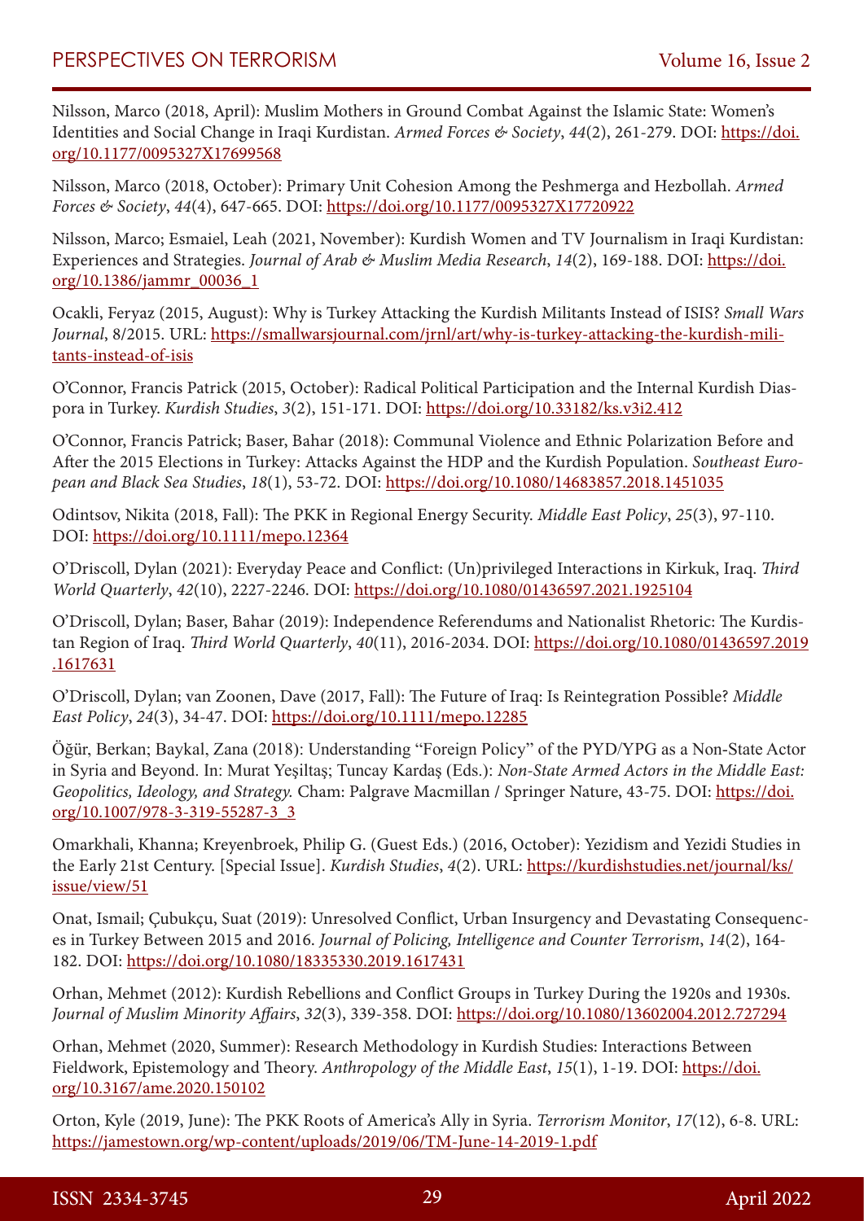Nilsson, Marco (2018, April): Muslim Mothers in Ground Combat Against the Islamic State: Women's Identities and Social Change in Iraqi Kurdistan. *Armed Forces & Society*, *44*(2), 261-279. DOI: https://doi.org/10.1177/0095327X17699568

Nilsson, Marco (2018, October): Primary Unit Cohesion Among the Peshmerga and Hezbollah. *Armed Forces & Society*, *44*(4), 647-665. DOI: https://doi.org/10.1177/0095327X17720922

Nilsson, Marco; Esmaiel, Leah (2021, November): Kurdish Women and TV Journalism in Iraqi Kurdistan: Experiences and Strategies. *Journal of Arab & Muslim Media Research*, *14*(2), 169-188. DOI: https://doi.org/10.1386/jammr_00036_1

Ocakli, Feryaz (2015, August): Why is Turkey Attacking the Kurdish Militants Instead of ISIS? *Small Wars Journal*, 8/2015. URL: https://smallwarsjournal.com/jrnl/art/why-is-turkey-attacking-the-kurdish-militants-instead-of-isis

O'Connor, Francis Patrick (2015, October): Radical Political Participation and the Internal Kurdish Diaspora in Turkey. *Kurdish Studies*, *3*(2), 151-171. DOI: https://doi.org/10.33182/ks.v3i2.412

O'Connor, Francis Patrick; Baser, Bahar (2018): Communal Violence and Ethnic Polarization Before and After the 2015 Elections in Turkey: Attacks Against the HDP and the Kurdish Population. *Southeast European and Black Sea Studies*, *18*(1), 53-72. DOI: https://doi.org/10.1080/14683857.2018.1451035

Odintsov, Nikita (2018, Fall): The PKK in Regional Energy Security. *Middle East Policy*, *25*(3), 97-110. DOI: https://doi.org/10.1111/mepo.12364

O'Driscoll, Dylan (2021): Everyday Peace and Conflict: (Un)privileged Interactions in Kirkuk, Iraq. *Third World Quarterly*, *42*(10), 2227-2246. DOI: https://doi.org/10.1080/01436597.2021.1925104

O'Driscoll, Dylan; Baser, Bahar (2019): Independence Referendums and Nationalist Rhetoric: The Kurdistan Region of Iraq. *Third World Quarterly*, *40*(11), 2016-2034. DOI: https://doi.org/10.1080/01436597.2019.1617631

O'Driscoll, Dylan; van Zoonen, Dave (2017, Fall): The Future of Iraq: Is Reintegration Possible? *Middle East Policy*, *24*(3), 34-47. DOI: https://doi.org/10.1111/mepo.12285

Öğür, Berkan; Baykal, Zana (2018): Understanding "Foreign Policy" of the PYD/YPG as a Non-State Actor in Syria and Beyond. In: Murat Yeşiltaş; Tuncay Kardaş (Eds.): *Non-State Armed Actors in the Middle East: Geopolitics, Ideology, and Strategy.* Cham: Palgrave Macmillan / Springer Nature, 43-75. DOI: https://doi.org/10.1007/978-3-319-55287-3_3

Omarkhali, Khanna; Kreyenbroek, Philip G. (Guest Eds.) (2016, October): Yezidism and Yezidi Studies in the Early 21st Century. [Special Issue]. *Kurdish Studies*, *4*(2). URL: https://kurdishstudies.net/journal/ks/issue/view/51

Onat, Ismail; Çubukçu, Suat (2019): Unresolved Conflict, Urban Insurgency and Devastating Consequences in Turkey Between 2015 and 2016. *Journal of Policing, Intelligence and Counter Terrorism*, *14*(2), 164-182. DOI: https://doi.org/10.1080/18335330.2019.1617431

Orhan, Mehmet (2012): Kurdish Rebellions and Conflict Groups in Turkey During the 1920s and 1930s. *Journal of Muslim Minority Affairs*, *32*(3), 339-358. DOI: https://doi.org/10.1080/13602004.2012.727294

Orhan, Mehmet (2020, Summer): Research Methodology in Kurdish Studies: Interactions Between Fieldwork, Epistemology and Theory. *Anthropology of the Middle East*, *15*(1), 1-19. DOI: https://doi.org/10.3167/ame.2020.150102

Orton, Kyle (2019, June): The PKK Roots of America's Ally in Syria. *Terrorism Monitor*, *17*(12), 6-8. URL: https://jamestown.org/wp-content/uploads/2019/06/TM-June-14-2019-1.pdf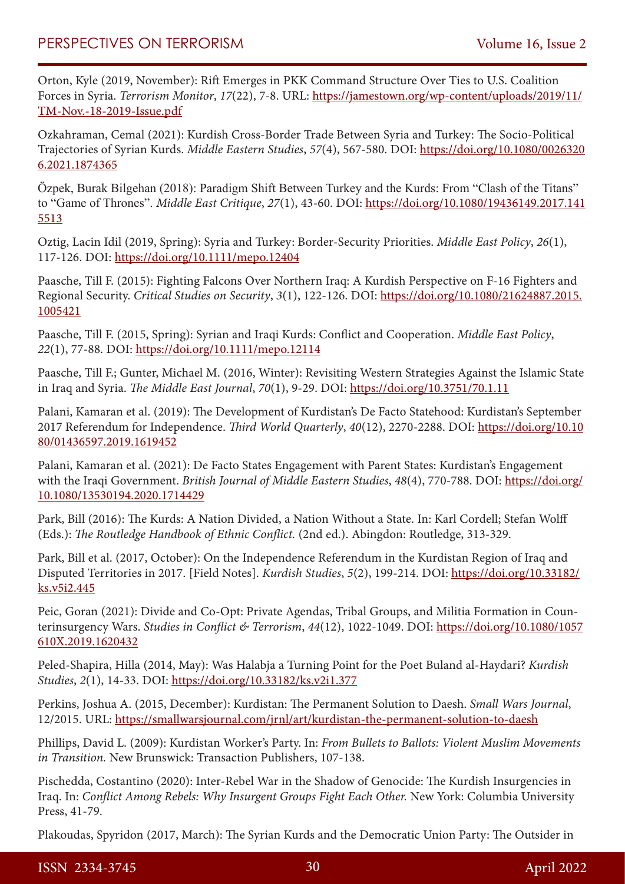Orton, Kyle (2019, November): Rift Emerges in PKK Command Structure Over Ties to U.S. Coalition Forces in Syria. *Terrorism Monitor*, *17*(22), 7-8. URL: https://jamestown.org/wp-content/uploads/2019/11/TM-Nov.-18-2019-Issue.pdf

Ozkahraman, Cemal (2021): Kurdish Cross-Border Trade Between Syria and Turkey: The Socio-Political Trajectories of Syrian Kurds. *Middle Eastern Studies*, *57*(4), 567-580. DOI: https://doi.org/10.1080/00263206.2021.1874365

Özpek, Burak Bilgehan (2018): Paradigm Shift Between Turkey and the Kurds: From "Clash of the Titans" to "Game of Thrones". *Middle East Critique*, *27*(1), 43-60. DOI: https://doi.org/10.1080/19436149.2017.1415513

Oztig, Lacin Idil (2019, Spring): Syria and Turkey: Border-Security Priorities. *Middle East Policy*, *26*(1), 117-126. DOI: https://doi.org/10.1111/mepo.12404

Paasche, Till F. (2015): Fighting Falcons Over Northern Iraq: A Kurdish Perspective on F-16 Fighters and Regional Security. *Critical Studies on Security*, *3*(1), 122-126. DOI: https://doi.org/10.1080/21624887.2015.1005421

Paasche, Till F. (2015, Spring): Syrian and Iraqi Kurds: Conflict and Cooperation. *Middle East Policy*, *22*(1), 77-88. DOI: https://doi.org/10.1111/mepo.12114

Paasche, Till F.; Gunter, Michael M. (2016, Winter): Revisiting Western Strategies Against the Islamic State in Iraq and Syria. *The Middle East Journal*, *70*(1), 9-29. DOI: https://doi.org/10.3751/70.1.11

Palani, Kamaran et al. (2019): The Development of Kurdistan's De Facto Statehood: Kurdistan's September 2017 Referendum for Independence. *Third World Quarterly*, *40*(12), 2270-2288. DOI: https://doi.org/10.1080/01436597.2019.1619452

Palani, Kamaran et al. (2021): De Facto States Engagement with Parent States: Kurdistan's Engagement with the Iraqi Government. *British Journal of Middle Eastern Studies*, *48*(4), 770-788. DOI: https://doi.org/10.1080/13530194.2020.1714429

Park, Bill (2016): The Kurds: A Nation Divided, a Nation Without a State. In: Karl Cordell; Stefan Wolff (Eds.): *The Routledge Handbook of Ethnic Conflict.* (2nd ed.). Abingdon: Routledge, 313-329.

Park, Bill et al. (2017, October): On the Independence Referendum in the Kurdistan Region of Iraq and Disputed Territories in 2017. [Field Notes]. *Kurdish Studies*, *5*(2), 199-214. DOI: https://doi.org/10.33182/ks.v5i2.445

Peic, Goran (2021): Divide and Co-Opt: Private Agendas, Tribal Groups, and Militia Formation in Counterinsurgency Wars. *Studies in Conflict & Terrorism*, *44*(12), 1022-1049. DOI: https://doi.org/10.1080/1057610X.2019.1620432

Peled-Shapira, Hilla (2014, May): Was Halabja a Turning Point for the Poet Buland al-Haydari? *Kurdish Studies*, *2*(1), 14-33. DOI: https://doi.org/10.33182/ks.v2i1.377

Perkins, Joshua A. (2015, December): Kurdistan: The Permanent Solution to Daesh. *Small Wars Journal*, 12/2015. URL: https://smallwarsjournal.com/jrnl/art/kurdistan-the-permanent-solution-to-daesh

Phillips, David L. (2009): Kurdistan Worker's Party. In: *From Bullets to Ballots: Violent Muslim Movements in Transition.* New Brunswick: Transaction Publishers, 107-138.

Pischedda, Costantino (2020): Inter-Rebel War in the Shadow of Genocide: The Kurdish Insurgencies in Iraq. In: *Conflict Among Rebels: Why Insurgent Groups Fight Each Other.* New York: Columbia University Press, 41-79.

Plakoudas, Spyridon (2017, March): The Syrian Kurds and the Democratic Union Party: The Outsider in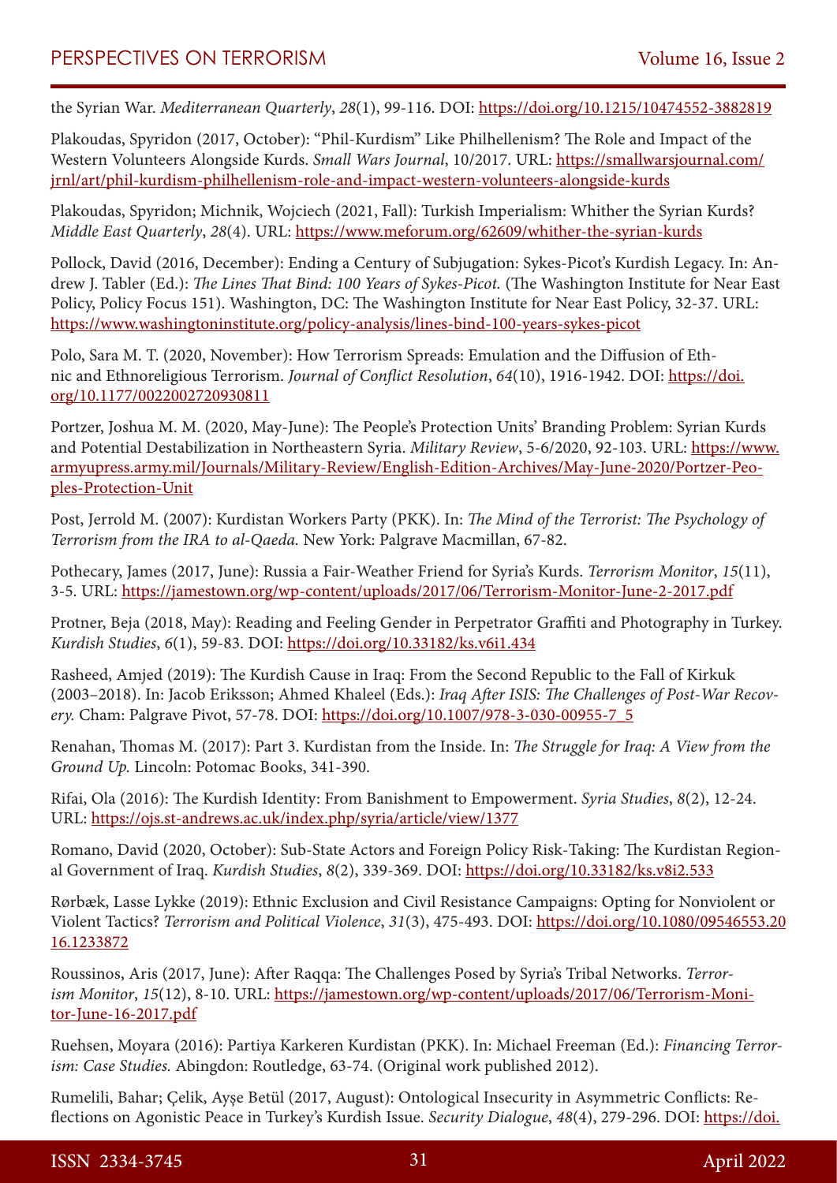the Syrian War. *Mediterranean Quarterly*, *28*(1), 99-116. DOI: https://doi.org/10.1215/10474552-3882819

Plakoudas, Spyridon (2017, October): "Phil-Kurdism" Like Philhellenism? The Role and Impact of the Western Volunteers Alongside Kurds. *Small Wars Journal*, 10/2017. URL: https://smallwarsjournal.com/jrnl/art/phil-kurdism-philhellenism-role-and-impact-western-volunteers-alongside-kurds

Plakoudas, Spyridon; Michnik, Wojciech (2021, Fall): Turkish Imperialism: Whither the Syrian Kurds? *Middle East Quarterly*, *28*(4). URL: https://www.meforum.org/62609/whither-the-syrian-kurds

Pollock, David (2016, December): Ending a Century of Subjugation: Sykes-Picot's Kurdish Legacy. In: Andrew J. Tabler (Ed.): *The Lines That Bind: 100 Years of Sykes-Picot.* (The Washington Institute for Near East Policy, Policy Focus 151). Washington, DC: The Washington Institute for Near East Policy, 32-37. URL: https://www.washingtoninstitute.org/policy-analysis/lines-bind-100-years-sykes-picot

Polo, Sara M. T. (2020, November): How Terrorism Spreads: Emulation and the Diffusion of Ethnic and Ethnoreligious Terrorism. *Journal of Conflict Resolution*, *64*(10), 1916-1942. DOI: https://doi.org/10.1177/0022002720930811

Portzer, Joshua M. M. (2020, May-June): The People's Protection Units' Branding Problem: Syrian Kurds and Potential Destabilization in Northeastern Syria. *Military Review*, 5-6/2020, 92-103. URL: https://www.armyupress.army.mil/Journals/Military-Review/English-Edition-Archives/May-June-2020/Portzer-Peoples-Protection-Unit

Post, Jerrold M. (2007): Kurdistan Workers Party (PKK). In: *The Mind of the Terrorist: The Psychology of Terrorism from the IRA to al-Qaeda.* New York: Palgrave Macmillan, 67-82.

Pothecary, James (2017, June): Russia a Fair-Weather Friend for Syria's Kurds. *Terrorism Monitor*, *15*(11), 3-5. URL: https://jamestown.org/wp-content/uploads/2017/06/Terrorism-Monitor-June-2-2017.pdf

Protner, Beja (2018, May): Reading and Feeling Gender in Perpetrator Graffiti and Photography in Turkey. *Kurdish Studies*, *6*(1), 59-83. DOI: https://doi.org/10.33182/ks.v6i1.434

Rasheed, Amjed (2019): The Kurdish Cause in Iraq: From the Second Republic to the Fall of Kirkuk (2003–2018). In: Jacob Eriksson; Ahmed Khaleel (Eds.): *Iraq After ISIS: The Challenges of Post-War Recovery.* Cham: Palgrave Pivot, 57-78. DOI: https://doi.org/10.1007/978-3-030-00955-7_5

Renahan, Thomas M. (2017): Part 3. Kurdistan from the Inside. In: *The Struggle for Iraq: A View from the Ground Up.* Lincoln: Potomac Books, 341-390.

Rifai, Ola (2016): The Kurdish Identity: From Banishment to Empowerment. *Syria Studies*, *8*(2), 12-24. URL: https://ojs.st-andrews.ac.uk/index.php/syria/article/view/1377

Romano, David (2020, October): Sub-State Actors and Foreign Policy Risk-Taking: The Kurdistan Regional Government of Iraq. *Kurdish Studies*, *8*(2), 339-369. DOI: https://doi.org/10.33182/ks.v8i2.533

Rørbæk, Lasse Lykke (2019): Ethnic Exclusion and Civil Resistance Campaigns: Opting for Nonviolent or Violent Tactics? *Terrorism and Political Violence*, *31*(3), 475-493. DOI: https://doi.org/10.1080/09546553.2016.1233872

Roussinos, Aris (2017, June): After Raqqa: The Challenges Posed by Syria's Tribal Networks. *Terrorism Monitor*, *15*(12), 8-10. URL: https://jamestown.org/wp-content/uploads/2017/06/Terrorism-Monitor-June-16-2017.pdf

Ruehsen, Moyara (2016): Partiya Karkeren Kurdistan (PKK). In: Michael Freeman (Ed.): *Financing Terrorism: Case Studies.* Abingdon: Routledge, 63-74. (Original work published 2012).

Rumelili, Bahar; Çelik, Ayşe Betül (2017, August): Ontological Insecurity in Asymmetric Conflicts: Reflections on Agonistic Peace in Turkey's Kurdish Issue. *Security Dialogue*, *48*(4), 279-296. DOI: https://doi.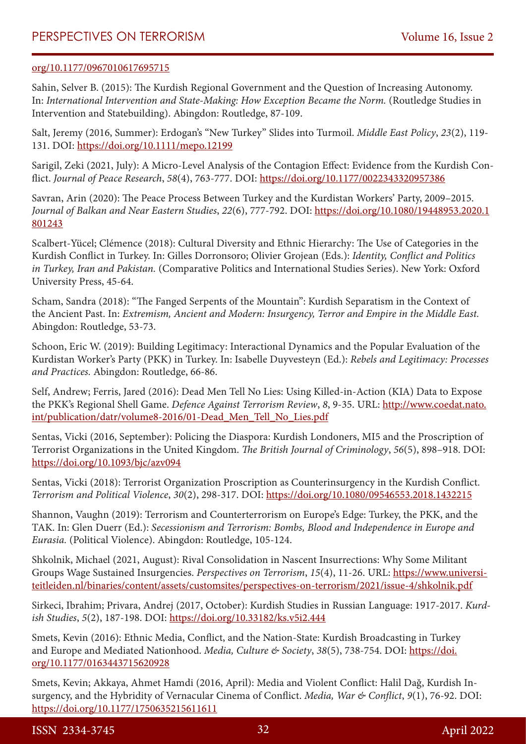org/10.1177/0967010617695715

Sahin, Selver B. (2015): The Kurdish Regional Government and the Question of Increasing Autonomy. In: *International Intervention and State-Making: How Exception Became the Norm.* (Routledge Studies in Intervention and Statebuilding). Abingdon: Routledge, 87-109.

Salt, Jeremy (2016, Summer): Erdogan's "New Turkey" Slides into Turmoil. *Middle East Policy*, *23*(2), 119-131. DOI: https://doi.org/10.1111/mepo.12199

Sarigil, Zeki (2021, July): A Micro-Level Analysis of the Contagion Effect: Evidence from the Kurdish Conflict. *Journal of Peace Research*, *58*(4), 763-777. DOI: https://doi.org/10.1177/0022343320957386

Savran, Arin (2020): The Peace Process Between Turkey and the Kurdistan Workers' Party, 2009–2015. *Journal of Balkan and Near Eastern Studies*, *22*(6), 777-792. DOI: https://doi.org/10.1080/19448953.2020.1801243

Scalbert-Yücel; Clémence (2018): Cultural Diversity and Ethnic Hierarchy: The Use of Categories in the Kurdish Conflict in Turkey. In: Gilles Dorronsoro; Olivier Grojean (Eds.): *Identity, Conflict and Politics in Turkey, Iran and Pakistan.* (Comparative Politics and International Studies Series). New York: Oxford University Press, 45-64.

Scham, Sandra (2018): "The Fanged Serpents of the Mountain": Kurdish Separatism in the Context of the Ancient Past. In: *Extremism, Ancient and Modern: Insurgency, Terror and Empire in the Middle East.* Abingdon: Routledge, 53-73.

Schoon, Eric W. (2019): Building Legitimacy: Interactional Dynamics and the Popular Evaluation of the Kurdistan Worker's Party (PKK) in Turkey. In: Isabelle Duyvesteyn (Ed.): *Rebels and Legitimacy: Processes and Practices.* Abingdon: Routledge, 66-86.

Self, Andrew; Ferris, Jared (2016): Dead Men Tell No Lies: Using Killed-in-Action (KIA) Data to Expose the PKK's Regional Shell Game. *Defence Against Terrorism Review*, *8*, 9-35. URL: http://www.coedat.nato.int/publication/datr/volume8-2016/01-Dead_Men_Tell_No_Lies.pdf

Sentas, Vicki (2016, September): Policing the Diaspora: Kurdish Londoners, MI5 and the Proscription of Terrorist Organizations in the United Kingdom. *The British Journal of Criminology*, *56*(5), 898–918. DOI: https://doi.org/10.1093/bjc/azv094

Sentas, Vicki (2018): Terrorist Organization Proscription as Counterinsurgency in the Kurdish Conflict. *Terrorism and Political Violence*, *30*(2), 298-317. DOI: https://doi.org/10.1080/09546553.2018.1432215

Shannon, Vaughn (2019): Terrorism and Counterterrorism on Europe's Edge: Turkey, the PKK, and the TAK. In: Glen Duerr (Ed.): *Secessionism and Terrorism: Bombs, Blood and Independence in Europe and Eurasia.* (Political Violence). Abingdon: Routledge, 105-124.

Shkolnik, Michael (2021, August): Rival Consolidation in Nascent Insurrections: Why Some Militant Groups Wage Sustained Insurgencies. *Perspectives on Terrorism*, *15*(4), 11-26. URL: https://www.universiteitleiden.nl/binaries/content/assets/customsites/perspectives-on-terrorism/2021/issue-4/shkolnik.pdf

Sirkeci, Ibrahim; Privara, Andrej (2017, October): Kurdish Studies in Russian Language: 1917-2017. *Kurdish Studies*, *5*(2), 187-198. DOI: https://doi.org/10.33182/ks.v5i2.444

Smets, Kevin (2016): Ethnic Media, Conflict, and the Nation-State: Kurdish Broadcasting in Turkey and Europe and Mediated Nationhood. *Media, Culture & Society*, *38*(5), 738-754. DOI: https://doi.org/10.1177/0163443715620928

Smets, Kevin; Akkaya, Ahmet Hamdi (2016, April): Media and Violent Conflict: Halil Dağ, Kurdish Insurgency, and the Hybridity of Vernacular Cinema of Conflict. *Media, War & Conflict*, *9*(1), 76-92. DOI: https://doi.org/10.1177/1750635215611611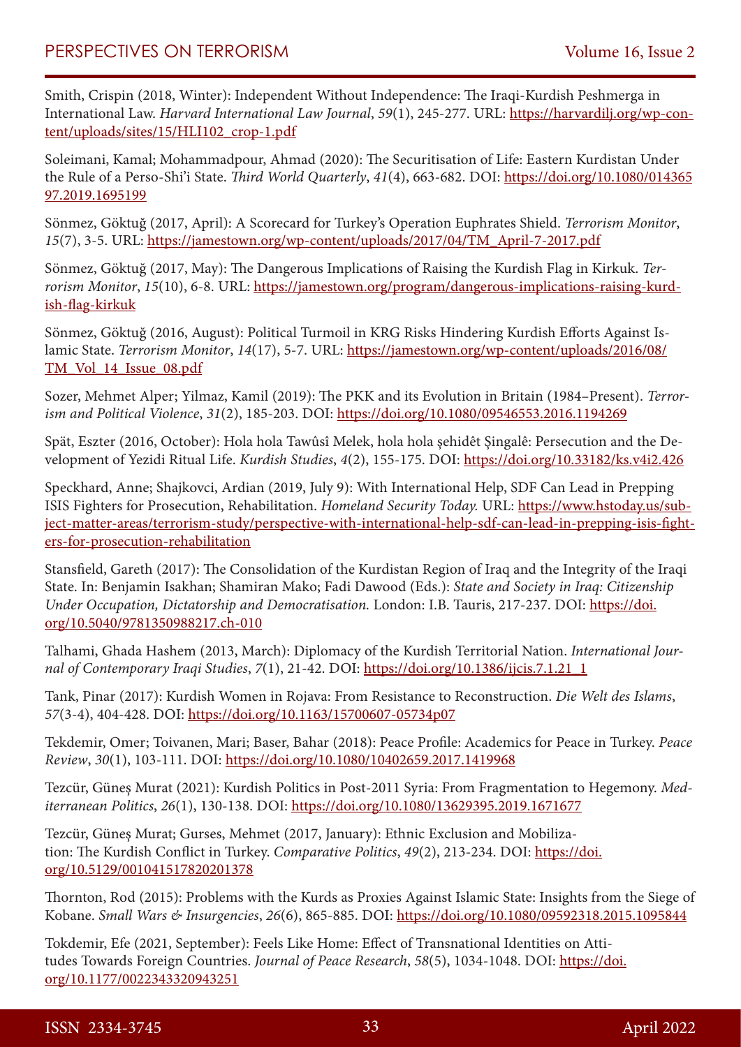Smith, Crispin (2018, Winter): Independent Without Independence: The Iraqi-Kurdish Peshmerga in International Law. *Harvard International Law Journal*, *59*(1), 245-277. URL: https://harvardilj.org/wp-content/uploads/sites/15/HLI102_crop-1.pdf

Soleimani, Kamal; Mohammadpour, Ahmad (2020): The Securitisation of Life: Eastern Kurdistan Under the Rule of a Perso-Shi'i State. *Third World Quarterly*, *41*(4), 663-682. DOI: https://doi.org/10.1080/01436597.2019.1695199

Sönmez, Göktuğ (2017, April): A Scorecard for Turkey's Operation Euphrates Shield. *Terrorism Monitor*, *15*(7), 3-5. URL: https://jamestown.org/wp-content/uploads/2017/04/TM_April-7-2017.pdf

Sönmez, Göktuğ (2017, May): The Dangerous Implications of Raising the Kurdish Flag in Kirkuk. *Terrorism Monitor*, *15*(10), 6-8. URL: https://jamestown.org/program/dangerous-implications-raising-kurdish-flag-kirkuk

Sönmez, Göktuğ (2016, August): Political Turmoil in KRG Risks Hindering Kurdish Efforts Against Islamic State. *Terrorism Monitor*, *14*(17), 5-7. URL: https://jamestown.org/wp-content/uploads/2016/08/TM_Vol_14_Issue_08.pdf

Sozer, Mehmet Alper; Yilmaz, Kamil (2019): The PKK and its Evolution in Britain (1984–Present). *Terrorism and Political Violence*, *31*(2), 185-203. DOI: https://doi.org/10.1080/09546553.2016.1194269

Spät, Eszter (2016, October): Hola hola Tawûsî Melek, hola hola şehidêt Şingalê: Persecution and the Development of Yezidi Ritual Life. *Kurdish Studies*, *4*(2), 155-175. DOI: https://doi.org/10.33182/ks.v4i2.426

Speckhard, Anne; Shajkovci, Ardian (2019, July 9): With International Help, SDF Can Lead in Prepping ISIS Fighters for Prosecution, Rehabilitation. *Homeland Security Today.* URL: https://www.hstoday.us/subject-matter-areas/terrorism-study/perspective-with-international-help-sdf-can-lead-in-prepping-isis-fighters-for-prosecution-rehabilitation

Stansfield, Gareth (2017): The Consolidation of the Kurdistan Region of Iraq and the Integrity of the Iraqi State. In: Benjamin Isakhan; Shamiran Mako; Fadi Dawood (Eds.): *State and Society in Iraq: Citizenship Under Occupation, Dictatorship and Democratisation.* London: I.B. Tauris, 217-237. DOI: https://doi.org/10.5040/9781350988217.ch-010

Talhami, Ghada Hashem (2013, March): Diplomacy of the Kurdish Territorial Nation. *International Journal of Contemporary Iraqi Studies*, *7*(1), 21-42. DOI: https://doi.org/10.1386/ijcis.7.1.21_1

Tank, Pinar (2017): Kurdish Women in Rojava: From Resistance to Reconstruction. *Die Welt des Islams*, *57*(3-4), 404-428. DOI: https://doi.org/10.1163/15700607-05734p07

Tekdemir, Omer; Toivanen, Mari; Baser, Bahar (2018): Peace Profile: Academics for Peace in Turkey. *Peace Review*, *30*(1), 103-111. DOI: https://doi.org/10.1080/10402659.2017.1419968

Tezcür, Güneş Murat (2021): Kurdish Politics in Post-2011 Syria: From Fragmentation to Hegemony. *Mediterranean Politics*, *26*(1), 130-138. DOI: https://doi.org/10.1080/13629395.2019.1671677

Tezcür, Güneş Murat; Gurses, Mehmet (2017, January): Ethnic Exclusion and Mobilization: The Kurdish Conflict in Turkey. *Comparative Politics*, *49*(2), 213-234. DOI: https://doi.org/10.5129/001041517820201378

Thornton, Rod (2015): Problems with the Kurds as Proxies Against Islamic State: Insights from the Siege of Kobane. *Small Wars & Insurgencies*, *26*(6), 865-885. DOI: https://doi.org/10.1080/09592318.2015.1095844

Tokdemir, Efe (2021, September): Feels Like Home: Effect of Transnational Identities on Attitudes Towards Foreign Countries. *Journal of Peace Research*, *58*(5), 1034-1048. DOI: https://doi.org/10.1177/0022343320943251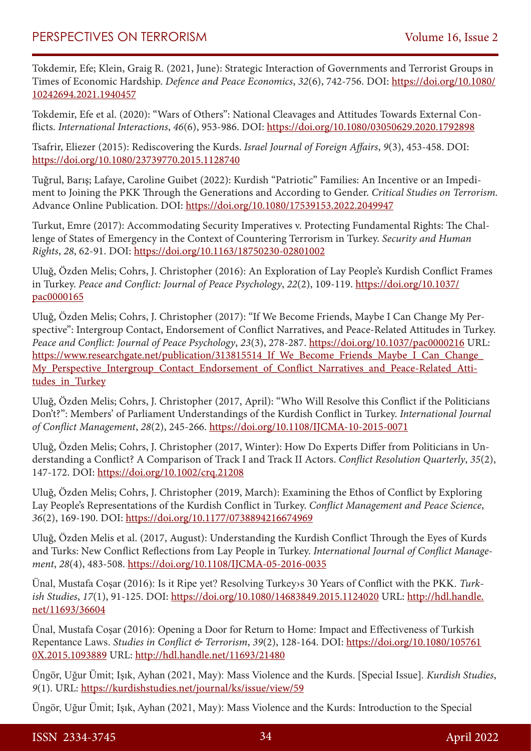Tokdemir, Efe; Klein, Graig R. (2021, June): Strategic Interaction of Governments and Terrorist Groups in Times of Economic Hardship. *Defence and Peace Economics*, *32*(6), 742-756. DOI: https://doi.org/10.1080/10242694.2021.1940457

Tokdemir, Efe et al. (2020): "Wars of Others": National Cleavages and Attitudes Towards External Conflicts. *International Interactions*, *46*(6), 953-986. DOI: https://doi.org/10.1080/03050629.2020.1792898

Tsafrir, Eliezer (2015): Rediscovering the Kurds. *Israel Journal of Foreign Affairs*, *9*(3), 453-458. DOI: https://doi.org/10.1080/23739770.2015.1128740

Tuğrul, Barış; Lafaye, Caroline Guibet (2022): Kurdish "Patriotic" Families: An Incentive or an Impediment to Joining the PKK Through the Generations and According to Gender. *Critical Studies on Terrorism*. Advance Online Publication. DOI: https://doi.org/10.1080/17539153.2022.2049947

Turkut, Emre (2017): Accommodating Security Imperatives v. Protecting Fundamental Rights: The Challenge of States of Emergency in the Context of Countering Terrorism in Turkey. *Security and Human Rights*, *28*, 62-91. DOI: https://doi.org/10.1163/18750230-02801002

Uluğ, Özden Melis; Cohrs, J. Christopher (2016): An Exploration of Lay People's Kurdish Conflict Frames in Turkey. *Peace and Conflict: Journal of Peace Psychology*, *22*(2), 109-119. https://doi.org/10.1037/pac0000165

Uluğ, Özden Melis; Cohrs, J. Christopher (2017): "If We Become Friends, Maybe I Can Change My Perspective": Intergroup Contact, Endorsement of Conflict Narratives, and Peace-Related Attitudes in Turkey. *Peace and Conflict: Journal of Peace Psychology*, *23*(3), 278-287. https://doi.org/10.1037/pac0000216 URL: https://www.researchgate.net/publication/313815514_If_We_Become_Friends_Maybe_I_Can_Change_My_Perspective_Intergroup_Contact_Endorsement_of_Conflict_Narratives_and_Peace-Related_Attitudes_in_Turkey

Uluğ, Özden Melis; Cohrs, J. Christopher (2017, April): "Who Will Resolve this Conflict if the Politicians Don't?": Members' of Parliament Understandings of the Kurdish Conflict in Turkey. *International Journal of Conflict Management*, *28*(2), 245-266. https://doi.org/10.1108/IJCMA-10-2015-0071

Uluğ, Özden Melis; Cohrs, J. Christopher (2017, Winter): How Do Experts Differ from Politicians in Understanding a Conflict? A Comparison of Track I and Track II Actors. *Conflict Resolution Quarterly*, *35*(2), 147-172. DOI: https://doi.org/10.1002/crq.21208

Uluğ, Özden Melis; Cohrs, J. Christopher (2019, March): Examining the Ethos of Conflict by Exploring Lay People's Representations of the Kurdish Conflict in Turkey. *Conflict Management and Peace Science*, *36*(2), 169-190. DOI: https://doi.org/10.1177/0738894216674969

Uluğ, Özden Melis et al. (2017, August): Understanding the Kurdish Conflict Through the Eyes of Kurds and Turks: New Conflict Reflections from Lay People in Turkey. *International Journal of Conflict Management*, *28*(4), 483-508. https://doi.org/10.1108/IJCMA-05-2016-0035

Ünal, Mustafa Coşar (2016): Is it Ripe yet? Resolving Turkey›s 30 Years of Conflict with the PKK. *Turkish Studies*, *17*(1), 91-125. DOI: https://doi.org/10.1080/14683849.2015.1124020 URL: http://hdl.handle.net/11693/36604

Ünal, Mustafa Coşar (2016): Opening a Door for Return to Home: Impact and Effectiveness of Turkish Repentance Laws. *Studies in Conflict & Terrorism*, *39*(2), 128-164. DOI: https://doi.org/10.1080/1057610X.2015.1093889 URL: http://hdl.handle.net/11693/21480

Üngör, Uğur Ümit; Işık, Ayhan (2021, May): Mass Violence and the Kurds. [Special Issue]. *Kurdish Studies*, *9*(1). URL: https://kurdishstudies.net/journal/ks/issue/view/59

Üngör, Uğur Ümit; Işık, Ayhan (2021, May): Mass Violence and the Kurds: Introduction to the Special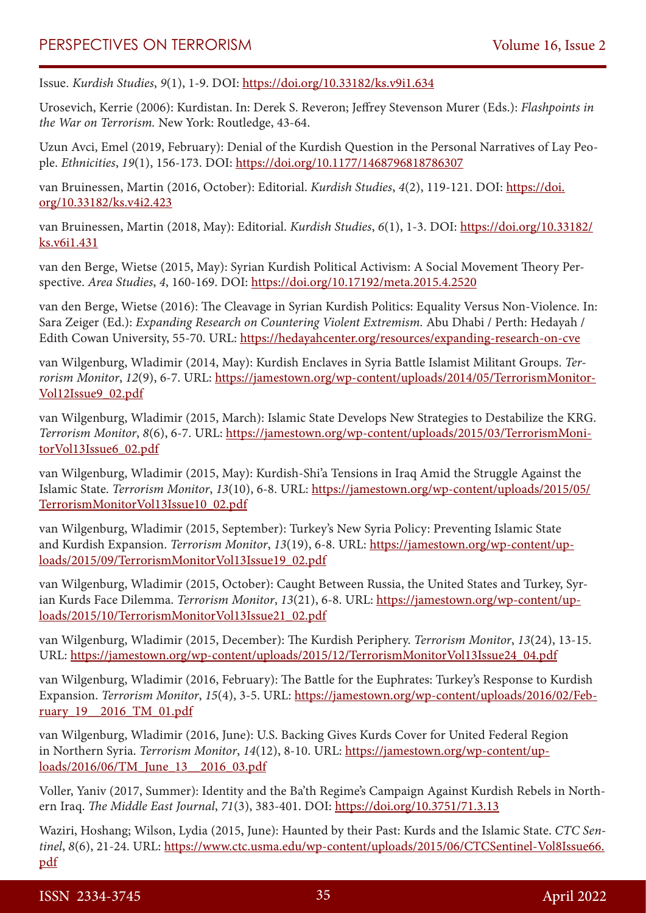Issue. *Kurdish Studies*, *9*(1), 1-9. DOI: https://doi.org/10.33182/ks.v9i1.634

Urosevich, Kerrie (2006): Kurdistan. In: Derek S. Reveron; Jeffrey Stevenson Murer (Eds.): *Flashpoints in the War on Terrorism.* New York: Routledge, 43-64.

Uzun Avci, Emel (2019, February): Denial of the Kurdish Question in the Personal Narratives of Lay People. *Ethnicities*, *19*(1), 156-173. DOI: https://doi.org/10.1177/1468796818786307

van Bruinessen, Martin (2016, October): Editorial. *Kurdish Studies*, *4*(2), 119-121. DOI: https://doi.org/10.33182/ks.v4i2.423

van Bruinessen, Martin (2018, May): Editorial. *Kurdish Studies*, *6*(1), 1-3. DOI: https://doi.org/10.33182/ks.v6i1.431

van den Berge, Wietse (2015, May): Syrian Kurdish Political Activism: A Social Movement Theory Perspective. *Area Studies*, *4*, 160-169. DOI: https://doi.org/10.17192/meta.2015.4.2520

van den Berge, Wietse (2016): The Cleavage in Syrian Kurdish Politics: Equality Versus Non-Violence. In: Sara Zeiger (Ed.): *Expanding Research on Countering Violent Extremism.* Abu Dhabi / Perth: Hedayah / Edith Cowan University, 55-70. URL: https://hedayahcenter.org/resources/expanding-research-on-cve

van Wilgenburg, Wladimir (2014, May): Kurdish Enclaves in Syria Battle Islamist Militant Groups. *Terrorism Monitor*, *12*(9), 6-7. URL: https://jamestown.org/wp-content/uploads/2014/05/TerrorismMonitor-Vol12Issue9_02.pdf

van Wilgenburg, Wladimir (2015, March): Islamic State Develops New Strategies to Destabilize the KRG. *Terrorism Monitor*, *8*(6), 6-7. URL: https://jamestown.org/wp-content/uploads/2015/03/TerrorismMonitorVol13Issue6_02.pdf

van Wilgenburg, Wladimir (2015, May): Kurdish-Shi'a Tensions in Iraq Amid the Struggle Against the Islamic State. *Terrorism Monitor*, *13*(10), 6-8. URL: https://jamestown.org/wp-content/uploads/2015/05/TerrorismMonitorVol13Issue10_02.pdf

van Wilgenburg, Wladimir (2015, September): Turkey's New Syria Policy: Preventing Islamic State and Kurdish Expansion. *Terrorism Monitor*, *13*(19), 6-8. URL: https://jamestown.org/wp-content/uploads/2015/09/TerrorismMonitorVol13Issue19_02.pdf

van Wilgenburg, Wladimir (2015, October): Caught Between Russia, the United States and Turkey, Syrian Kurds Face Dilemma. *Terrorism Monitor*, *13*(21), 6-8. URL: https://jamestown.org/wp-content/uploads/2015/10/TerrorismMonitorVol13Issue21_02.pdf

van Wilgenburg, Wladimir (2015, December): The Kurdish Periphery. *Terrorism Monitor*, *13*(24), 13-15. URL: https://jamestown.org/wp-content/uploads/2015/12/TerrorismMonitorVol13Issue24_04.pdf

van Wilgenburg, Wladimir (2016, February): The Battle for the Euphrates: Turkey's Response to Kurdish Expansion. *Terrorism Monitor*, *15*(4), 3-5. URL: https://jamestown.org/wp-content/uploads/2016/02/February_19__2016_TM_01.pdf

van Wilgenburg, Wladimir (2016, June): U.S. Backing Gives Kurds Cover for United Federal Region in Northern Syria. *Terrorism Monitor*, *14*(12), 8-10. URL: https://jamestown.org/wp-content/uploads/2016/06/TM_June_13__2016_03.pdf

Voller, Yaniv (2017, Summer): Identity and the Ba'th Regime's Campaign Against Kurdish Rebels in Northern Iraq. *The Middle East Journal*, *71*(3), 383-401. DOI: https://doi.org/10.3751/71.3.13

Waziri, Hoshang; Wilson, Lydia (2015, June): Haunted by their Past: Kurds and the Islamic State. *CTC Sentinel*, *8*(6), 21-24. URL: https://www.ctc.usma.edu/wp-content/uploads/2015/06/CTCSentinel-Vol8Issue66.pdf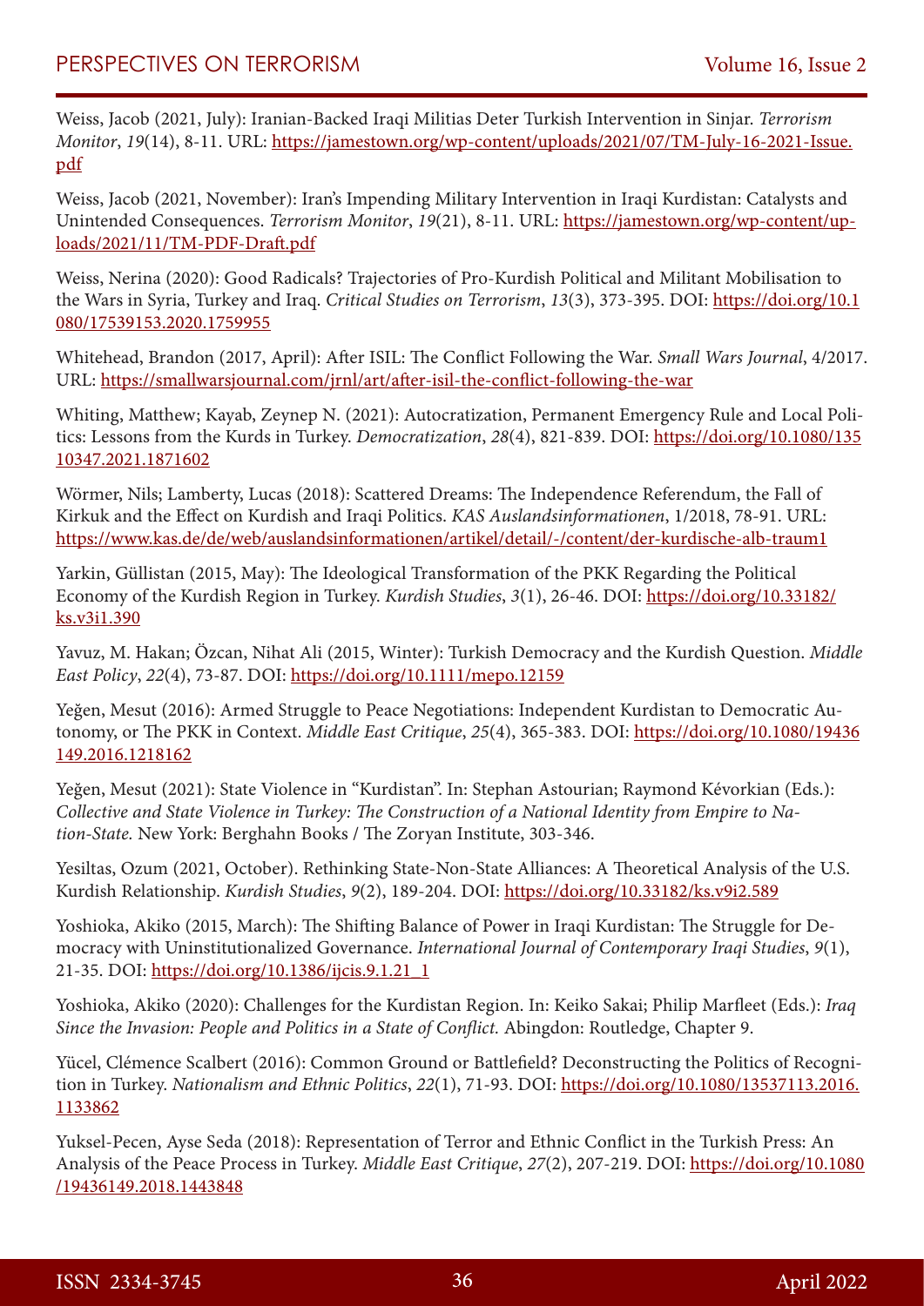Weiss, Jacob (2021, July): Iranian-Backed Iraqi Militias Deter Turkish Intervention in Sinjar. *Terrorism Monitor*, *19*(14), 8-11. URL: https://jamestown.org/wp-content/uploads/2021/07/TM-July-16-2021-Issue.pdf

Weiss, Jacob (2021, November): Iran's Impending Military Intervention in Iraqi Kurdistan: Catalysts and Unintended Consequences. *Terrorism Monitor*, *19*(21), 8-11. URL: https://jamestown.org/wp-content/uploads/2021/11/TM-PDF-Draft.pdf

Weiss, Nerina (2020): Good Radicals? Trajectories of Pro-Kurdish Political and Militant Mobilisation to the Wars in Syria, Turkey and Iraq. *Critical Studies on Terrorism*, *13*(3), 373-395. DOI: https://doi.org/10.1080/17539153.2020.1759955

Whitehead, Brandon (2017, April): After ISIL: The Conflict Following the War. *Small Wars Journal*, 4/2017. URL: https://smallwarsjournal.com/jrnl/art/after-isil-the-conflict-following-the-war

Whiting, Matthew; Kayab, Zeynep N. (2021): Autocratization, Permanent Emergency Rule and Local Politics: Lessons from the Kurds in Turkey. *Democratization*, *28*(4), 821-839. DOI: https://doi.org/10.1080/13510347.2021.1871602

Wörmer, Nils; Lamberty, Lucas (2018): Scattered Dreams: The Independence Referendum, the Fall of Kirkuk and the Effect on Kurdish and Iraqi Politics. *KAS Auslandsinformationen*, 1/2018, 78-91. URL: https://www.kas.de/de/web/auslandsinformationen/artikel/detail/-/content/der-kurdische-alb-traum1

Yarkin, Güllistan (2015, May): The Ideological Transformation of the PKK Regarding the Political Economy of the Kurdish Region in Turkey. *Kurdish Studies*, *3*(1), 26-46. DOI: https://doi.org/10.33182/ks.v3i1.390

Yavuz, M. Hakan; Özcan, Nihat Ali (2015, Winter): Turkish Democracy and the Kurdish Question. *Middle East Policy*, *22*(4), 73-87. DOI: https://doi.org/10.1111/mepo.12159

Yeğen, Mesut (2016): Armed Struggle to Peace Negotiations: Independent Kurdistan to Democratic Autonomy, or The PKK in Context. *Middle East Critique*, *25*(4), 365-383. DOI: https://doi.org/10.1080/19436149.2016.1218162

Yeğen, Mesut (2021): State Violence in "Kurdistan". In: Stephan Astourian; Raymond Kévorkian (Eds.): *Collective and State Violence in Turkey: The Construction of a National Identity from Empire to Nation-State.* New York: Berghahn Books / The Zoryan Institute, 303-346.

Yesiltas, Ozum (2021, October). Rethinking State-Non-State Alliances: A Theoretical Analysis of the U.S. Kurdish Relationship. *Kurdish Studies*, *9*(2), 189-204. DOI: https://doi.org/10.33182/ks.v9i2.589

Yoshioka, Akiko (2015, March): The Shifting Balance of Power in Iraqi Kurdistan: The Struggle for Democracy with Uninstitutionalized Governance. *International Journal of Contemporary Iraqi Studies*, *9*(1), 21-35. DOI: https://doi.org/10.1386/ijcis.9.1.21_1

Yoshioka, Akiko (2020): Challenges for the Kurdistan Region. In: Keiko Sakai; Philip Marfleet (Eds.): *Iraq Since the Invasion: People and Politics in a State of Conflict.* Abingdon: Routledge, Chapter 9.

Yücel, Clémence Scalbert (2016): Common Ground or Battlefield? Deconstructing the Politics of Recognition in Turkey. *Nationalism and Ethnic Politics*, *22*(1), 71-93. DOI: https://doi.org/10.1080/13537113.2016.1133862

Yuksel-Pecen, Ayse Seda (2018): Representation of Terror and Ethnic Conflict in the Turkish Press: An Analysis of the Peace Process in Turkey. *Middle East Critique*, *27*(2), 207-219. DOI: https://doi.org/10.1080/19436149.2018.1443848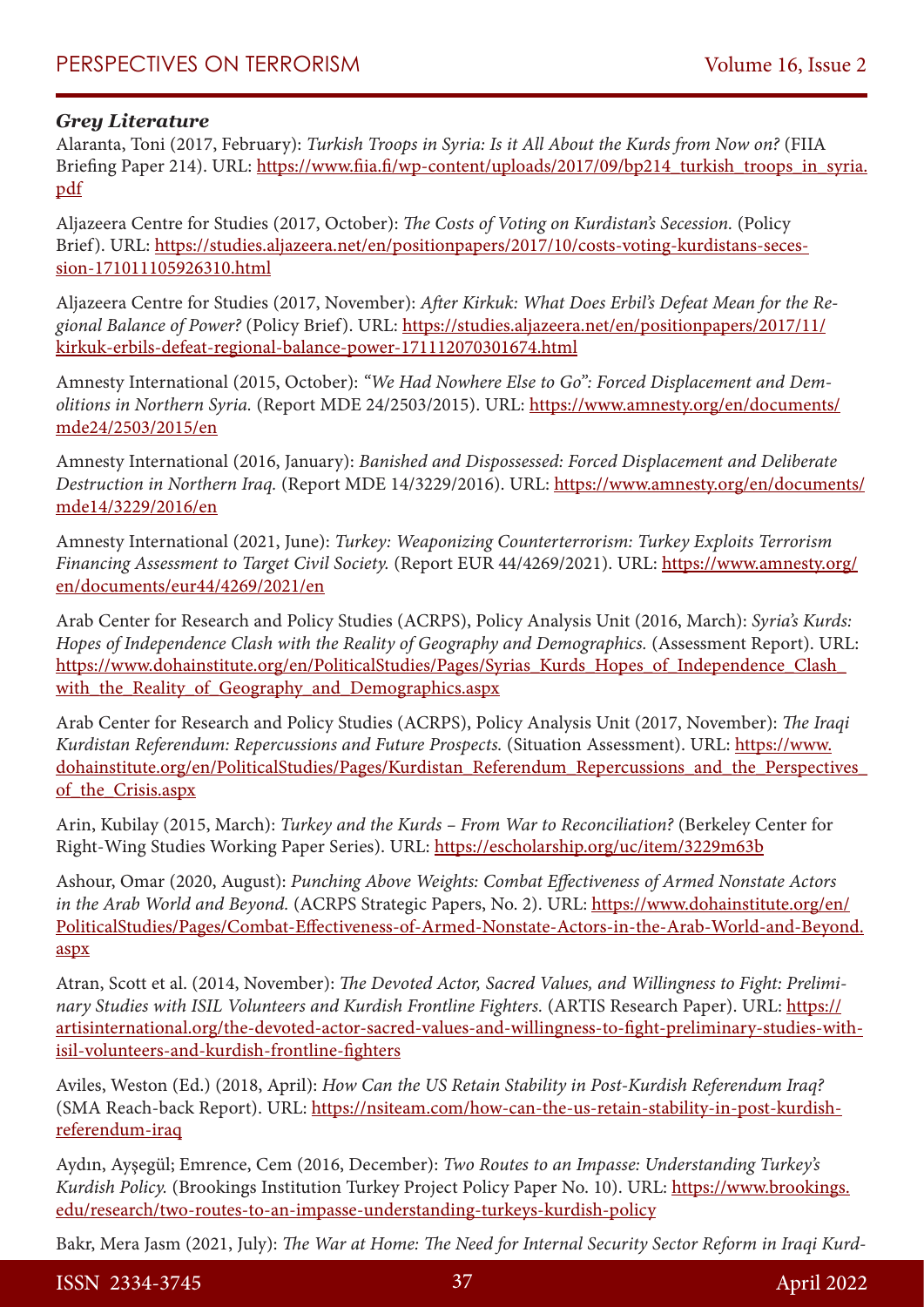### *Grey Literature*

Alaranta, Toni (2017, February): *Turkish Troops in Syria: Is it All About the Kurds from Now on?* (FIIA Briefing Paper 214). URL: https://www.fiia.fi/wp-content/uploads/2017/09/bp214_turkish_troops_in_syria.pdf

Aljazeera Centre for Studies (2017, October): *The Costs of Voting on Kurdistan's Secession.* (Policy Brief). URL: https://studies.aljazeera.net/en/positionpapers/2017/10/costs-voting-kurdistans-secession-171011105926310.html

Aljazeera Centre for Studies (2017, November): *After Kirkuk: What Does Erbil's Defeat Mean for the Regional Balance of Power?* (Policy Brief). URL: https://studies.aljazeera.net/en/positionpapers/2017/11/kirkuk-erbils-defeat-regional-balance-power-171112070301674.html

Amnesty International (2015, October): *"We Had Nowhere Else to Go": Forced Displacement and Demolitions in Northern Syria.* (Report MDE 24/2503/2015). URL: https://www.amnesty.org/en/documents/mde24/2503/2015/en

Amnesty International (2016, January): *Banished and Dispossessed: Forced Displacement and Deliberate Destruction in Northern Iraq.* (Report MDE 14/3229/2016). URL: https://www.amnesty.org/en/documents/mde14/3229/2016/en

Amnesty International (2021, June): *Turkey: Weaponizing Counterterrorism: Turkey Exploits Terrorism Financing Assessment to Target Civil Society.* (Report EUR 44/4269/2021). URL: https://www.amnesty.org/en/documents/eur44/4269/2021/en

Arab Center for Research and Policy Studies (ACRPS), Policy Analysis Unit (2016, March): *Syria's Kurds: Hopes of Independence Clash with the Reality of Geography and Demographics.* (Assessment Report). URL: https://www.dohainstitute.org/en/PoliticalStudies/Pages/Syrias_Kurds_Hopes_of_Independence_Clash_with_the_Reality_of_Geography_and_Demographics.aspx

Arab Center for Research and Policy Studies (ACRPS), Policy Analysis Unit (2017, November): *The Iraqi Kurdistan Referendum: Repercussions and Future Prospects.* (Situation Assessment). URL: https://www.dohainstitute.org/en/PoliticalStudies/Pages/Kurdistan_Referendum_Repercussions_and_the_Perspectives_of_the_Crisis.aspx

Arin, Kubilay (2015, March): *Turkey and the Kurds – From War to Reconciliation?* (Berkeley Center for Right-Wing Studies Working Paper Series). URL: https://escholarship.org/uc/item/3229m63b

Ashour, Omar (2020, August): *Punching Above Weights: Combat Effectiveness of Armed Nonstate Actors in the Arab World and Beyond.* (ACRPS Strategic Papers, No. 2). URL: https://www.dohainstitute.org/en/PoliticalStudies/Pages/Combat-Effectiveness-of-Armed-Nonstate-Actors-in-the-Arab-World-and-Beyond.aspx

Atran, Scott et al. (2014, November): *The Devoted Actor, Sacred Values, and Willingness to Fight: Preliminary Studies with ISIL Volunteers and Kurdish Frontline Fighters.* (ARTIS Research Paper). URL: https://artisinternational.org/the-devoted-actor-sacred-values-and-willingness-to-fight-preliminary-studies-with-isil-volunteers-and-kurdish-frontline-fighters

Aviles, Weston (Ed.) (2018, April): *How Can the US Retain Stability in Post-Kurdish Referendum Iraq?* (SMA Reach-back Report). URL: https://nsiteam.com/how-can-the-us-retain-stability-in-post-kurdish-referendum-iraq

Aydın, Ayşegül; Emrence, Cem (2016, December): *Two Routes to an Impasse: Understanding Turkey's Kurdish Policy.* (Brookings Institution Turkey Project Policy Paper No. 10). URL: https://www.brookings.edu/research/two-routes-to-an-impasse-understanding-turkeys-kurdish-policy

Bakr, Mera Jasm (2021, July): *The War at Home: The Need for Internal Security Sector Reform in Iraqi Kurd-*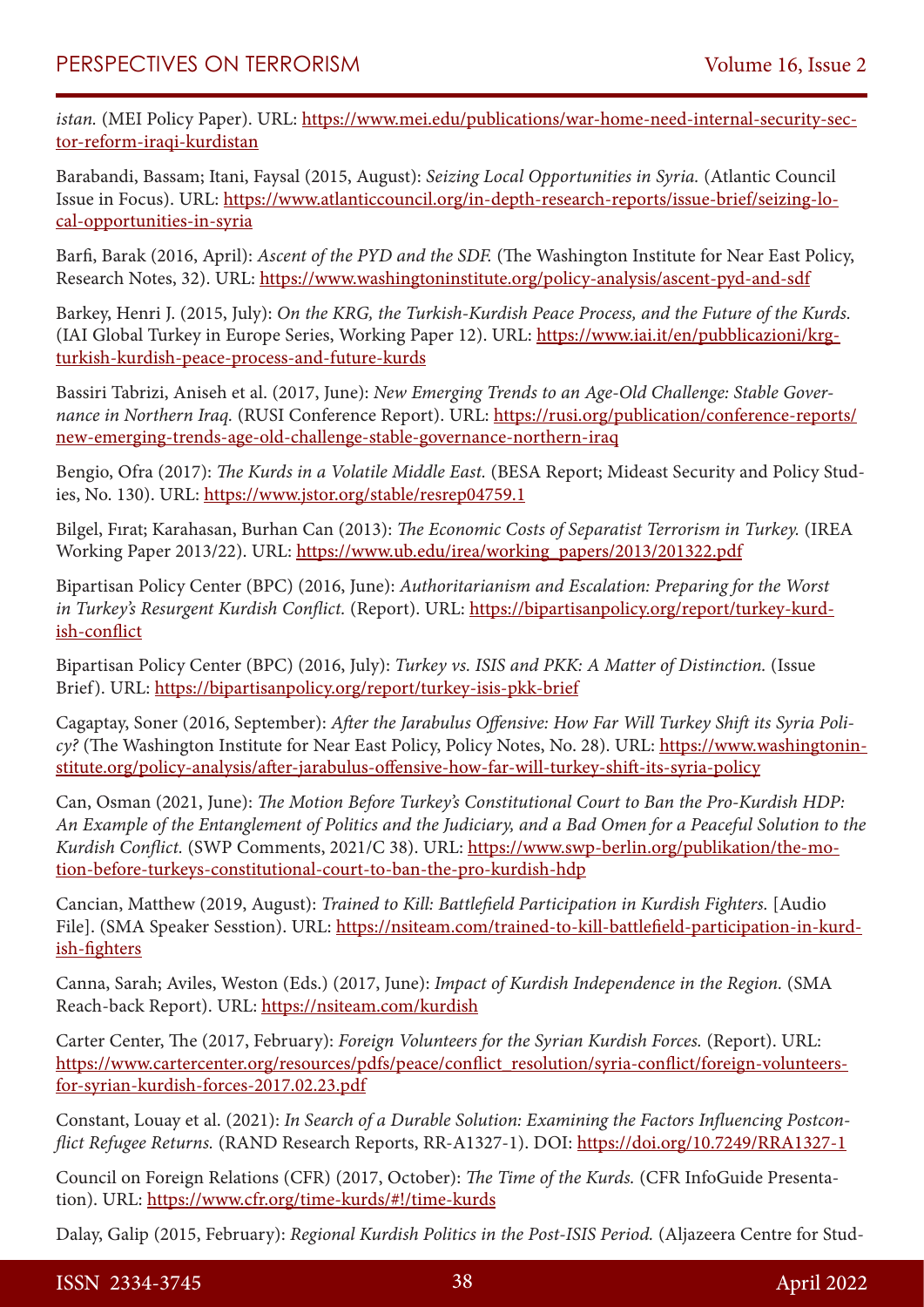*istan.* (MEI Policy Paper). URL: https://www.mei.edu/publications/war-home-need-internal-security-sector-reform-iraqi-kurdistan

Barabandi, Bassam; Itani, Faysal (2015, August): *Seizing Local Opportunities in Syria.* (Atlantic Council Issue in Focus). URL: https://www.atlanticcouncil.org/in-depth-research-reports/issue-brief/seizing-local-opportunities-in-syria

Barfi, Barak (2016, April): *Ascent of the PYD and the SDF.* (The Washington Institute for Near East Policy, Research Notes, 32). URL: https://www.washingtoninstitute.org/policy-analysis/ascent-pyd-and-sdf

Barkey, Henri J. (2015, July): *On the KRG, the Turkish-Kurdish Peace Process, and the Future of the Kurds.* (IAI Global Turkey in Europe Series, Working Paper 12). URL: https://www.iai.it/en/pubblicazioni/krg-turkish-kurdish-peace-process-and-future-kurds

Bassiri Tabrizi, Aniseh et al. (2017, June): *New Emerging Trends to an Age-Old Challenge: Stable Governance in Northern Iraq.* (RUSI Conference Report). URL: https://rusi.org/publication/conference-reports/new-emerging-trends-age-old-challenge-stable-governance-northern-iraq

Bengio, Ofra (2017): *The Kurds in a Volatile Middle East.* (BESA Report; Mideast Security and Policy Studies, No. 130). URL: https://www.jstor.org/stable/resrep04759.1

Bilgel, Fırat; Karahasan, Burhan Can (2013): *The Economic Costs of Separatist Terrorism in Turkey.* (IREA Working Paper 2013/22). URL: https://www.ub.edu/irea/working_papers/2013/201322.pdf

Bipartisan Policy Center (BPC) (2016, June): *Authoritarianism and Escalation: Preparing for the Worst in Turkey's Resurgent Kurdish Conflict.* (Report). URL: https://bipartisanpolicy.org/report/turkey-kurdish-conflict

Bipartisan Policy Center (BPC) (2016, July): *Turkey vs. ISIS and PKK: A Matter of Distinction.* (Issue Brief). URL: https://bipartisanpolicy.org/report/turkey-isis-pkk-brief

Cagaptay, Soner (2016, September): *After the Jarabulus Offensive: How Far Will Turkey Shift its Syria Policy?* (The Washington Institute for Near East Policy, Policy Notes, No. 28). URL: https://www.washingtoninstitute.org/policy-analysis/after-jarabulus-offensive-how-far-will-turkey-shift-its-syria-policy

Can, Osman (2021, June): *The Motion Before Turkey's Constitutional Court to Ban the Pro-Kurdish HDP: An Example of the Entanglement of Politics and the Judiciary, and a Bad Omen for a Peaceful Solution to the Kurdish Conflict.* (SWP Comments, 2021/C 38). URL: https://www.swp-berlin.org/publikation/the-motion-before-turkeys-constitutional-court-to-ban-the-pro-kurdish-hdp

Cancian, Matthew (2019, August): *Trained to Kill: Battlefield Participation in Kurdish Fighters.* [Audio File]. (SMA Speaker Sesstion). URL: https://nsiteam.com/trained-to-kill-battlefield-participation-in-kurdish-fighters

Canna, Sarah; Aviles, Weston (Eds.) (2017, June): *Impact of Kurdish Independence in the Region.* (SMA Reach-back Report). URL: https://nsiteam.com/kurdish

Carter Center, The (2017, February): *Foreign Volunteers for the Syrian Kurdish Forces.* (Report). URL: https://www.cartercenter.org/resources/pdfs/peace/conflict_resolution/syria-conflict/foreign-volunteers-for-syrian-kurdish-forces-2017.02.23.pdf

Constant, Louay et al. (2021): *In Search of a Durable Solution: Examining the Factors Influencing Postconflict Refugee Returns.* (RAND Research Reports, RR-A1327-1). DOI: https://doi.org/10.7249/RRA1327-1

Council on Foreign Relations (CFR) (2017, October): *The Time of the Kurds.* (CFR InfoGuide Presentation). URL: https://www.cfr.org/time-kurds/#!/time-kurds

Dalay, Galip (2015, February): *Regional Kurdish Politics in the Post-ISIS Period.* (Aljazeera Centre for Stud-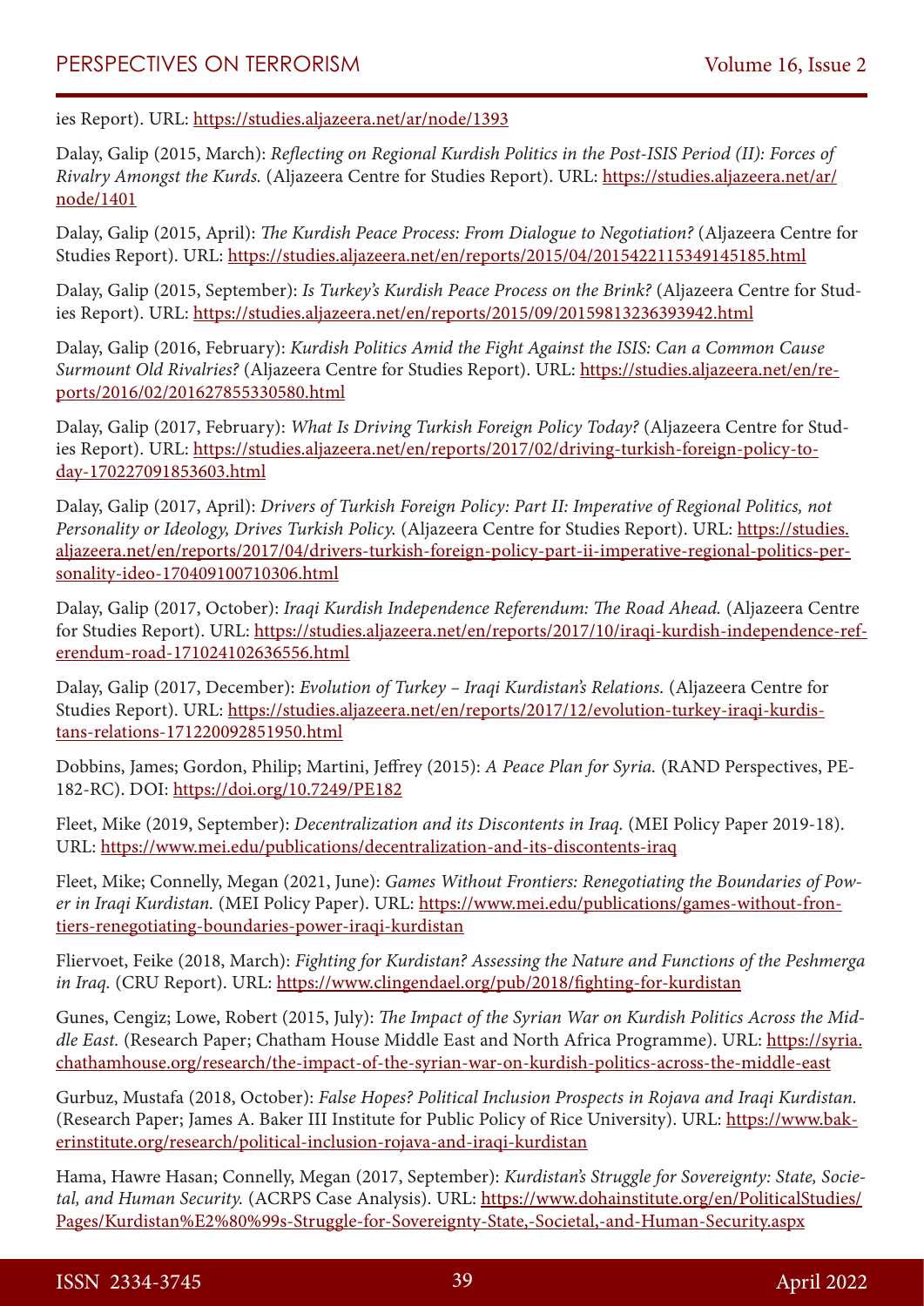ies Report). URL: https://studies.aljazeera.net/ar/node/1393

Dalay, Galip (2015, March): *Reflecting on Regional Kurdish Politics in the Post-ISIS Period (II): Forces of Rivalry Amongst the Kurds.* (Aljazeera Centre for Studies Report). URL: https://studies.aljazeera.net/ar/node/1401

Dalay, Galip (2015, April): *The Kurdish Peace Process: From Dialogue to Negotiation?* (Aljazeera Centre for Studies Report). URL: https://studies.aljazeera.net/en/reports/2015/04/2015422115349145185.html

Dalay, Galip (2015, September): *Is Turkey's Kurdish Peace Process on the Brink?* (Aljazeera Centre for Studies Report). URL: https://studies.aljazeera.net/en/reports/2015/09/20159813236393942.html

Dalay, Galip (2016, February): *Kurdish Politics Amid the Fight Against the ISIS: Can a Common Cause Surmount Old Rivalries?* (Aljazeera Centre for Studies Report). URL: https://studies.aljazeera.net/en/reports/2016/02/201627855330580.html

Dalay, Galip (2017, February): *What Is Driving Turkish Foreign Policy Today?* (Aljazeera Centre for Studies Report). URL: https://studies.aljazeera.net/en/reports/2017/02/driving-turkish-foreign-policy-today-170227091853603.html

Dalay, Galip (2017, April): *Drivers of Turkish Foreign Policy: Part II: Imperative of Regional Politics, not Personality or Ideology, Drives Turkish Policy.* (Aljazeera Centre for Studies Report). URL: https://studies.aljazeera.net/en/reports/2017/04/drivers-turkish-foreign-policy-part-ii-imperative-regional-politics-personality-ideo-170409100710306.html

Dalay, Galip (2017, October): *Iraqi Kurdish Independence Referendum: The Road Ahead.* (Aljazeera Centre for Studies Report). URL: https://studies.aljazeera.net/en/reports/2017/10/iraqi-kurdish-independence-referendum-road-171024102636556.html

Dalay, Galip (2017, December): *Evolution of Turkey – Iraqi Kurdistan's Relations.* (Aljazeera Centre for Studies Report). URL: https://studies.aljazeera.net/en/reports/2017/12/evolution-turkey-iraqi-kurdistans-relations-171220092851950.html

Dobbins, James; Gordon, Philip; Martini, Jeffrey (2015): *A Peace Plan for Syria.* (RAND Perspectives, PE-182-RC). DOI: https://doi.org/10.7249/PE182

Fleet, Mike (2019, September): *Decentralization and its Discontents in Iraq.* (MEI Policy Paper 2019-18). URL: https://www.mei.edu/publications/decentralization-and-its-discontents-iraq

Fleet, Mike; Connelly, Megan (2021, June): *Games Without Frontiers: Renegotiating the Boundaries of Power in Iraqi Kurdistan.* (MEI Policy Paper). URL: https://www.mei.edu/publications/games-without-frontiers-renegotiating-boundaries-power-iraqi-kurdistan

Fliervoet, Feike (2018, March): *Fighting for Kurdistan? Assessing the Nature and Functions of the Peshmerga in Iraq.* (CRU Report). URL: https://www.clingendael.org/pub/2018/fighting-for-kurdistan

Gunes, Cengiz; Lowe, Robert (2015, July): *The Impact of the Syrian War on Kurdish Politics Across the Middle East.* (Research Paper; Chatham House Middle East and North Africa Programme). URL: https://syria.chathamhouse.org/research/the-impact-of-the-syrian-war-on-kurdish-politics-across-the-middle-east

Gurbuz, Mustafa (2018, October): *False Hopes? Political Inclusion Prospects in Rojava and Iraqi Kurdistan.* (Research Paper; James A. Baker III Institute for Public Policy of Rice University). URL: https://www.bakerinstitute.org/research/political-inclusion-rojava-and-iraqi-kurdistan

Hama, Hawre Hasan; Connelly, Megan (2017, September): *Kurdistan's Struggle for Sovereignty: State, Societal, and Human Security.* (ACRPS Case Analysis). URL: https://www.dohainstitute.org/en/PoliticalStudies/Pages/Kurdistan%E2%80%99s-Struggle-for-Sovereignty-State,-Societal,-and-Human-Security.aspx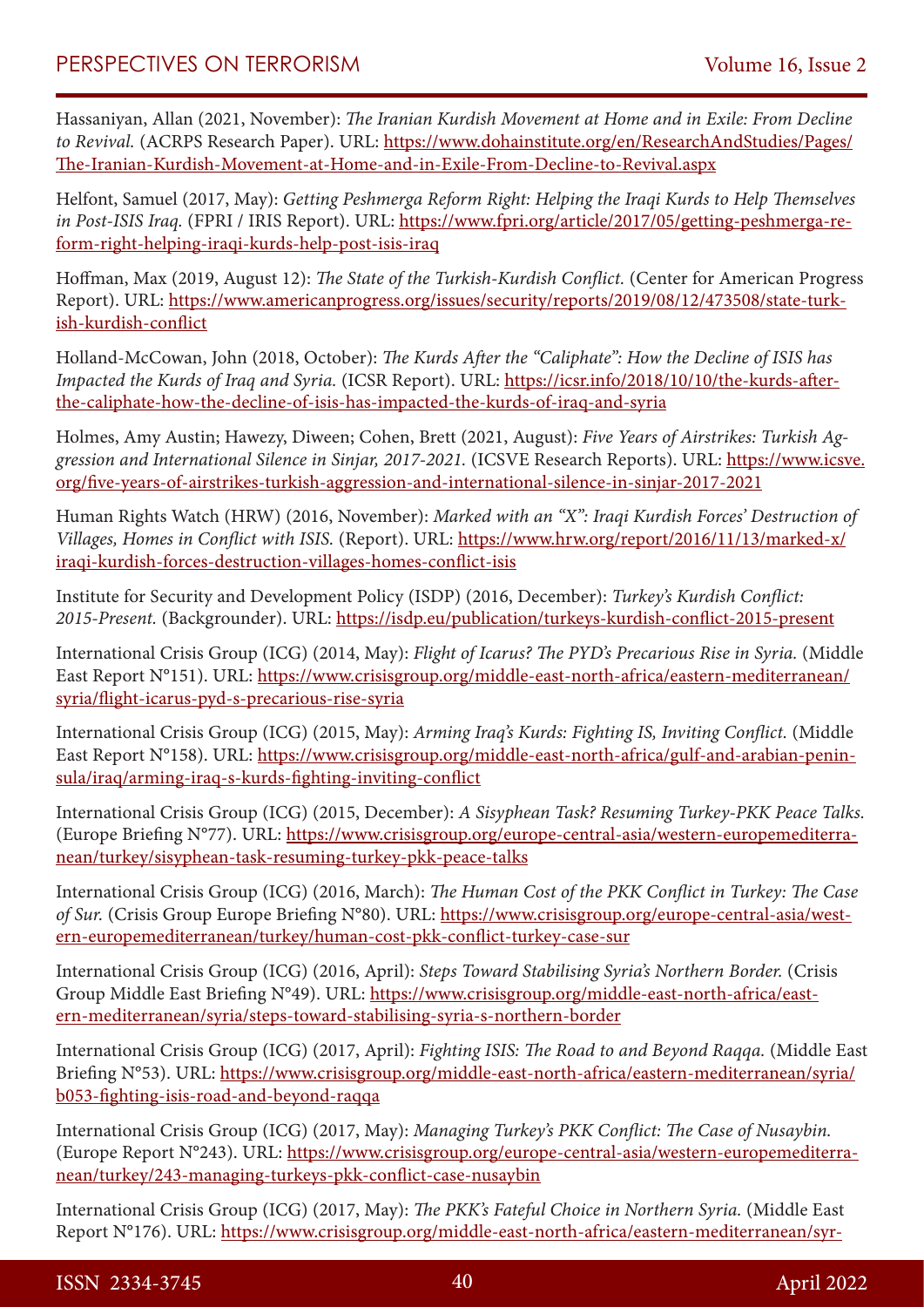Hassaniyan, Allan (2021, November): *The Iranian Kurdish Movement at Home and in Exile: From Decline to Revival.* (ACRPS Research Paper). URL: https://www.dohainstitute.org/en/ResearchAndStudies/Pages/The-Iranian-Kurdish-Movement-at-Home-and-in-Exile-From-Decline-to-Revival.aspx

Helfont, Samuel (2017, May): *Getting Peshmerga Reform Right: Helping the Iraqi Kurds to Help Themselves in Post-ISIS Iraq.* (FPRI / IRIS Report). URL: https://www.fpri.org/article/2017/05/getting-peshmerga-reform-right-helping-iraqi-kurds-help-post-isis-iraq

Hoffman, Max (2019, August 12): *The State of the Turkish-Kurdish Conflict.* (Center for American Progress Report). URL: https://www.americanprogress.org/issues/security/reports/2019/08/12/473508/state-turkish-kurdish-conflict

Holland-McCowan, John (2018, October): *The Kurds After the "Caliphate": How the Decline of ISIS has Impacted the Kurds of Iraq and Syria.* (ICSR Report). URL: https://icsr.info/2018/10/10/the-kurds-after-the-caliphate-how-the-decline-of-isis-has-impacted-the-kurds-of-iraq-and-syria

Holmes, Amy Austin; Hawezy, Diween; Cohen, Brett (2021, August): *Five Years of Airstrikes: Turkish Aggression and International Silence in Sinjar, 2017-2021.* (ICSVE Research Reports). URL: https://www.icsve.org/five-years-of-airstrikes-turkish-aggression-and-international-silence-in-sinjar-2017-2021

Human Rights Watch (HRW) (2016, November): *Marked with an "X": Iraqi Kurdish Forces' Destruction of Villages, Homes in Conflict with ISIS.* (Report). URL: https://www.hrw.org/report/2016/11/13/marked-x/iraqi-kurdish-forces-destruction-villages-homes-conflict-isis

Institute for Security and Development Policy (ISDP) (2016, December): *Turkey's Kurdish Conflict: 2015-Present.* (Backgrounder). URL: https://isdp.eu/publication/turkeys-kurdish-conflict-2015-present

International Crisis Group (ICG) (2014, May): *Flight of Icarus? The PYD's Precarious Rise in Syria.* (Middle East Report N°151). URL: https://www.crisisgroup.org/middle-east-north-africa/eastern-mediterranean/syria/flight-icarus-pyd-s-precarious-rise-syria

International Crisis Group (ICG) (2015, May): *Arming Iraq's Kurds: Fighting IS, Inviting Conflict.* (Middle East Report N°158). URL: https://www.crisisgroup.org/middle-east-north-africa/gulf-and-arabian-peninsula/iraq/arming-iraq-s-kurds-fighting-inviting-conflict

International Crisis Group (ICG) (2015, December): *A Sisyphean Task? Resuming Turkey-PKK Peace Talks.* (Europe Briefing N°77). URL: https://www.crisisgroup.org/europe-central-asia/western-europemediterranean/turkey/sisyphean-task-resuming-turkey-pkk-peace-talks

International Crisis Group (ICG) (2016, March): *The Human Cost of the PKK Conflict in Turkey: The Case of Sur.* (Crisis Group Europe Briefing N°80). URL: https://www.crisisgroup.org/europe-central-asia/western-europemediterranean/turkey/human-cost-pkk-conflict-turkey-case-sur

International Crisis Group (ICG) (2016, April): *Steps Toward Stabilising Syria's Northern Border.* (Crisis Group Middle East Briefing N°49). URL: https://www.crisisgroup.org/middle-east-north-africa/eastern-mediterranean/syria/steps-toward-stabilising-syria-s-northern-border

International Crisis Group (ICG) (2017, April): *Fighting ISIS: The Road to and Beyond Raqqa.* (Middle East Briefing N°53). URL: https://www.crisisgroup.org/middle-east-north-africa/eastern-mediterranean/syria/b053-fighting-isis-road-and-beyond-raqqa

International Crisis Group (ICG) (2017, May): *Managing Turkey's PKK Conflict: The Case of Nusaybin.* (Europe Report N°243). URL: https://www.crisisgroup.org/europe-central-asia/western-europemediterranean/turkey/243-managing-turkeys-pkk-conflict-case-nusaybin

International Crisis Group (ICG) (2017, May): *The PKK's Fateful Choice in Northern Syria.* (Middle East Report N°176). URL: https://www.crisisgroup.org/middle-east-north-africa/eastern-mediterranean/syr-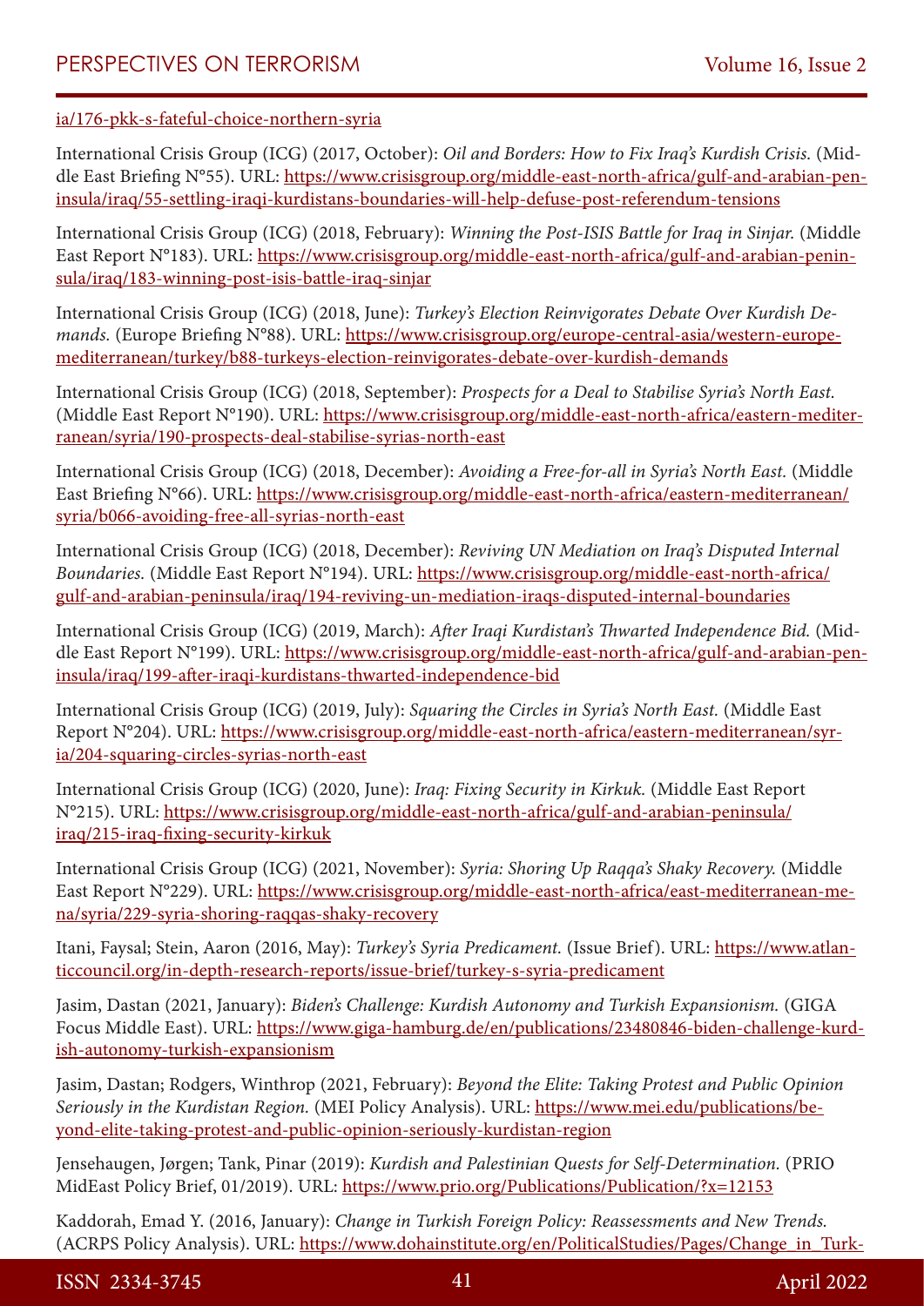ia/176-pkk-s-fateful-choice-northern-syria

International Crisis Group (ICG) (2017, October): *Oil and Borders: How to Fix Iraq's Kurdish Crisis.* (Middle East Briefing N°55). URL: https://www.crisisgroup.org/middle-east-north-africa/gulf-and-arabian-peninsula/iraq/55-settling-iraqi-kurdistans-boundaries-will-help-defuse-post-referendum-tensions

International Crisis Group (ICG) (2018, February): *Winning the Post-ISIS Battle for Iraq in Sinjar.* (Middle East Report N°183). URL: https://www.crisisgroup.org/middle-east-north-africa/gulf-and-arabian-peninsula/iraq/183-winning-post-isis-battle-iraq-sinjar

International Crisis Group (ICG) (2018, June): *Turkey's Election Reinvigorates Debate Over Kurdish Demands.* (Europe Briefing N°88). URL: https://www.crisisgroup.org/europe-central-asia/western-europemediterranean/turkey/b88-turkeys-election-reinvigorates-debate-over-kurdish-demands

International Crisis Group (ICG) (2018, September): *Prospects for a Deal to Stabilise Syria's North East.* (Middle East Report N°190). URL: https://www.crisisgroup.org/middle-east-north-africa/eastern-mediterranean/syria/190-prospects-deal-stabilise-syrias-north-east

International Crisis Group (ICG) (2018, December): *Avoiding a Free-for-all in Syria's North East.* (Middle East Briefing N°66). URL: https://www.crisisgroup.org/middle-east-north-africa/eastern-mediterranean/syria/b066-avoiding-free-all-syrias-north-east

International Crisis Group (ICG) (2018, December): *Reviving UN Mediation on Iraq's Disputed Internal Boundaries.* (Middle East Report N°194). URL: https://www.crisisgroup.org/middle-east-north-africa/gulf-and-arabian-peninsula/iraq/194-reviving-un-mediation-iraqs-disputed-internal-boundaries

International Crisis Group (ICG) (2019, March): *After Iraqi Kurdistan's Thwarted Independence Bid.* (Middle East Report N°199). URL: https://www.crisisgroup.org/middle-east-north-africa/gulf-and-arabian-peninsula/iraq/199-after-iraqi-kurdistans-thwarted-independence-bid

International Crisis Group (ICG) (2019, July): *Squaring the Circles in Syria's North East.* (Middle East Report N°204). URL: https://www.crisisgroup.org/middle-east-north-africa/eastern-mediterranean/syria/204-squaring-circles-syrias-north-east

International Crisis Group (ICG) (2020, June): *Iraq: Fixing Security in Kirkuk.* (Middle East Report N°215). URL: https://www.crisisgroup.org/middle-east-north-africa/gulf-and-arabian-peninsula/iraq/215-iraq-fixing-security-kirkuk

International Crisis Group (ICG) (2021, November): *Syria: Shoring Up Raqqa's Shaky Recovery.* (Middle East Report N°229). URL: https://www.crisisgroup.org/middle-east-north-africa/east-mediterranean-mena/syria/229-syria-shoring-raqqas-shaky-recovery

Itani, Faysal; Stein, Aaron (2016, May): *Turkey's Syria Predicament.* (Issue Brief). URL: https://www.atlanticcouncil.org/in-depth-research-reports/issue-brief/turkey-s-syria-predicament

Jasim, Dastan (2021, January): *Biden's Challenge: Kurdish Autonomy and Turkish Expansionism.* (GIGA Focus Middle East). URL: https://www.giga-hamburg.de/en/publications/23480846-biden-challenge-kurdish-autonomy-turkish-expansionism

Jasim, Dastan; Rodgers, Winthrop (2021, February): *Beyond the Elite: Taking Protest and Public Opinion Seriously in the Kurdistan Region.* (MEI Policy Analysis). URL: https://www.mei.edu/publications/beyond-elite-taking-protest-and-public-opinion-seriously-kurdistan-region

Jensehaugen, Jørgen; Tank, Pinar (2019): *Kurdish and Palestinian Quests for Self-Determination.* (PRIO MidEast Policy Brief, 01/2019). URL: https://www.prio.org/Publications/Publication/?x=12153

Kaddorah, Emad Y. (2016, January): *Change in Turkish Foreign Policy: Reassessments and New Trends.* (ACRPS Policy Analysis). URL: https://www.dohainstitute.org/en/PoliticalStudies/Pages/Change_in_Turk-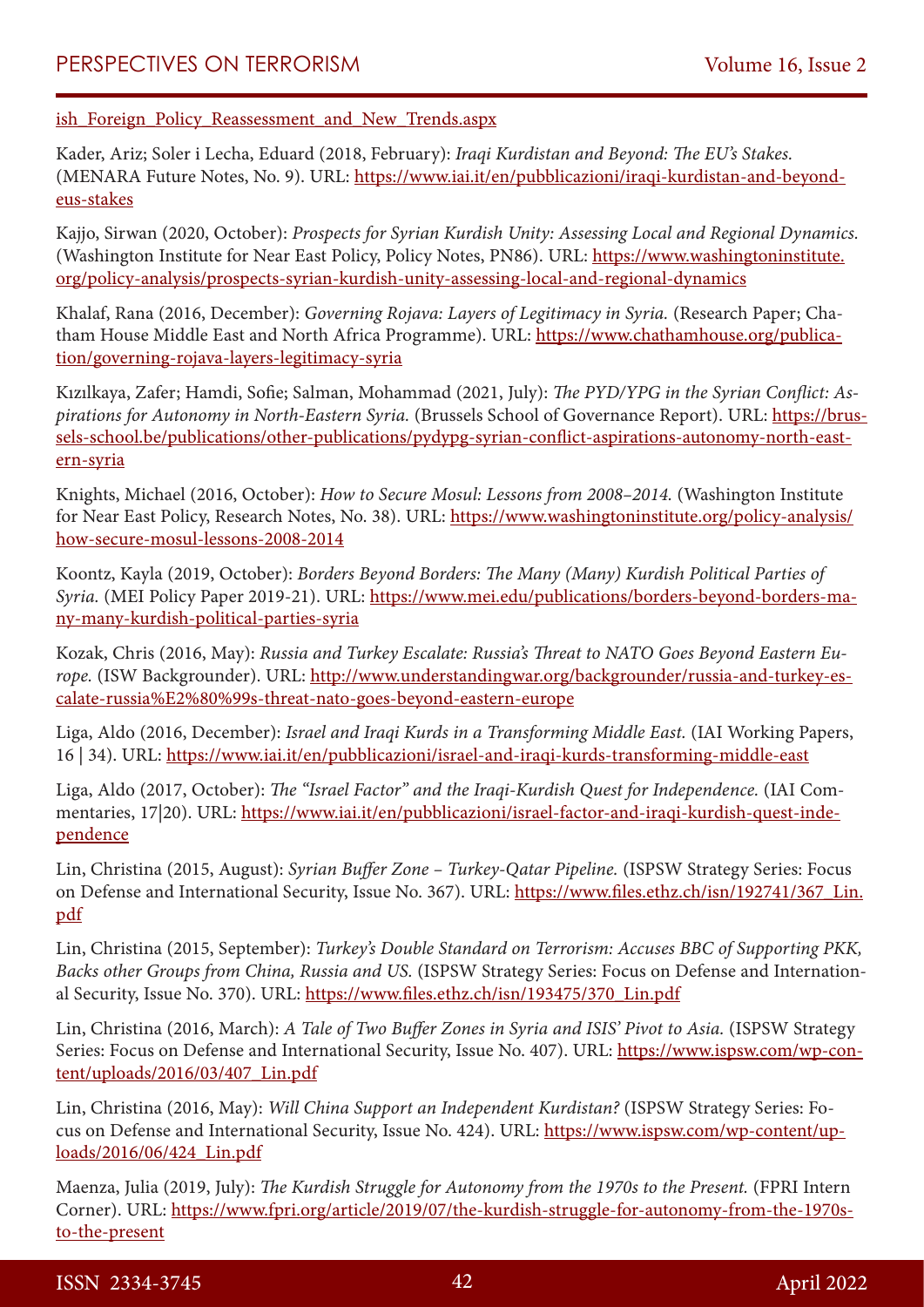ish_Foreign_Policy_Reassessment_and_New_Trends.aspx

Kader, Ariz; Soler i Lecha, Eduard (2018, February): *Iraqi Kurdistan and Beyond: The EU's Stakes.* (MENARA Future Notes, No. 9). URL: https://www.iai.it/en/pubblicazioni/iraqi-kurdistan-and-beyond-eus-stakes

Kajjo, Sirwan (2020, October): *Prospects for Syrian Kurdish Unity: Assessing Local and Regional Dynamics.* (Washington Institute for Near East Policy, Policy Notes, PN86). URL: https://www.washingtoninstitute.org/policy-analysis/prospects-syrian-kurdish-unity-assessing-local-and-regional-dynamics

Khalaf, Rana (2016, December): *Governing Rojava: Layers of Legitimacy in Syria.* (Research Paper; Chatham House Middle East and North Africa Programme). URL: https://www.chathamhouse.org/publication/governing-rojava-layers-legitimacy-syria

Kızılkaya, Zafer; Hamdi, Sofie; Salman, Mohammad (2021, July): *The PYD/YPG in the Syrian Conflict: Aspirations for Autonomy in North-Eastern Syria.* (Brussels School of Governance Report). URL: https://brussels-school.be/publications/other-publications/pydypg-syrian-conflict-aspirations-autonomy-north-eastern-syria

Knights, Michael (2016, October): *How to Secure Mosul: Lessons from 2008–2014.* (Washington Institute for Near East Policy, Research Notes, No. 38). URL: https://www.washingtoninstitute.org/policy-analysis/how-secure-mosul-lessons-2008-2014

Koontz, Kayla (2019, October): *Borders Beyond Borders: The Many (Many) Kurdish Political Parties of Syria.* (MEI Policy Paper 2019-21). URL: https://www.mei.edu/publications/borders-beyond-borders-many-many-kurdish-political-parties-syria

Kozak, Chris (2016, May): *Russia and Turkey Escalate: Russia's Threat to NATO Goes Beyond Eastern Europe.* (ISW Backgrounder). URL: http://www.understandingwar.org/backgrounder/russia-and-turkey-escalate-russia%E2%80%99s-threat-nato-goes-beyond-eastern-europe

Liga, Aldo (2016, December): *Israel and Iraqi Kurds in a Transforming Middle East.* (IAI Working Papers, 16 | 34). URL: https://www.iai.it/en/pubblicazioni/israel-and-iraqi-kurds-transforming-middle-east

Liga, Aldo (2017, October): *The "Israel Factor" and the Iraqi-Kurdish Quest for Independence.* (IAI Commentaries, 17|20). URL: https://www.iai.it/en/pubblicazioni/israel-factor-and-iraqi-kurdish-quest-independence

Lin, Christina (2015, August): *Syrian Buffer Zone – Turkey-Qatar Pipeline.* (ISPSW Strategy Series: Focus on Defense and International Security, Issue No. 367). URL: https://www.files.ethz.ch/isn/192741/367_Lin.pdf

Lin, Christina (2015, September): *Turkey's Double Standard on Terrorism: Accuses BBC of Supporting PKK, Backs other Groups from China, Russia and US.* (ISPSW Strategy Series: Focus on Defense and International Security, Issue No. 370). URL: https://www.files.ethz.ch/isn/193475/370_Lin.pdf

Lin, Christina (2016, March): *A Tale of Two Buffer Zones in Syria and ISIS' Pivot to Asia.* (ISPSW Strategy Series: Focus on Defense and International Security, Issue No. 407). URL: https://www.ispsw.com/wp-content/uploads/2016/03/407_Lin.pdf

Lin, Christina (2016, May): *Will China Support an Independent Kurdistan?* (ISPSW Strategy Series: Focus on Defense and International Security, Issue No. 424). URL: https://www.ispsw.com/wp-content/uploads/2016/06/424_Lin.pdf

Maenza, Julia (2019, July): *The Kurdish Struggle for Autonomy from the 1970s to the Present.* (FPRI Intern Corner). URL: https://www.fpri.org/article/2019/07/the-kurdish-struggle-for-autonomy-from-the-1970s-to-the-present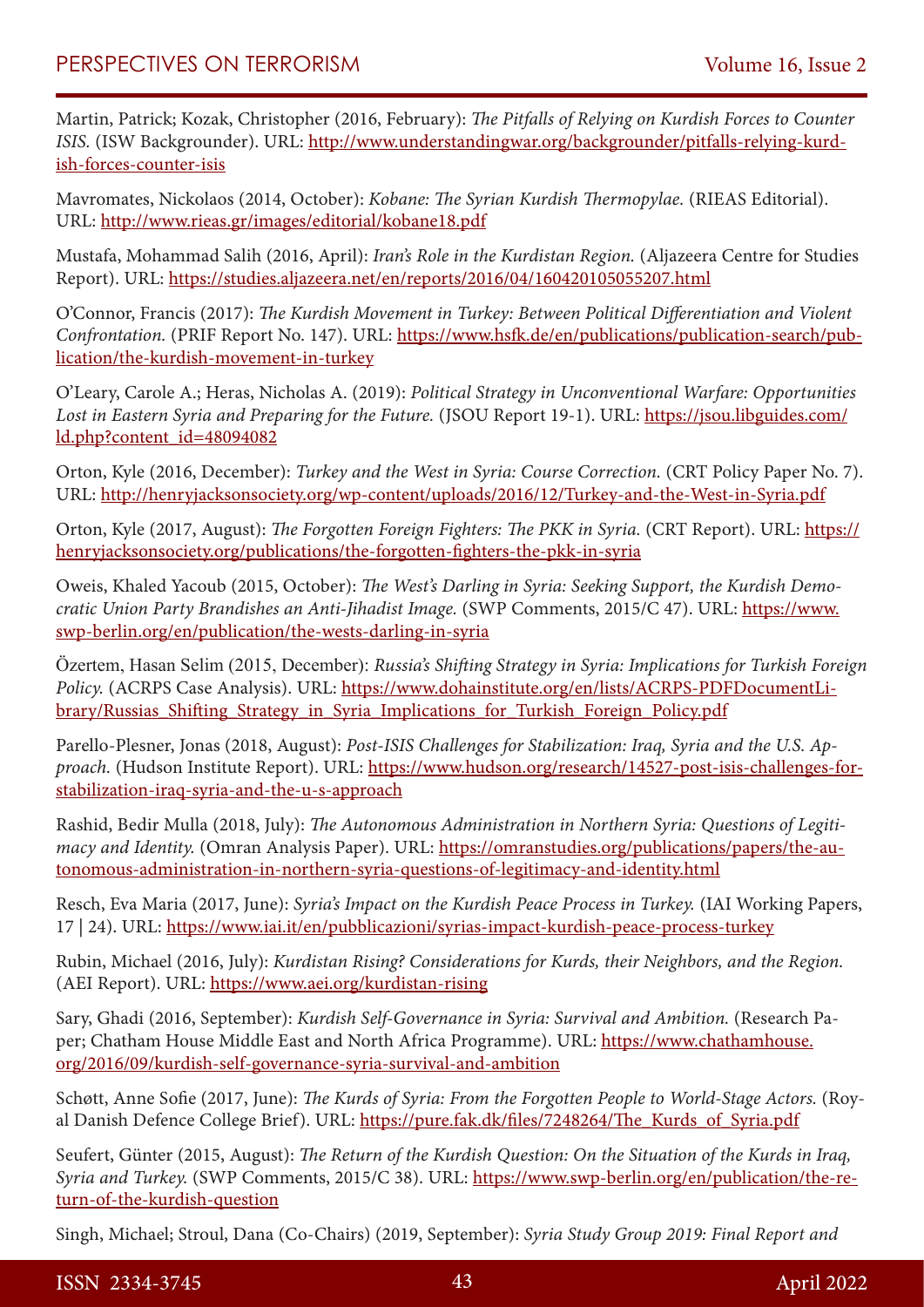Martin, Patrick; Kozak, Christopher (2016, February): *The Pitfalls of Relying on Kurdish Forces to Counter ISIS.* (ISW Backgrounder). URL: http://www.understandingwar.org/backgrounder/pitfalls-relying-kurdish-forces-counter-isis

Mavromates, Nickolaos (2014, October): *Kobane: The Syrian Kurdish Thermopylae.* (RIEAS Editorial). URL: http://www.rieas.gr/images/editorial/kobane18.pdf

Mustafa, Mohammad Salih (2016, April): *Iran's Role in the Kurdistan Region.* (Aljazeera Centre for Studies Report). URL: https://studies.aljazeera.net/en/reports/2016/04/160420105055207.html

O'Connor, Francis (2017): *The Kurdish Movement in Turkey: Between Political Differentiation and Violent Confrontation.* (PRIF Report No. 147). URL: https://www.hsfk.de/en/publications/publication-search/publication/the-kurdish-movement-in-turkey

O'Leary, Carole A.; Heras, Nicholas A. (2019): *Political Strategy in Unconventional Warfare: Opportunities Lost in Eastern Syria and Preparing for the Future.* (JSOU Report 19-1). URL: https://jsou.libguides.com/ld.php?content_id=48094082

Orton, Kyle (2016, December): *Turkey and the West in Syria: Course Correction.* (CRT Policy Paper No. 7). URL: http://henryjacksonsociety.org/wp-content/uploads/2016/12/Turkey-and-the-West-in-Syria.pdf

Orton, Kyle (2017, August): *The Forgotten Foreign Fighters: The PKK in Syria.* (CRT Report). URL: https://henryjacksonsociety.org/publications/the-forgotten-fighters-the-pkk-in-syria

Oweis, Khaled Yacoub (2015, October): *The West's Darling in Syria: Seeking Support, the Kurdish Democratic Union Party Brandishes an Anti-Jihadist Image.* (SWP Comments, 2015/C 47). URL: https://www.swp-berlin.org/en/publication/the-wests-darling-in-syria

Özertem, Hasan Selim (2015, December): *Russia's Shifting Strategy in Syria: Implications for Turkish Foreign Policy.* (ACRPS Case Analysis). URL: https://www.dohainstitute.org/en/lists/ACRPS-PDFDocumentLibrary/Russias_Shifting_Strategy_in_Syria_Implications_for_Turkish_Foreign_Policy.pdf

Parello-Plesner, Jonas (2018, August): *Post-ISIS Challenges for Stabilization: Iraq, Syria and the U.S. Approach.* (Hudson Institute Report). URL: https://www.hudson.org/research/14527-post-isis-challenges-for-stabilization-iraq-syria-and-the-u-s-approach

Rashid, Bedir Mulla (2018, July): *The Autonomous Administration in Northern Syria: Questions of Legitimacy and Identity.* (Omran Analysis Paper). URL: https://omranstudies.org/publications/papers/the-autonomous-administration-in-northern-syria-questions-of-legitimacy-and-identity.html

Resch, Eva Maria (2017, June): *Syria's Impact on the Kurdish Peace Process in Turkey.* (IAI Working Papers, 17 | 24). URL: https://www.iai.it/en/pubblicazioni/syrias-impact-kurdish-peace-process-turkey

Rubin, Michael (2016, July): *Kurdistan Rising? Considerations for Kurds, their Neighbors, and the Region.* (AEI Report). URL: https://www.aei.org/kurdistan-rising

Sary, Ghadi (2016, September): *Kurdish Self-Governance in Syria: Survival and Ambition.* (Research Paper; Chatham House Middle East and North Africa Programme). URL: https://www.chathamhouse.org/2016/09/kurdish-self-governance-syria-survival-and-ambition

Schøtt, Anne Sofie (2017, June): *The Kurds of Syria: From the Forgotten People to World-Stage Actors.* (Royal Danish Defence College Brief). URL: https://pure.fak.dk/files/7248264/The_Kurds_of_Syria.pdf

Seufert, Günter (2015, August): *The Return of the Kurdish Question: On the Situation of the Kurds in Iraq, Syria and Turkey.* (SWP Comments, 2015/C 38). URL: https://www.swp-berlin.org/en/publication/the-return-of-the-kurdish-question

Singh, Michael; Stroul, Dana (Co-Chairs) (2019, September): *Syria Study Group 2019: Final Report and*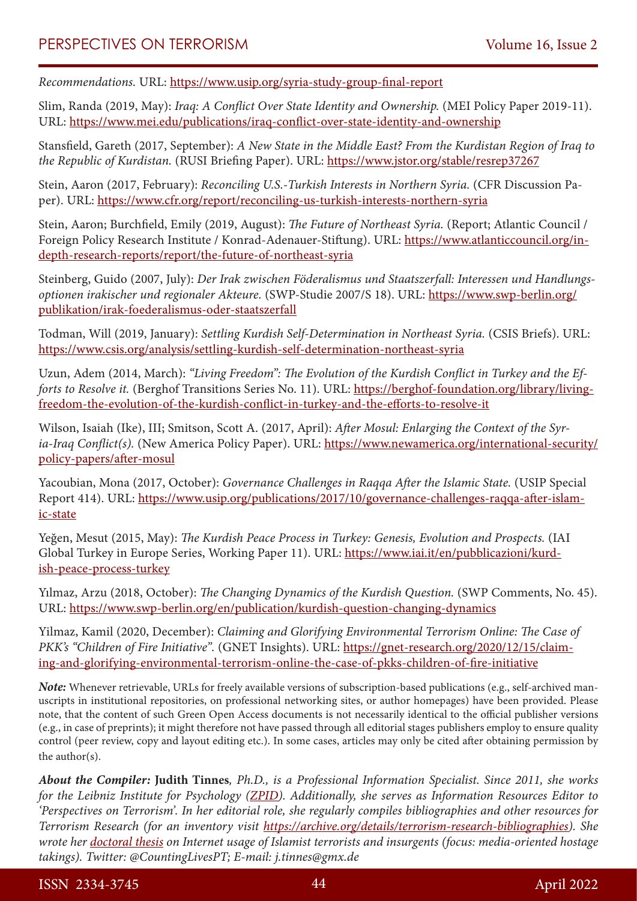*Recommendations.* URL: https://www.usip.org/syria-study-group-final-report

Slim, Randa (2019, May): *Iraq: A Conflict Over State Identity and Ownership.* (MEI Policy Paper 2019-11). URL: https://www.mei.edu/publications/iraq-conflict-over-state-identity-and-ownership

Stansfield, Gareth (2017, September): *A New State in the Middle East? From the Kurdistan Region of Iraq to the Republic of Kurdistan.* (RUSI Briefing Paper). URL: https://www.jstor.org/stable/resrep37267

Stein, Aaron (2017, February): *Reconciling U.S.-Turkish Interests in Northern Syria.* (CFR Discussion Paper). URL: https://www.cfr.org/report/reconciling-us-turkish-interests-northern-syria

Stein, Aaron; Burchfield, Emily (2019, August): *The Future of Northeast Syria.* (Report; Atlantic Council / Foreign Policy Research Institute / Konrad-Adenauer-Stiftung). URL: https://www.atlanticcouncil.org/in-depth-research-reports/report/the-future-of-northeast-syria

Steinberg, Guido (2007, July): *Der Irak zwischen Föderalismus und Staatszerfall: Interessen und Handlungsoptionen irakischer und regionaler Akteure.* (SWP-Studie 2007/S 18). URL: https://www.swp-berlin.org/publikation/irak-foederalismus-oder-staatszerfall

Todman, Will (2019, January): *Settling Kurdish Self-Determination in Northeast Syria.* (CSIS Briefs). URL: https://www.csis.org/analysis/settling-kurdish-self-determination-northeast-syria

Uzun, Adem (2014, March): *"Living Freedom": The Evolution of the Kurdish Conflict in Turkey and the Efforts to Resolve it.* (Berghof Transitions Series No. 11). URL: https://berghof-foundation.org/library/living-freedom-the-evolution-of-the-kurdish-conflict-in-turkey-and-the-efforts-to-resolve-it

Wilson, Isaiah (Ike), III; Smitson, Scott A. (2017, April): *After Mosul: Enlarging the Context of the Syria-Iraq Conflict(s).* (New America Policy Paper). URL: https://www.newamerica.org/international-security/policy-papers/after-mosul

Yacoubian, Mona (2017, October): *Governance Challenges in Raqqa After the Islamic State.* (USIP Special Report 414). URL: https://www.usip.org/publications/2017/10/governance-challenges-raqqa-after-islamic-state

Yeğen, Mesut (2015, May): *The Kurdish Peace Process in Turkey: Genesis, Evolution and Prospects.* (IAI Global Turkey in Europe Series, Working Paper 11). URL: https://www.iai.it/en/pubblicazioni/kurdish-peace-process-turkey

Yılmaz, Arzu (2018, October): *The Changing Dynamics of the Kurdish Question.* (SWP Comments, No. 45). URL: https://www.swp-berlin.org/en/publication/kurdish-question-changing-dynamics

Yilmaz, Kamil (2020, December): *Claiming and Glorifying Environmental Terrorism Online: The Case of PKK's "Children of Fire Initiative".* (GNET Insights). URL: https://gnet-research.org/2020/12/15/claiming-and-glorifying-environmental-terrorism-online-the-case-of-pkks-children-of-fire-initiative

***Note:*** Whenever retrievable, URLs for freely available versions of subscription-based publications (e.g., self-archived manuscripts in institutional repositories, on professional networking sites, or author homepages) have been provided. Please note, that the content of such Green Open Access documents is not necessarily identical to the official publisher versions (e.g., in case of preprints); it might therefore not have passed through all editorial stages publishers employ to ensure quality control (peer review, copy and layout editing etc.). In some cases, articles may only be cited after obtaining permission by the author(s).

***About the Compiler:*** **Judith Tinnes***, Ph.D., is a Professional Information Specialist. Since 2011, she works for the Leibniz Institute for Psychology (ZPID). Additionally, she serves as Information Resources Editor to 'Perspectives on Terrorism'. In her editorial role, she regularly compiles bibliographies and other resources for Terrorism Research (for an inventory visit https://archive.org/details/terrorism-research-bibliographies). She wrote her doctoral thesis on Internet usage of Islamist terrorists and insurgents (focus: media-oriented hostage takings). Twitter: @CountingLivesPT; E-mail: j.tinnes@gmx.de*